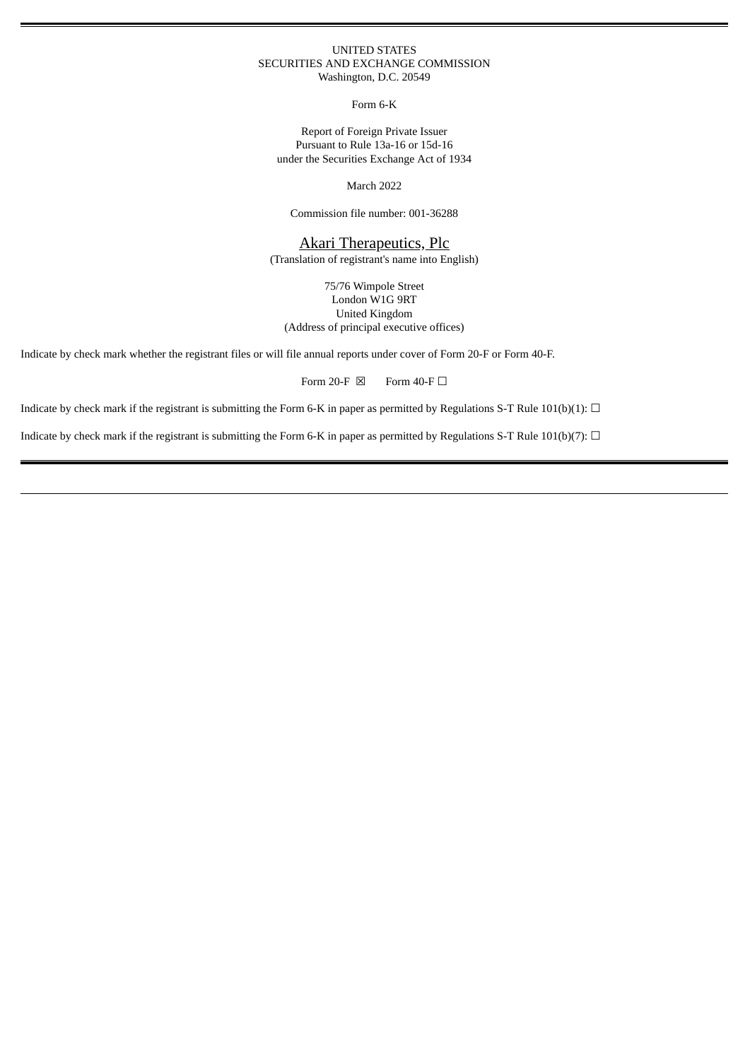UNITED STATES
SECURITIES AND EXCHANGE COMMISSION
Washington, D.C. 20549

Form 6-K

Report of Foreign Private Issuer
Pursuant to Rule 13a-16 or 15d-16
under the Securities Exchange Act of 1934

March 2022

Commission file number: 001-36288

Akari Therapeutics, Plc
(Translation of registrant's name into English)

75/76 Wimpole Street
London W1G 9RT
United Kingdom
(Address of principal executive offices)

Indicate by check mark whether the registrant files or will file annual reports under cover of Form 20-F or Form 40-F.

Form 20-F ☒ Form 40-F ☐

Indicate by check mark if the registrant is submitting the Form 6-K in paper as permitted by Regulations S-T Rule 101(b)(1): ☐

Indicate by check mark if the registrant is submitting the Form 6-K in paper as permitted by Regulations S-T Rule 101(b)(7): ☐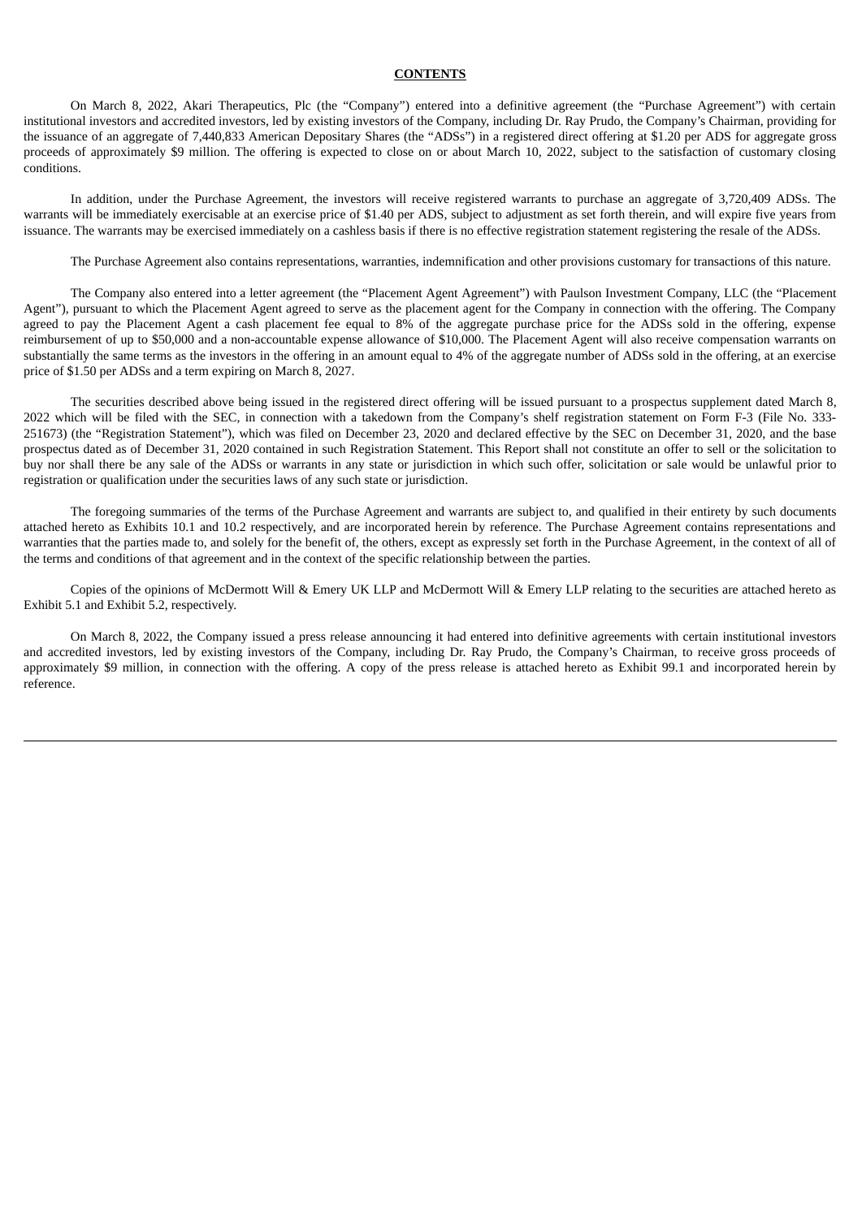**CONTENTS**

On March 8, 2022, Akari Therapeutics, Plc (the "Company") entered into a definitive agreement (the "Purchase Agreement") with certain institutional investors and accredited investors, led by existing investors of the Company, including Dr. Ray Prudo, the Company's Chairman, providing for the issuance of an aggregate of 7,440,833 American Depositary Shares (the "ADSs") in a registered direct offering at $1.20 per ADS for aggregate gross proceeds of approximately $9 million. The offering is expected to close on or about March 10, 2022, subject to the satisfaction of customary closing conditions.

In addition, under the Purchase Agreement, the investors will receive registered warrants to purchase an aggregate of 3,720,409 ADSs. The warrants will be immediately exercisable at an exercise price of $1.40 per ADS, subject to adjustment as set forth therein, and will expire five years from issuance. The warrants may be exercised immediately on a cashless basis if there is no effective registration statement registering the resale of the ADSs.

The Purchase Agreement also contains representations, warranties, indemnification and other provisions customary for transactions of this nature.

The Company also entered into a letter agreement (the "Placement Agent Agreement") with Paulson Investment Company, LLC (the "Placement Agent"), pursuant to which the Placement Agent agreed to serve as the placement agent for the Company in connection with the offering. The Company agreed to pay the Placement Agent a cash placement fee equal to 8% of the aggregate purchase price for the ADSs sold in the offering, expense reimbursement of up to $50,000 and a non-accountable expense allowance of $10,000. The Placement Agent will also receive compensation warrants on substantially the same terms as the investors in the offering in an amount equal to 4% of the aggregate number of ADSs sold in the offering, at an exercise price of $1.50 per ADSs and a term expiring on March 8, 2027.

The securities described above being issued in the registered direct offering will be issued pursuant to a prospectus supplement dated March 8, 2022 which will be filed with the SEC, in connection with a takedown from the Company's shelf registration statement on Form F-3 (File No. 333-251673) (the "Registration Statement"), which was filed on December 23, 2020 and declared effective by the SEC on December 31, 2020, and the base prospectus dated as of December 31, 2020 contained in such Registration Statement. This Report shall not constitute an offer to sell or the solicitation to buy nor shall there be any sale of the ADSs or warrants in any state or jurisdiction in which such offer, solicitation or sale would be unlawful prior to registration or qualification under the securities laws of any such state or jurisdiction.

The foregoing summaries of the terms of the Purchase Agreement and warrants are subject to, and qualified in their entirety by such documents attached hereto as Exhibits 10.1 and 10.2 respectively, and are incorporated herein by reference. The Purchase Agreement contains representations and warranties that the parties made to, and solely for the benefit of, the others, except as expressly set forth in the Purchase Agreement, in the context of all of the terms and conditions of that agreement and in the context of the specific relationship between the parties.

Copies of the opinions of McDermott Will & Emery UK LLP and McDermott Will & Emery LLP relating to the securities are attached hereto as Exhibit 5.1 and Exhibit 5.2, respectively.

On March 8, 2022, the Company issued a press release announcing it had entered into definitive agreements with certain institutional investors and accredited investors, led by existing investors of the Company, including Dr. Ray Prudo, the Company's Chairman, to receive gross proceeds of approximately $9 million, in connection with the offering. A copy of the press release is attached hereto as Exhibit 99.1 and incorporated herein by reference.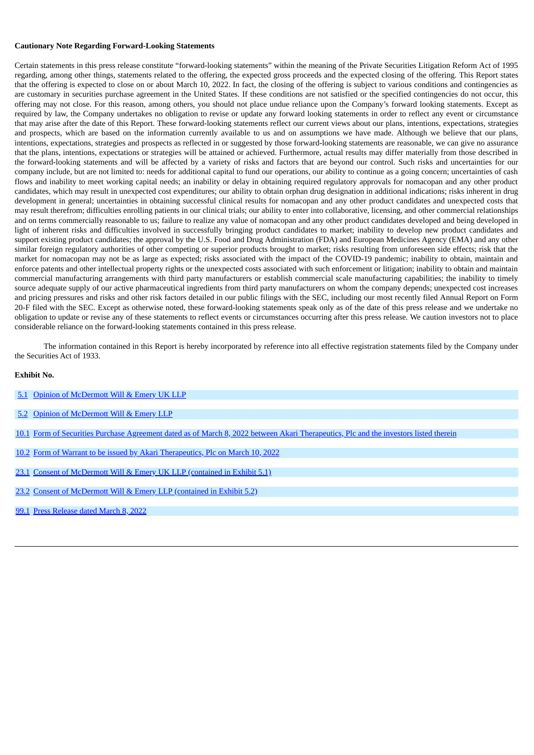**Cautionary Note Regarding Forward-Looking Statements**

Certain statements in this press release constitute "forward-looking statements" within the meaning of the Private Securities Litigation Reform Act of 1995 regarding, among other things, statements related to the offering, the expected gross proceeds and the expected closing of the offering. This Report states that the offering is expected to close on or about March 10, 2022. In fact, the closing of the offering is subject to various conditions and contingencies as are customary in securities purchase agreement in the United States. If these conditions are not satisfied or the specified contingencies do not occur, this offering may not close. For this reason, among others, you should not place undue reliance upon the Company's forward looking statements. Except as required by law, the Company undertakes no obligation to revise or update any forward looking statements in order to reflect any event or circumstance that may arise after the date of this Report. These forward-looking statements reflect our current views about our plans, intentions, expectations, strategies and prospects, which are based on the information currently available to us and on assumptions we have made. Although we believe that our plans, intentions, expectations, strategies and prospects as reflected in or suggested by those forward-looking statements are reasonable, we can give no assurance that the plans, intentions, expectations or strategies will be attained or achieved. Furthermore, actual results may differ materially from those described in the forward-looking statements and will be affected by a variety of risks and factors that are beyond our control. Such risks and uncertainties for our company include, but are not limited to: needs for additional capital to fund our operations, our ability to continue as a going concern; uncertainties of cash flows and inability to meet working capital needs; an inability or delay in obtaining required regulatory approvals for nomacopan and any other product candidates, which may result in unexpected cost expenditures; our ability to obtain orphan drug designation in additional indications; risks inherent in drug development in general; uncertainties in obtaining successful clinical results for nomacopan and any other product candidates and unexpected costs that may result therefrom; difficulties enrolling patients in our clinical trials; our ability to enter into collaborative, licensing, and other commercial relationships and on terms commercially reasonable to us; failure to realize any value of nomacopan and any other product candidates developed and being developed in light of inherent risks and difficulties involved in successfully bringing product candidates to market; inability to develop new product candidates and support existing product candidates; the approval by the U.S. Food and Drug Administration (FDA) and European Medicines Agency (EMA) and any other similar foreign regulatory authorities of other competing or superior products brought to market; risks resulting from unforeseen side effects; risk that the market for nomacopan may not be as large as expected; risks associated with the impact of the COVID-19 pandemic; inability to obtain, maintain and enforce patents and other intellectual property rights or the unexpected costs associated with such enforcement or litigation; inability to obtain and maintain commercial manufacturing arrangements with third party manufacturers or establish commercial scale manufacturing capabilities; the inability to timely source adequate supply of our active pharmaceutical ingredients from third party manufacturers on whom the company depends; unexpected cost increases and pricing pressures and risks and other risk factors detailed in our public filings with the SEC, including our most recently filed Annual Report on Form 20-F filed with the SEC. Except as otherwise noted, these forward-looking statements speak only as of the date of this press release and we undertake no obligation to update or revise any of these statements to reflect events or circumstances occurring after this press release. We caution investors not to place considerable reliance on the forward-looking statements contained in this press release.

The information contained in this Report is hereby incorporated by reference into all effective registration statements filed by the Company under the Securities Act of 1933.

**Exhibit No.**

| | |
|---|---|
| 5.1 | Opinion of McDermott Will & Emery UK LLP |
| 5.2 | Opinion of McDermott Will & Emery LLP |
| 10.1 | Form of Securities Purchase Agreement dated as of March 8, 2022 between Akari Therapeutics, Plc and the investors listed therein |
| 10.2 | Form of Warrant to be issued by Akari Therapeutics, Plc on March 10, 2022 |
| 23.1 | Consent of McDermott Will & Emery UK LLP (contained in Exhibit 5.1) |
| 23.2 | Consent of McDermott Will & Emery LLP (contained in Exhibit 5.2) |
| 99.1 | Press Release dated March 8, 2022 |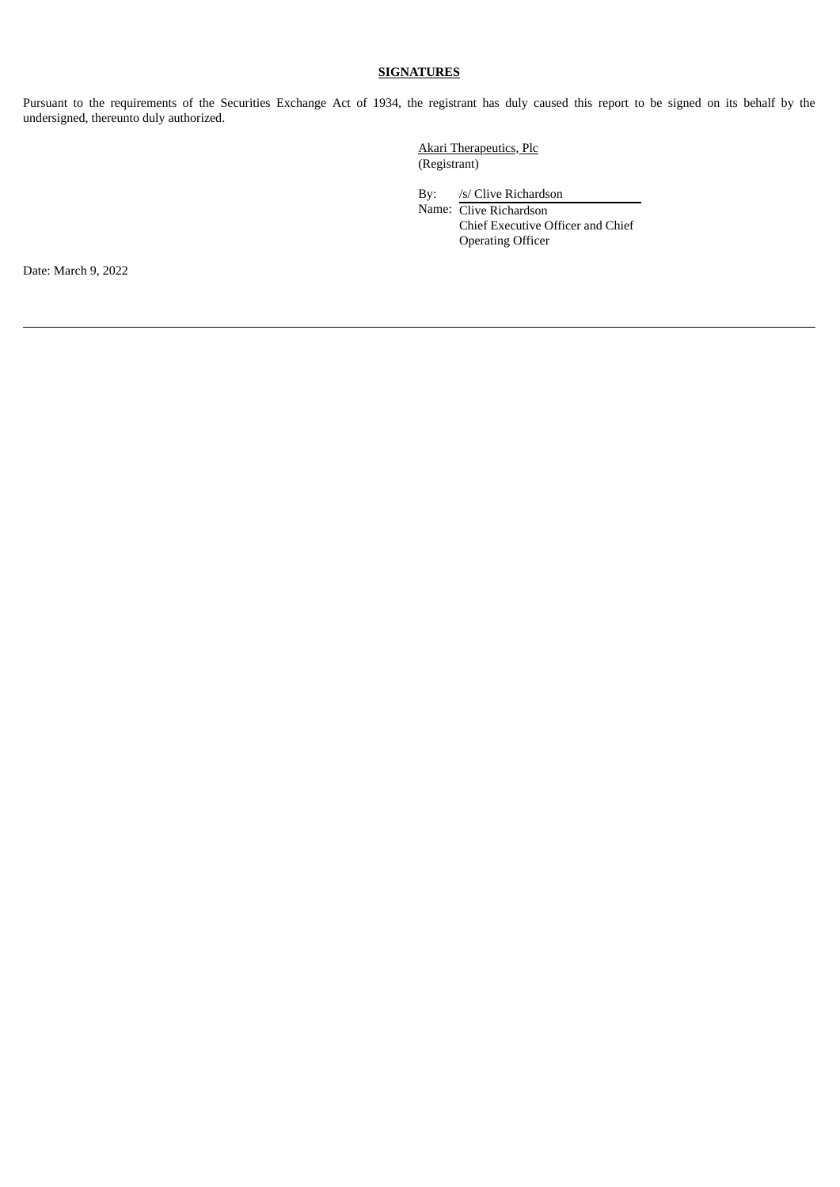**SIGNATURES**

Pursuant to the requirements of the Securities Exchange Act of 1934, the registrant has duly caused this report to be signed on its behalf by the undersigned, thereunto duly authorized.

Akari Therapeutics, Plc
(Registrant)

By: /s/ Clive Richardson
Name: Clive Richardson
Chief Executive Officer and Chief Operating Officer

Date: March 9, 2022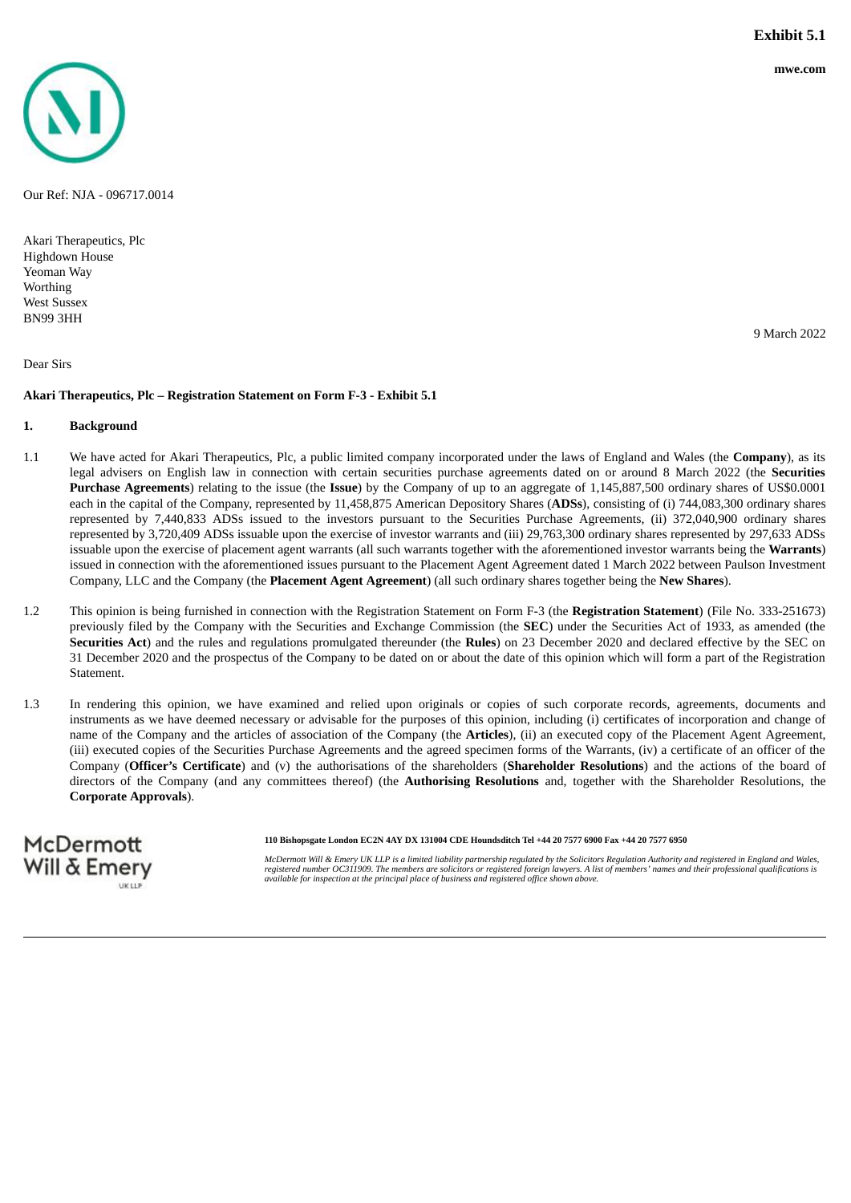**Exhibit 5.1**

**mwe.com**

Our Ref: NJA - 096717.0014

Akari Therapeutics, Plc
Highdown House
Yeoman Way
Worthing
West Sussex
BN99 3HH

9 March 2022

Dear Sirs

**Akari Therapeutics, Plc – Registration Statement on Form F-3 - Exhibit 5.1**

**1. Background**

1.1 We have acted for Akari Therapeutics, Plc, a public limited company incorporated under the laws of England and Wales (the **Company**), as its legal advisers on English law in connection with certain securities purchase agreements dated on or around 8 March 2022 (the **Securities Purchase Agreements**) relating to the issue (the **Issue**) by the Company of up to an aggregate of 1,145,887,500 ordinary shares of US$0.0001 each in the capital of the Company, represented by 11,458,875 American Depository Shares (**ADSs**), consisting of (i) 744,083,300 ordinary shares represented by 7,440,833 ADSs issued to the investors pursuant to the Securities Purchase Agreements, (ii) 372,040,900 ordinary shares represented by 3,720,409 ADSs issuable upon the exercise of investor warrants and (iii) 29,763,300 ordinary shares represented by 297,633 ADSs issuable upon the exercise of placement agent warrants (all such warrants together with the aforementioned investor warrants being the **Warrants**) issued in connection with the aforementioned issues pursuant to the Placement Agent Agreement dated 1 March 2022 between Paulson Investment Company, LLC and the Company (the **Placement Agent Agreement**) (all such ordinary shares together being the **New Shares**).

1.2 This opinion is being furnished in connection with the Registration Statement on Form F-3 (the **Registration Statement**) (File No. 333-251673) previously filed by the Company with the Securities and Exchange Commission (the **SEC**) under the Securities Act of 1933, as amended (the **Securities Act**) and the rules and regulations promulgated thereunder (the **Rules**) on 23 December 2020 and declared effective by the SEC on 31 December 2020 and the prospectus of the Company to be dated on or about the date of this opinion which will form a part of the Registration Statement.

1.3 In rendering this opinion, we have examined and relied upon originals or copies of such corporate records, agreements, documents and instruments as we have deemed necessary or advisable for the purposes of this opinion, including (i) certificates of incorporation and change of name of the Company and the articles of association of the Company (the **Articles**), (ii) an executed copy of the Placement Agent Agreement, (iii) executed copies of the Securities Purchase Agreements and the agreed specimen forms of the Warrants, (iv) a certificate of an officer of the Company (**Officer's Certificate**) and (v) the authorisations of the shareholders (**Shareholder Resolutions**) and the actions of the board of directors of the Company (and any committees thereof) (the **Authorising Resolutions** and, together with the Shareholder Resolutions, the **Corporate Approvals**).

McDermott Will & Emery UK LLP

**110 Bishopsgate London EC2N 4AY DX 131004 CDE Houndsditch Tel +44 20 7577 6900 Fax +44 20 7577 6950**

*McDermott Will & Emery UK LLP is a limited liability partnership regulated by the Solicitors Regulation Authority and registered in England and Wales, registered number OC311909. The members are solicitors or registered foreign lawyers. A list of members' names and their professional qualifications is available for inspection at the principal place of business and registered office shown above.*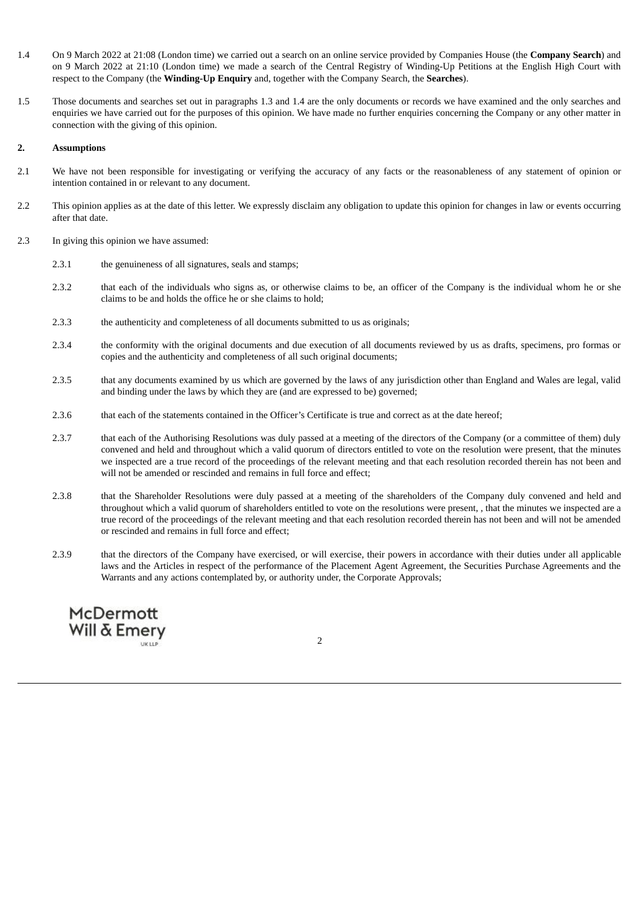1.4 On 9 March 2022 at 21:08 (London time) we carried out a search on an online service provided by Companies House (the **Company Search**) and on 9 March 2022 at 21:10 (London time) we made a search of the Central Registry of Winding-Up Petitions at the English High Court with respect to the Company (the **Winding-Up Enquiry** and, together with the Company Search, the **Searches**).

1.5 Those documents and searches set out in paragraphs 1.3 and 1.4 are the only documents or records we have examined and the only searches and enquiries we have carried out for the purposes of this opinion. We have made no further enquiries concerning the Company or any other matter in connection with the giving of this opinion.

## 2. Assumptions

2.1 We have not been responsible for investigating or verifying the accuracy of any facts or the reasonableness of any statement of opinion or intention contained in or relevant to any document.

2.2 This opinion applies as at the date of this letter. We expressly disclaim any obligation to update this opinion for changes in law or events occurring after that date.

2.3 In giving this opinion we have assumed:

2.3.1 the genuineness of all signatures, seals and stamps;

2.3.2 that each of the individuals who signs as, or otherwise claims to be, an officer of the Company is the individual whom he or she claims to be and holds the office he or she claims to hold;

2.3.3 the authenticity and completeness of all documents submitted to us as originals;

2.3.4 the conformity with the original documents and due execution of all documents reviewed by us as drafts, specimens, pro formas or copies and the authenticity and completeness of all such original documents;

2.3.5 that any documents examined by us which are governed by the laws of any jurisdiction other than England and Wales are legal, valid and binding under the laws by which they are (and are expressed to be) governed;

2.3.6 that each of the statements contained in the Officer's Certificate is true and correct as at the date hereof;

2.3.7 that each of the Authorising Resolutions was duly passed at a meeting of the directors of the Company (or a committee of them) duly convened and held and throughout which a valid quorum of directors entitled to vote on the resolution were present, that the minutes we inspected are a true record of the proceedings of the relevant meeting and that each resolution recorded therein has not been and will not be amended or rescinded and remains in full force and effect;

2.3.8 that the Shareholder Resolutions were duly passed at a meeting of the shareholders of the Company duly convened and held and throughout which a valid quorum of shareholders entitled to vote on the resolutions were present, , that the minutes we inspected are a true record of the proceedings of the relevant meeting and that each resolution recorded therein has not been and will not be amended or rescinded and remains in full force and effect;

2.3.9 that the directors of the Company have exercised, or will exercise, their powers in accordance with their duties under all applicable laws and the Articles in respect of the performance of the Placement Agent Agreement, the Securities Purchase Agreements and the Warrants and any actions contemplated by, or authority under, the Corporate Approvals;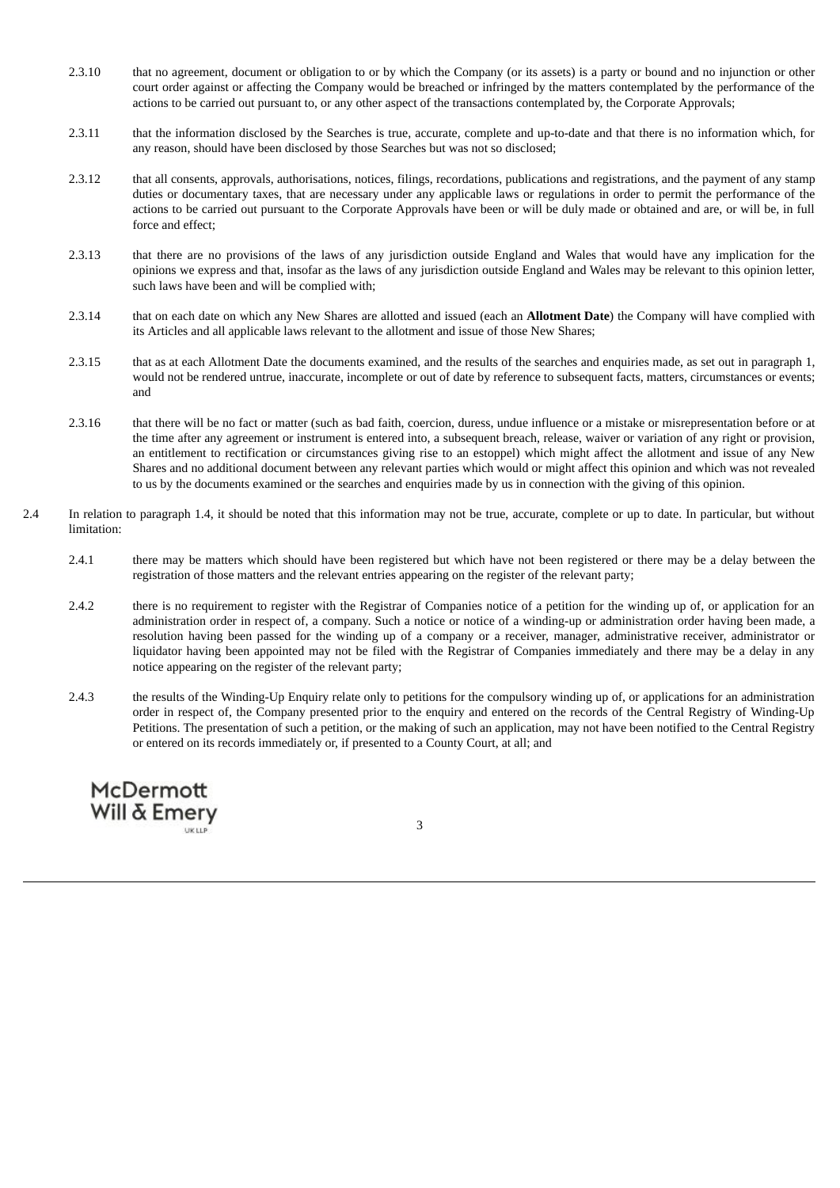2.3.10 that no agreement, document or obligation to or by which the Company (or its assets) is a party or bound and no injunction or other court order against or affecting the Company would be breached or infringed by the matters contemplated by the performance of the actions to be carried out pursuant to, or any other aspect of the transactions contemplated by, the Corporate Approvals;

2.3.11 that the information disclosed by the Searches is true, accurate, complete and up-to-date and that there is no information which, for any reason, should have been disclosed by those Searches but was not so disclosed;

2.3.12 that all consents, approvals, authorisations, notices, filings, recordations, publications and registrations, and the payment of any stamp duties or documentary taxes, that are necessary under any applicable laws or regulations in order to permit the performance of the actions to be carried out pursuant to the Corporate Approvals have been or will be duly made or obtained and are, or will be, in full force and effect;

2.3.13 that there are no provisions of the laws of any jurisdiction outside England and Wales that would have any implication for the opinions we express and that, insofar as the laws of any jurisdiction outside England and Wales may be relevant to this opinion letter, such laws have been and will be complied with;

2.3.14 that on each date on which any New Shares are allotted and issued (each an **Allotment Date**) the Company will have complied with its Articles and all applicable laws relevant to the allotment and issue of those New Shares;

2.3.15 that as at each Allotment Date the documents examined, and the results of the searches and enquiries made, as set out in paragraph 1, would not be rendered untrue, inaccurate, incomplete or out of date by reference to subsequent facts, matters, circumstances or events; and

2.3.16 that there will be no fact or matter (such as bad faith, coercion, duress, undue influence or a mistake or misrepresentation before or at the time after any agreement or instrument is entered into, a subsequent breach, release, waiver or variation of any right or provision, an entitlement to rectification or circumstances giving rise to an estoppel) which might affect the allotment and issue of any New Shares and no additional document between any relevant parties which would or might affect this opinion and which was not revealed to us by the documents examined or the searches and enquiries made by us in connection with the giving of this opinion.

2.4 In relation to paragraph 1.4, it should be noted that this information may not be true, accurate, complete or up to date. In particular, but without limitation:

2.4.1 there may be matters which should have been registered but which have not been registered or there may be a delay between the registration of those matters and the relevant entries appearing on the register of the relevant party;

2.4.2 there is no requirement to register with the Registrar of Companies notice of a petition for the winding up of, or application for an administration order in respect of, a company. Such a notice or notice of a winding-up or administration order having been made, a resolution having been passed for the winding up of a company or a receiver, manager, administrative receiver, administrator or liquidator having been appointed may not be filed with the Registrar of Companies immediately and there may be a delay in any notice appearing on the register of the relevant party;

2.4.3 the results of the Winding-Up Enquiry relate only to petitions for the compulsory winding up of, or applications for an administration order in respect of, the Company presented prior to the enquiry and entered on the records of the Central Registry of Winding-Up Petitions. The presentation of such a petition, or the making of such an application, may not have been notified to the Central Registry or entered on its records immediately or, if presented to a County Court, at all; and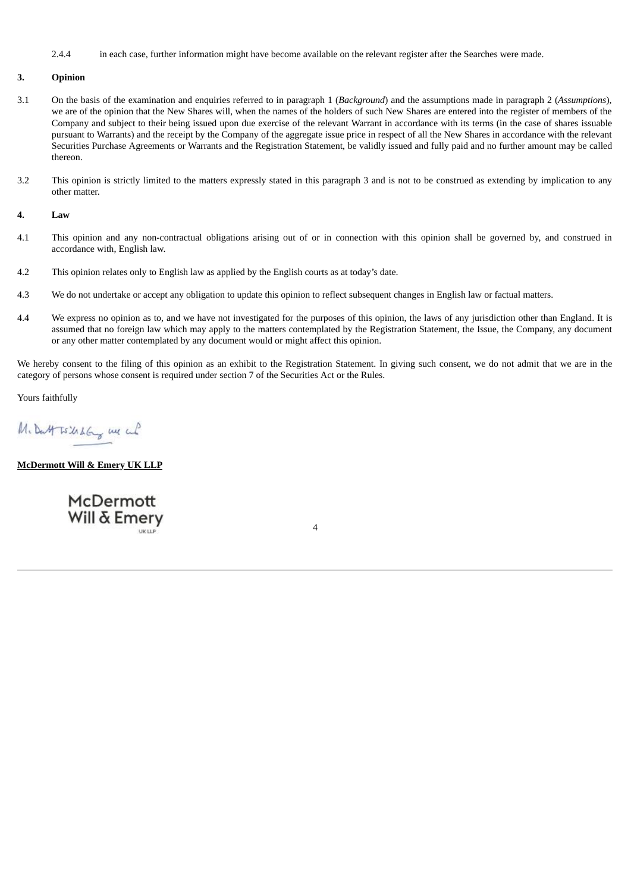2.4.4 in each case, further information might have become available on the relevant register after the Searches were made.

## 3. Opinion

3.1 On the basis of the examination and enquiries referred to in paragraph 1 (*Background*) and the assumptions made in paragraph 2 (*Assumptions*), we are of the opinion that the New Shares will, when the names of the holders of such New Shares are entered into the register of members of the Company and subject to their being issued upon due exercise of the relevant Warrant in accordance with its terms (in the case of shares issuable pursuant to Warrants) and the receipt by the Company of the aggregate issue price in respect of all the New Shares in accordance with the relevant Securities Purchase Agreements or Warrants and the Registration Statement, be validly issued and fully paid and no further amount may be called thereon.

3.2 This opinion is strictly limited to the matters expressly stated in this paragraph 3 and is not to be construed as extending by implication to any other matter.

## 4. Law

4.1 This opinion and any non-contractual obligations arising out of or in connection with this opinion shall be governed by, and construed in accordance with, English law.

4.2 This opinion relates only to English law as applied by the English courts as at today's date.

4.3 We do not undertake or accept any obligation to update this opinion to reflect subsequent changes in English law or factual matters.

4.4 We express no opinion as to, and we have not investigated for the purposes of this opinion, the laws of any jurisdiction other than England. It is assumed that no foreign law which may apply to the matters contemplated by the Registration Statement, the Issue, the Company, any document or any other matter contemplated by any document would or might affect this opinion.

We hereby consent to the filing of this opinion as an exhibit to the Registration Statement. In giving such consent, we do not admit that we are in the category of persons whose consent is required under section 7 of the Securities Act or the Rules.

Yours faithfully

M. Dermott Will & Emery UK LLP

**McDermott Will & Emery UK LLP**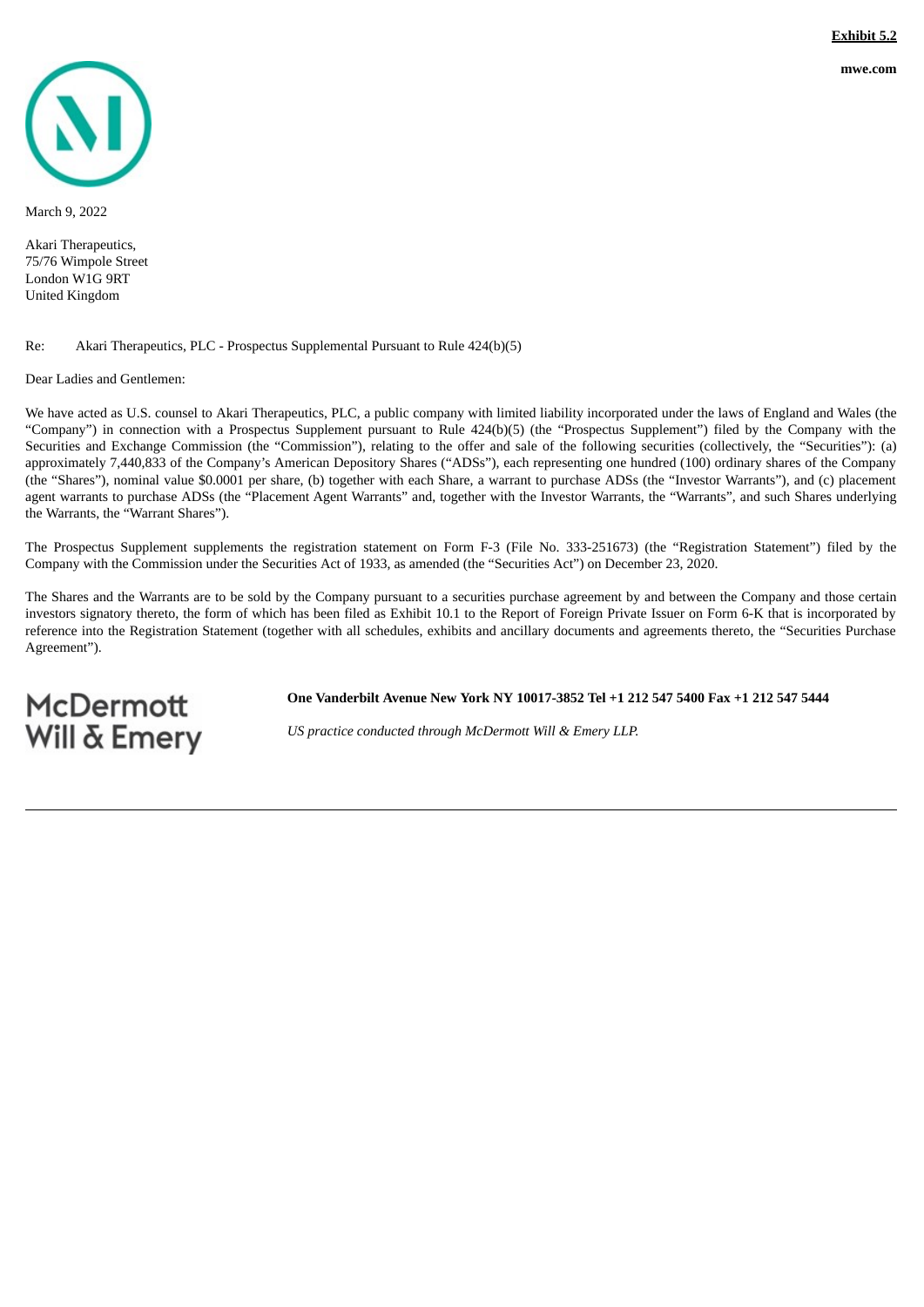**Exhibit 5.2**

**mwe.com**

March 9, 2022

Akari Therapeutics,
75/76 Wimpole Street
London W1G 9RT
United Kingdom

Re: Akari Therapeutics, PLC - Prospectus Supplemental Pursuant to Rule 424(b)(5)

Dear Ladies and Gentlemen:

We have acted as U.S. counsel to Akari Therapeutics, PLC, a public company with limited liability incorporated under the laws of England and Wales (the "Company") in connection with a Prospectus Supplement pursuant to Rule 424(b)(5) (the "Prospectus Supplement") filed by the Company with the Securities and Exchange Commission (the "Commission"), relating to the offer and sale of the following securities (collectively, the "Securities"): (a) approximately 7,440,833 of the Company's American Depository Shares ("ADSs"), each representing one hundred (100) ordinary shares of the Company (the "Shares"), nominal value $0.0001 per share, (b) together with each Share, a warrant to purchase ADSs (the "Investor Warrants"), and (c) placement agent warrants to purchase ADSs (the "Placement Agent Warrants" and, together with the Investor Warrants, the "Warrants", and such Shares underlying the Warrants, the "Warrant Shares").

The Prospectus Supplement supplements the registration statement on Form F-3 (File No. 333-251673) (the "Registration Statement") filed by the Company with the Commission under the Securities Act of 1933, as amended (the "Securities Act") on December 23, 2020.

The Shares and the Warrants are to be sold by the Company pursuant to a securities purchase agreement by and between the Company and those certain investors signatory thereto, the form of which has been filed as Exhibit 10.1 to the Report of Foreign Private Issuer on Form 6-K that is incorporated by reference into the Registration Statement (together with all schedules, exhibits and ancillary documents and agreements thereto, the "Securities Purchase Agreement").

McDermott Will & Emery

**One Vanderbilt Avenue New York NY 10017-3852 Tel +1 212 547 5400 Fax +1 212 547 5444**

*US practice conducted through McDermott Will & Emery LLP.*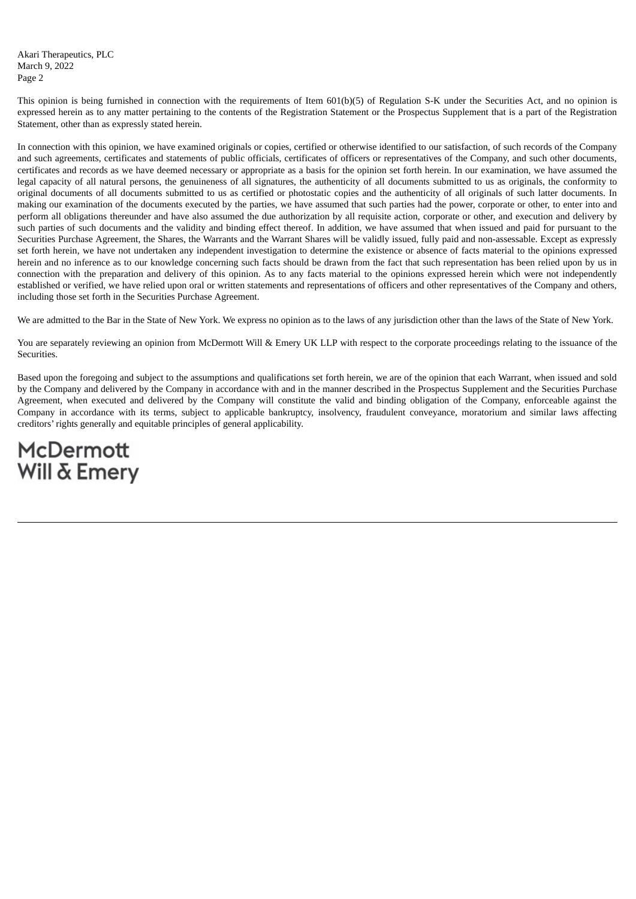This opinion is being furnished in connection with the requirements of Item 601(b)(5) of Regulation S-K under the Securities Act, and no opinion is expressed herein as to any matter pertaining to the contents of the Registration Statement or the Prospectus Supplement that is a part of the Registration Statement, other than as expressly stated herein.

In connection with this opinion, we have examined originals or copies, certified or otherwise identified to our satisfaction, of such records of the Company and such agreements, certificates and statements of public officials, certificates of officers or representatives of the Company, and such other documents, certificates and records as we have deemed necessary or appropriate as a basis for the opinion set forth herein. In our examination, we have assumed the legal capacity of all natural persons, the genuineness of all signatures, the authenticity of all documents submitted to us as originals, the conformity to original documents of all documents submitted to us as certified or photostatic copies and the authenticity of all originals of such latter documents. In making our examination of the documents executed by the parties, we have assumed that such parties had the power, corporate or other, to enter into and perform all obligations thereunder and have also assumed the due authorization by all requisite action, corporate or other, and execution and delivery by such parties of such documents and the validity and binding effect thereof. In addition, we have assumed that when issued and paid for pursuant to the Securities Purchase Agreement, the Shares, the Warrants and the Warrant Shares will be validly issued, fully paid and non-assessable. Except as expressly set forth herein, we have not undertaken any independent investigation to determine the existence or absence of facts material to the opinions expressed herein and no inference as to our knowledge concerning such facts should be drawn from the fact that such representation has been relied upon by us in connection with the preparation and delivery of this opinion. As to any facts material to the opinions expressed herein which were not independently established or verified, we have relied upon oral or written statements and representations of officers and other representatives of the Company and others, including those set forth in the Securities Purchase Agreement.

We are admitted to the Bar in the State of New York. We express no opinion as to the laws of any jurisdiction other than the laws of the State of New York.

You are separately reviewing an opinion from McDermott Will & Emery UK LLP with respect to the corporate proceedings relating to the issuance of the Securities.

Based upon the foregoing and subject to the assumptions and qualifications set forth herein, we are of the opinion that each Warrant, when issued and sold by the Company and delivered by the Company in accordance with and in the manner described in the Prospectus Supplement and the Securities Purchase Agreement, when executed and delivered by the Company will constitute the valid and binding obligation of the Company, enforceable against the Company in accordance with its terms, subject to applicable bankruptcy, insolvency, fraudulent conveyance, moratorium and similar laws affecting creditors' rights generally and equitable principles of general applicability.

McDermott Will & Emery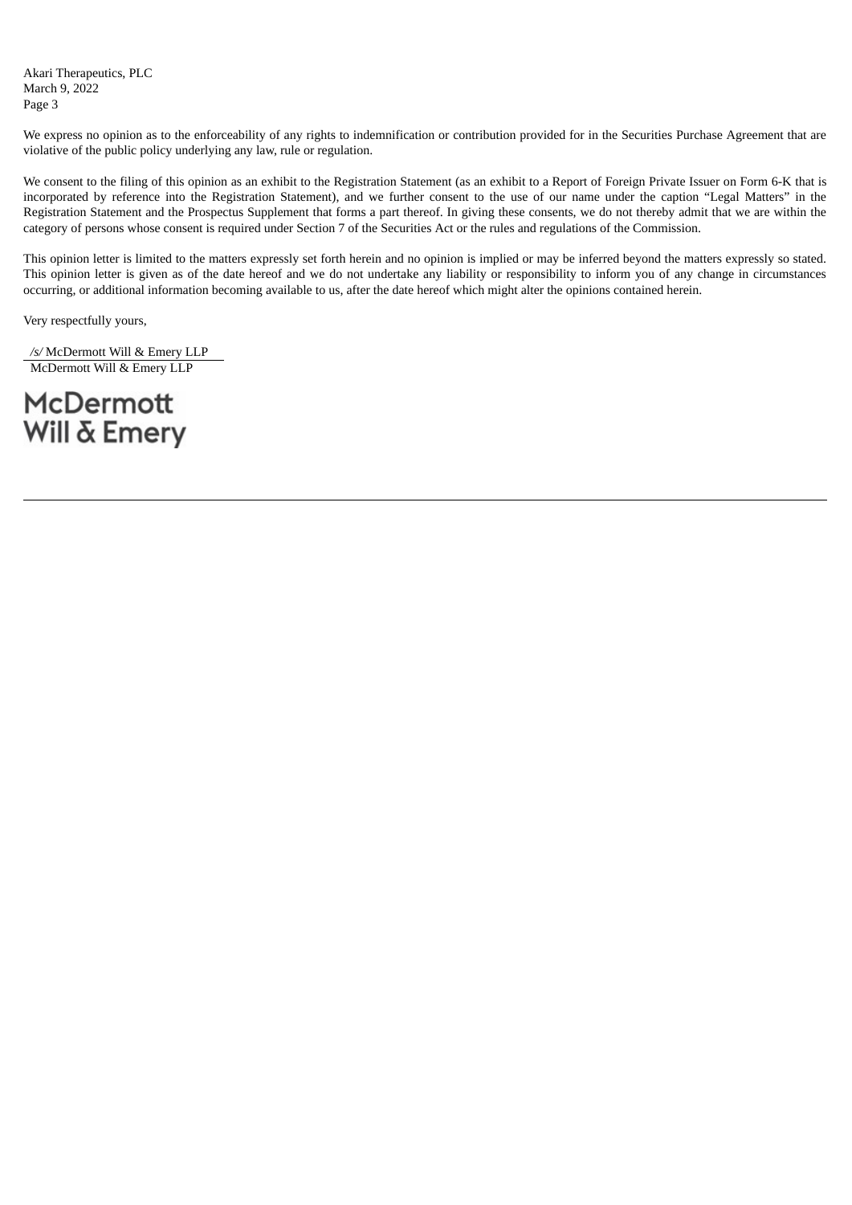We express no opinion as to the enforceability of any rights to indemnification or contribution provided for in the Securities Purchase Agreement that are violative of the public policy underlying any law, rule or regulation.

We consent to the filing of this opinion as an exhibit to the Registration Statement (as an exhibit to a Report of Foreign Private Issuer on Form 6-K that is incorporated by reference into the Registration Statement), and we further consent to the use of our name under the caption "Legal Matters" in the Registration Statement and the Prospectus Supplement that forms a part thereof. In giving these consents, we do not thereby admit that we are within the category of persons whose consent is required under Section 7 of the Securities Act or the rules and regulations of the Commission.

This opinion letter is limited to the matters expressly set forth herein and no opinion is implied or may be inferred beyond the matters expressly so stated. This opinion letter is given as of the date hereof and we do not undertake any liability or responsibility to inform you of any change in circumstances occurring, or additional information becoming available to us, after the date hereof which might alter the opinions contained herein.

Very respectfully yours,

*/s/* McDermott Will & Emery LLP
McDermott Will & Emery LLP

McDermott
Will & Emery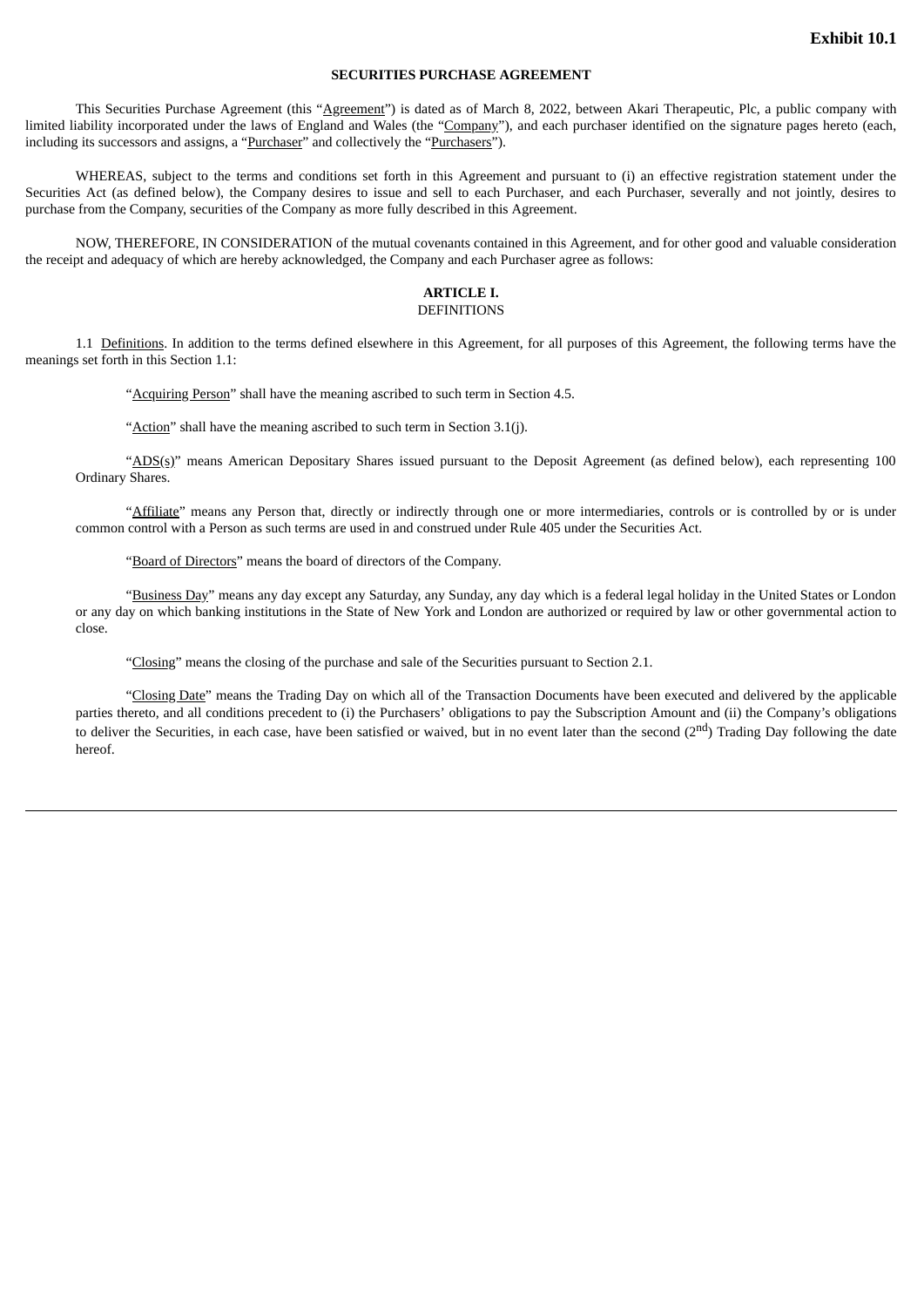**Exhibit 10.1**

**SECURITIES PURCHASE AGREEMENT**

This Securities Purchase Agreement (this "Agreement") is dated as of March 8, 2022, between Akari Therapeutic, Plc, a public company with limited liability incorporated under the laws of England and Wales (the "Company"), and each purchaser identified on the signature pages hereto (each, including its successors and assigns, a "Purchaser" and collectively the "Purchasers").

WHEREAS, subject to the terms and conditions set forth in this Agreement and pursuant to (i) an effective registration statement under the Securities Act (as defined below), the Company desires to issue and sell to each Purchaser, and each Purchaser, severally and not jointly, desires to purchase from the Company, securities of the Company as more fully described in this Agreement.

NOW, THEREFORE, IN CONSIDERATION of the mutual covenants contained in this Agreement, and for other good and valuable consideration the receipt and adequacy of which are hereby acknowledged, the Company and each Purchaser agree as follows:

**ARTICLE I.**
DEFINITIONS

1.1 Definitions. In addition to the terms defined elsewhere in this Agreement, for all purposes of this Agreement, the following terms have the meanings set forth in this Section 1.1:

"Acquiring Person" shall have the meaning ascribed to such term in Section 4.5.

"Action" shall have the meaning ascribed to such term in Section 3.1(j).

"ADS(s)" means American Depositary Shares issued pursuant to the Deposit Agreement (as defined below), each representing 100 Ordinary Shares.

"Affiliate" means any Person that, directly or indirectly through one or more intermediaries, controls or is controlled by or is under common control with a Person as such terms are used in and construed under Rule 405 under the Securities Act.

"Board of Directors" means the board of directors of the Company.

"Business Day" means any day except any Saturday, any Sunday, any day which is a federal legal holiday in the United States or London or any day on which banking institutions in the State of New York and London are authorized or required by law or other governmental action to close.

"Closing" means the closing of the purchase and sale of the Securities pursuant to Section 2.1.

"Closing Date" means the Trading Day on which all of the Transaction Documents have been executed and delivered by the applicable parties thereto, and all conditions precedent to (i) the Purchasers' obligations to pay the Subscription Amount and (ii) the Company's obligations to deliver the Securities, in each case, have been satisfied or waived, but in no event later than the second (2nd) Trading Day following the date hereof.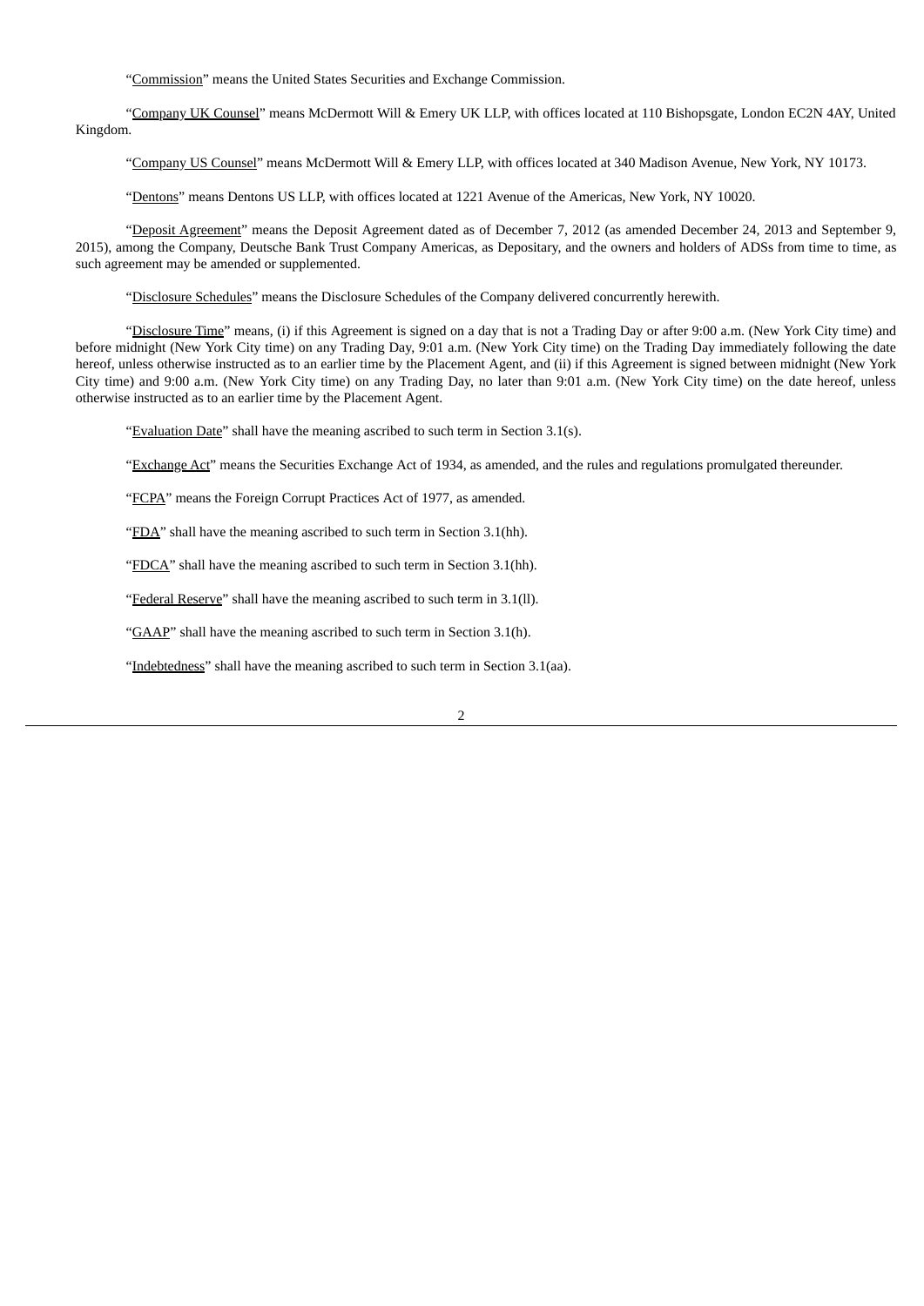"Commission" means the United States Securities and Exchange Commission.

"Company UK Counsel" means McDermott Will & Emery UK LLP, with offices located at 110 Bishopsgate, London EC2N 4AY, United Kingdom.

"Company US Counsel" means McDermott Will & Emery LLP, with offices located at 340 Madison Avenue, New York, NY 10173.

"Dentons" means Dentons US LLP, with offices located at 1221 Avenue of the Americas, New York, NY 10020.

"Deposit Agreement" means the Deposit Agreement dated as of December 7, 2012 (as amended December 24, 2013 and September 9, 2015), among the Company, Deutsche Bank Trust Company Americas, as Depositary, and the owners and holders of ADSs from time to time, as such agreement may be amended or supplemented.

"Disclosure Schedules" means the Disclosure Schedules of the Company delivered concurrently herewith.

"Disclosure Time" means, (i) if this Agreement is signed on a day that is not a Trading Day or after 9:00 a.m. (New York City time) and before midnight (New York City time) on any Trading Day, 9:01 a.m. (New York City time) on the Trading Day immediately following the date hereof, unless otherwise instructed as to an earlier time by the Placement Agent, and (ii) if this Agreement is signed between midnight (New York City time) and 9:00 a.m. (New York City time) on any Trading Day, no later than 9:01 a.m. (New York City time) on the date hereof, unless otherwise instructed as to an earlier time by the Placement Agent.

"Evaluation Date" shall have the meaning ascribed to such term in Section 3.1(s).

"Exchange Act" means the Securities Exchange Act of 1934, as amended, and the rules and regulations promulgated thereunder.

"FCPA" means the Foreign Corrupt Practices Act of 1977, as amended.

"FDA" shall have the meaning ascribed to such term in Section 3.1(hh).

"FDCA" shall have the meaning ascribed to such term in Section 3.1(hh).

"Federal Reserve" shall have the meaning ascribed to such term in 3.1(ll).

"GAAP" shall have the meaning ascribed to such term in Section 3.1(h).

"Indebtedness" shall have the meaning ascribed to such term in Section 3.1(aa).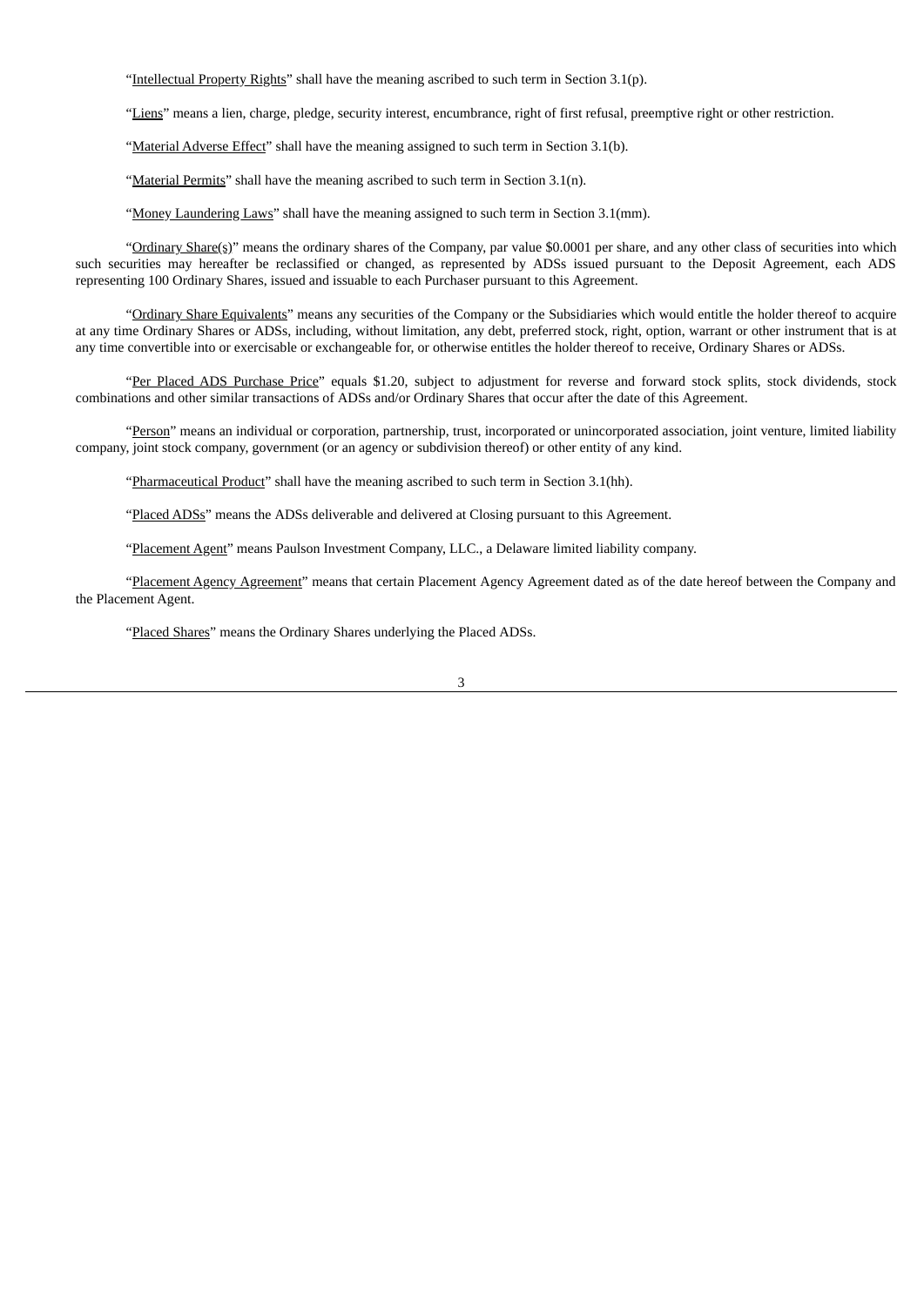"Intellectual Property Rights" shall have the meaning ascribed to such term in Section 3.1(p).

"Liens" means a lien, charge, pledge, security interest, encumbrance, right of first refusal, preemptive right or other restriction.

"Material Adverse Effect" shall have the meaning assigned to such term in Section 3.1(b).

"Material Permits" shall have the meaning ascribed to such term in Section 3.1(n).

"Money Laundering Laws" shall have the meaning assigned to such term in Section 3.1(mm).

"Ordinary Share(s)" means the ordinary shares of the Company, par value $0.0001 per share, and any other class of securities into which such securities may hereafter be reclassified or changed, as represented by ADSs issued pursuant to the Deposit Agreement, each ADS representing 100 Ordinary Shares, issued and issuable to each Purchaser pursuant to this Agreement.

"Ordinary Share Equivalents" means any securities of the Company or the Subsidiaries which would entitle the holder thereof to acquire at any time Ordinary Shares or ADSs, including, without limitation, any debt, preferred stock, right, option, warrant or other instrument that is at any time convertible into or exercisable or exchangeable for, or otherwise entitles the holder thereof to receive, Ordinary Shares or ADSs.

"Per Placed ADS Purchase Price" equals $1.20, subject to adjustment for reverse and forward stock splits, stock dividends, stock combinations and other similar transactions of ADSs and/or Ordinary Shares that occur after the date of this Agreement.

"Person" means an individual or corporation, partnership, trust, incorporated or unincorporated association, joint venture, limited liability company, joint stock company, government (or an agency or subdivision thereof) or other entity of any kind.

"Pharmaceutical Product" shall have the meaning ascribed to such term in Section 3.1(hh).

"Placed ADSs" means the ADSs deliverable and delivered at Closing pursuant to this Agreement.

"Placement Agent" means Paulson Investment Company, LLC., a Delaware limited liability company.

"Placement Agency Agreement" means that certain Placement Agency Agreement dated as of the date hereof between the Company and the Placement Agent.

"Placed Shares" means the Ordinary Shares underlying the Placed ADSs.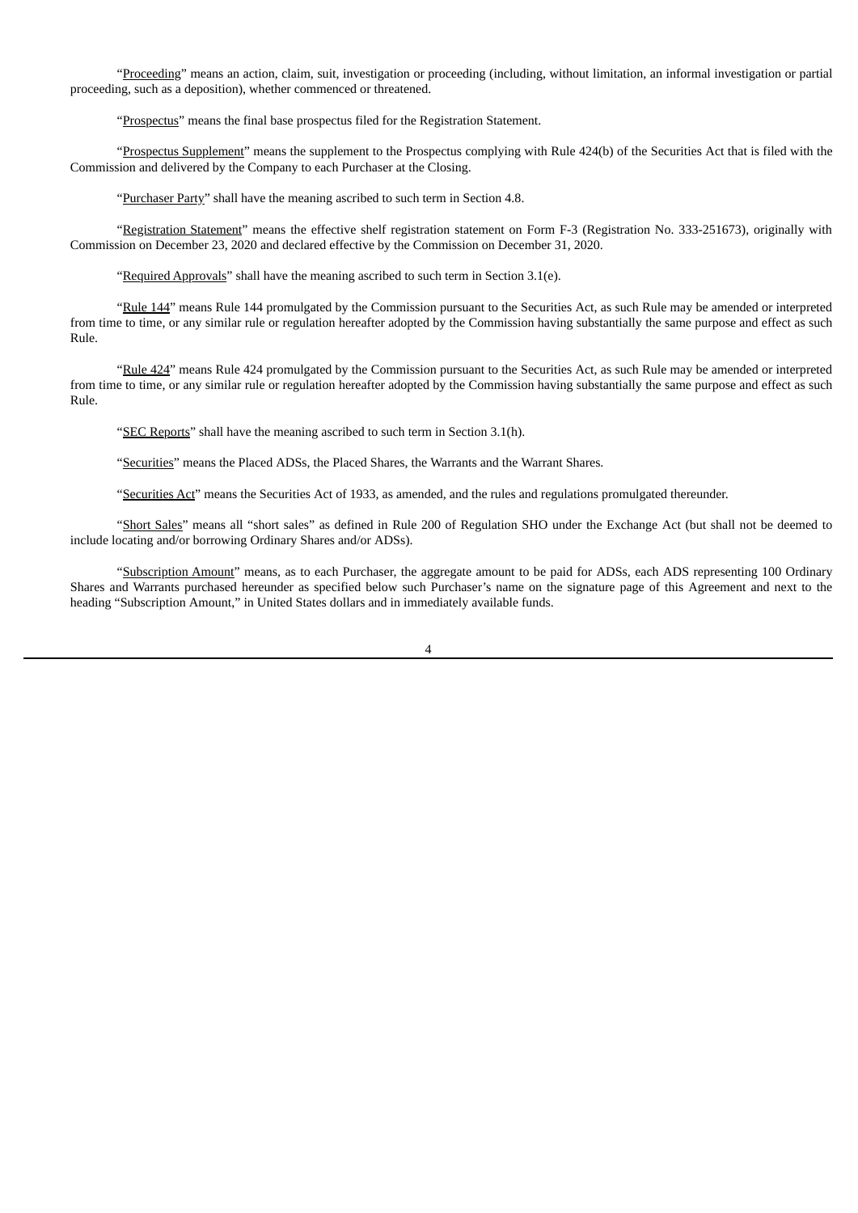"Proceeding" means an action, claim, suit, investigation or proceeding (including, without limitation, an informal investigation or partial proceeding, such as a deposition), whether commenced or threatened.

"Prospectus" means the final base prospectus filed for the Registration Statement.

"Prospectus Supplement" means the supplement to the Prospectus complying with Rule 424(b) of the Securities Act that is filed with the Commission and delivered by the Company to each Purchaser at the Closing.

"Purchaser Party" shall have the meaning ascribed to such term in Section 4.8.

"Registration Statement" means the effective shelf registration statement on Form F-3 (Registration No. 333-251673), originally with Commission on December 23, 2020 and declared effective by the Commission on December 31, 2020.

"Required Approvals" shall have the meaning ascribed to such term in Section 3.1(e).

"Rule 144" means Rule 144 promulgated by the Commission pursuant to the Securities Act, as such Rule may be amended or interpreted from time to time, or any similar rule or regulation hereafter adopted by the Commission having substantially the same purpose and effect as such Rule.

"Rule 424" means Rule 424 promulgated by the Commission pursuant to the Securities Act, as such Rule may be amended or interpreted from time to time, or any similar rule or regulation hereafter adopted by the Commission having substantially the same purpose and effect as such Rule.

"SEC Reports" shall have the meaning ascribed to such term in Section 3.1(h).

"Securities" means the Placed ADSs, the Placed Shares, the Warrants and the Warrant Shares.

"Securities Act" means the Securities Act of 1933, as amended, and the rules and regulations promulgated thereunder.

"Short Sales" means all "short sales" as defined in Rule 200 of Regulation SHO under the Exchange Act (but shall not be deemed to include locating and/or borrowing Ordinary Shares and/or ADSs).

"Subscription Amount" means, as to each Purchaser, the aggregate amount to be paid for ADSs, each ADS representing 100 Ordinary Shares and Warrants purchased hereunder as specified below such Purchaser's name on the signature page of this Agreement and next to the heading "Subscription Amount," in United States dollars and in immediately available funds.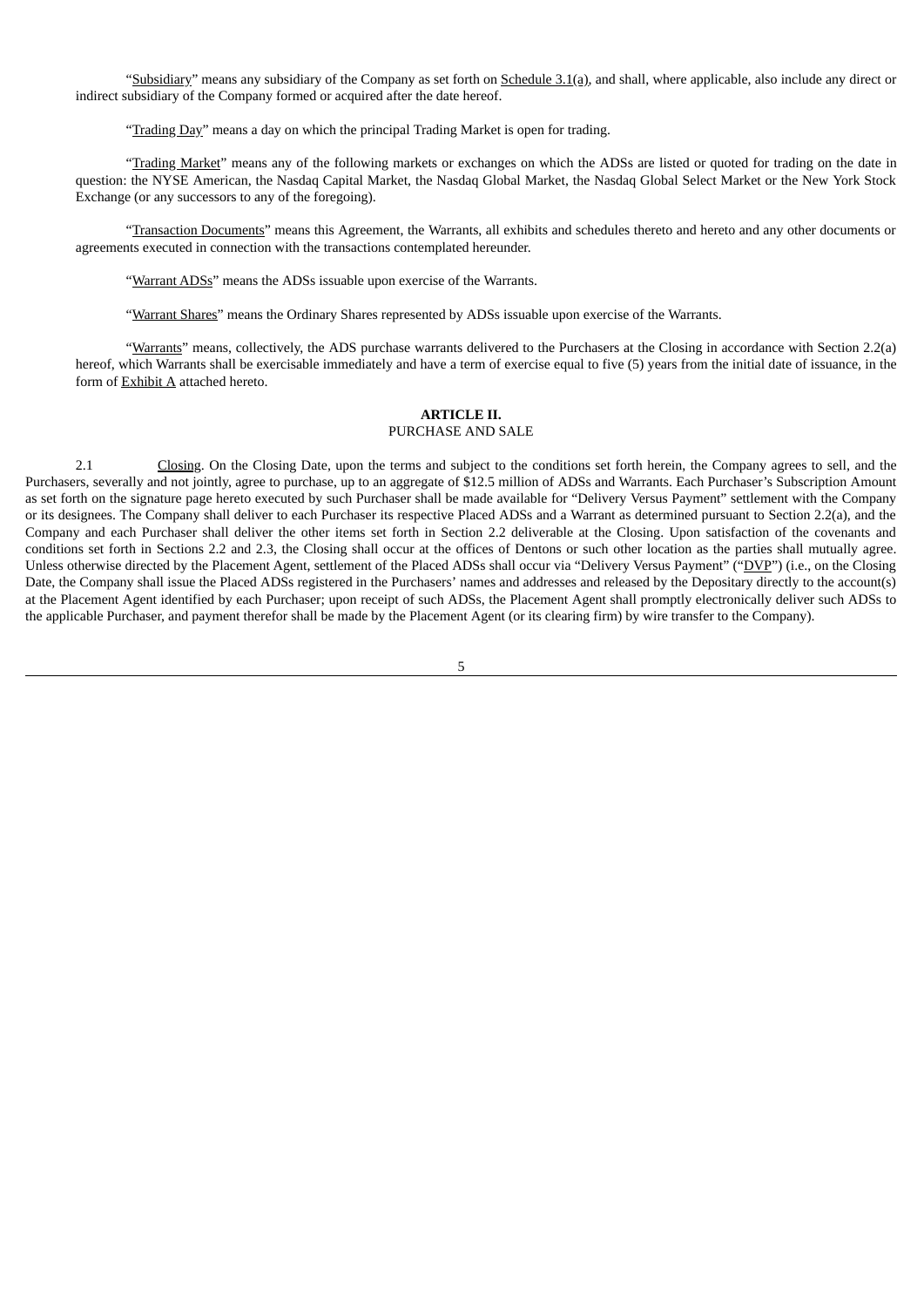"Subsidiary" means any subsidiary of the Company as set forth on Schedule 3.1(a), and shall, where applicable, also include any direct or indirect subsidiary of the Company formed or acquired after the date hereof.

"Trading Day" means a day on which the principal Trading Market is open for trading.

"Trading Market" means any of the following markets or exchanges on which the ADSs are listed or quoted for trading on the date in question: the NYSE American, the Nasdaq Capital Market, the Nasdaq Global Market, the Nasdaq Global Select Market or the New York Stock Exchange (or any successors to any of the foregoing).

"Transaction Documents" means this Agreement, the Warrants, all exhibits and schedules thereto and hereto and any other documents or agreements executed in connection with the transactions contemplated hereunder.

"Warrant ADSs" means the ADSs issuable upon exercise of the Warrants.

"Warrant Shares" means the Ordinary Shares represented by ADSs issuable upon exercise of the Warrants.

"Warrants" means, collectively, the ADS purchase warrants delivered to the Purchasers at the Closing in accordance with Section 2.2(a) hereof, which Warrants shall be exercisable immediately and have a term of exercise equal to five (5) years from the initial date of issuance, in the form of Exhibit A attached hereto.

## ARTICLE II.
PURCHASE AND SALE

2.1 Closing. On the Closing Date, upon the terms and subject to the conditions set forth herein, the Company agrees to sell, and the Purchasers, severally and not jointly, agree to purchase, up to an aggregate of $12.5 million of ADSs and Warrants. Each Purchaser's Subscription Amount as set forth on the signature page hereto executed by such Purchaser shall be made available for "Delivery Versus Payment" settlement with the Company or its designees. The Company shall deliver to each Purchaser its respective Placed ADSs and a Warrant as determined pursuant to Section 2.2(a), and the Company and each Purchaser shall deliver the other items set forth in Section 2.2 deliverable at the Closing. Upon satisfaction of the covenants and conditions set forth in Sections 2.2 and 2.3, the Closing shall occur at the offices of Dentons or such other location as the parties shall mutually agree. Unless otherwise directed by the Placement Agent, settlement of the Placed ADSs shall occur via "Delivery Versus Payment" ("DVP") (i.e., on the Closing Date, the Company shall issue the Placed ADSs registered in the Purchasers' names and addresses and released by the Depositary directly to the account(s) at the Placement Agent identified by each Purchaser; upon receipt of such ADSs, the Placement Agent shall promptly electronically deliver such ADSs to the applicable Purchaser, and payment therefor shall be made by the Placement Agent (or its clearing firm) by wire transfer to the Company).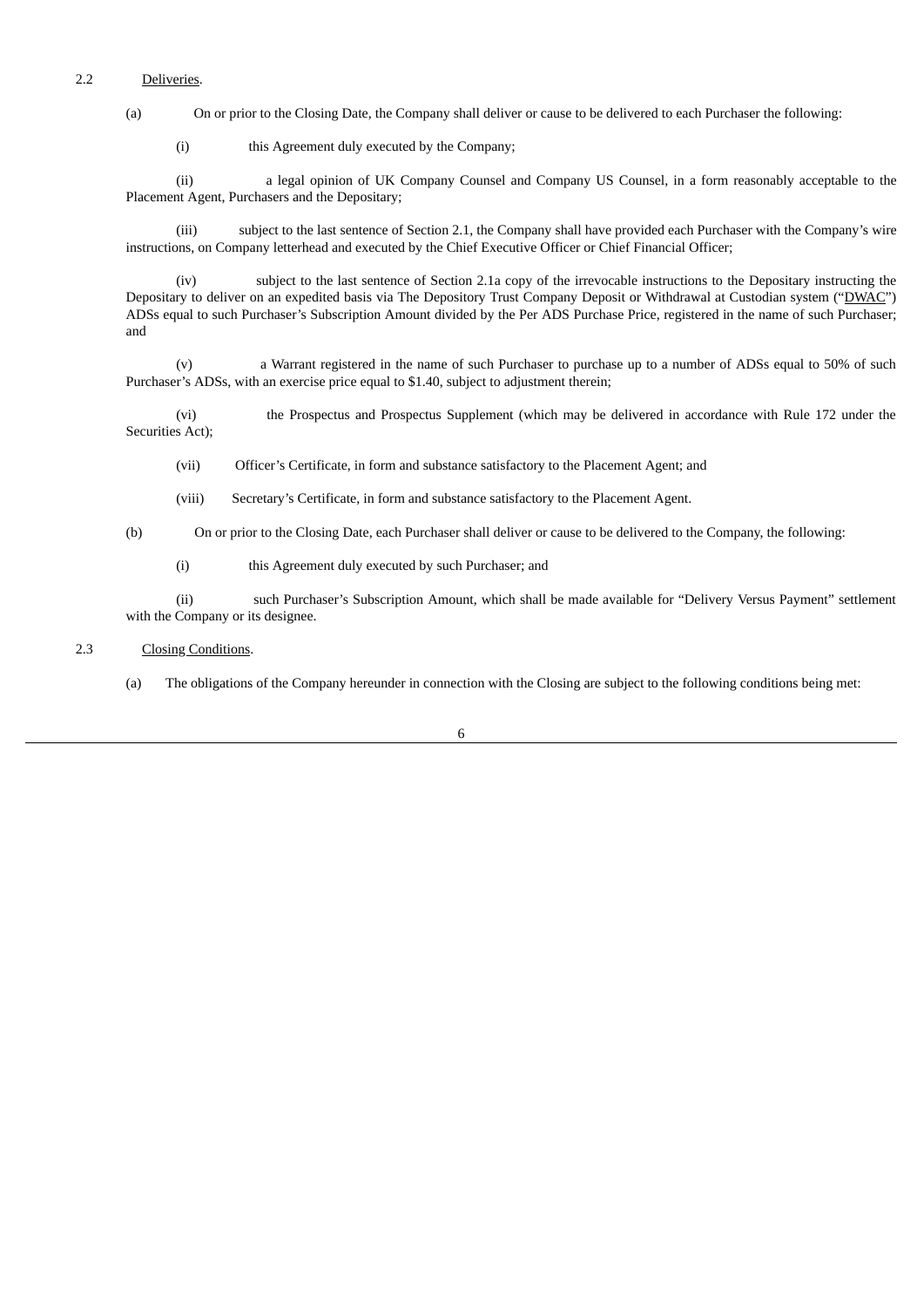2.2 Deliveries.

(a) On or prior to the Closing Date, the Company shall deliver or cause to be delivered to each Purchaser the following:

(i) this Agreement duly executed by the Company;

(ii) a legal opinion of UK Company Counsel and Company US Counsel, in a form reasonably acceptable to the Placement Agent, Purchasers and the Depositary;

(iii) subject to the last sentence of Section 2.1, the Company shall have provided each Purchaser with the Company's wire instructions, on Company letterhead and executed by the Chief Executive Officer or Chief Financial Officer;

(iv) subject to the last sentence of Section 2.1a copy of the irrevocable instructions to the Depositary instructing the Depositary to deliver on an expedited basis via The Depository Trust Company Deposit or Withdrawal at Custodian system ("DWAC") ADSs equal to such Purchaser's Subscription Amount divided by the Per ADS Purchase Price, registered in the name of such Purchaser; and

(v) a Warrant registered in the name of such Purchaser to purchase up to a number of ADSs equal to 50% of such Purchaser's ADSs, with an exercise price equal to $1.40, subject to adjustment therein;

(vi) the Prospectus and Prospectus Supplement (which may be delivered in accordance with Rule 172 under the Securities Act);

(vii) Officer's Certificate, in form and substance satisfactory to the Placement Agent; and

(viii) Secretary's Certificate, in form and substance satisfactory to the Placement Agent.

(b) On or prior to the Closing Date, each Purchaser shall deliver or cause to be delivered to the Company, the following:

(i) this Agreement duly executed by such Purchaser; and

(ii) such Purchaser's Subscription Amount, which shall be made available for "Delivery Versus Payment" settlement with the Company or its designee.

2.3 Closing Conditions.

(a) The obligations of the Company hereunder in connection with the Closing are subject to the following conditions being met: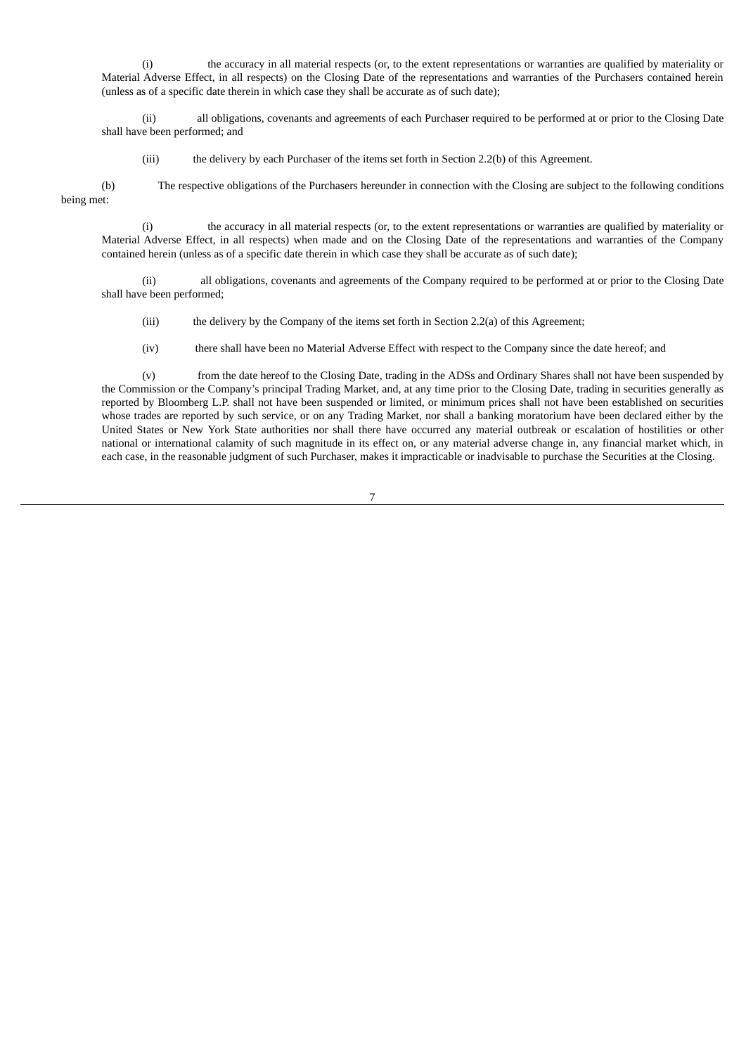(i) the accuracy in all material respects (or, to the extent representations or warranties are qualified by materiality or Material Adverse Effect, in all respects) on the Closing Date of the representations and warranties of the Purchasers contained herein (unless as of a specific date therein in which case they shall be accurate as of such date);

(ii) all obligations, covenants and agreements of each Purchaser required to be performed at or prior to the Closing Date shall have been performed; and

(iii) the delivery by each Purchaser of the items set forth in Section 2.2(b) of this Agreement.

(b) The respective obligations of the Purchasers hereunder in connection with the Closing are subject to the following conditions being met:

(i) the accuracy in all material respects (or, to the extent representations or warranties are qualified by materiality or Material Adverse Effect, in all respects) when made and on the Closing Date of the representations and warranties of the Company contained herein (unless as of a specific date therein in which case they shall be accurate as of such date);

(ii) all obligations, covenants and agreements of the Company required to be performed at or prior to the Closing Date shall have been performed;

(iii) the delivery by the Company of the items set forth in Section 2.2(a) of this Agreement;

(iv) there shall have been no Material Adverse Effect with respect to the Company since the date hereof; and

(v) from the date hereof to the Closing Date, trading in the ADSs and Ordinary Shares shall not have been suspended by the Commission or the Company's principal Trading Market, and, at any time prior to the Closing Date, trading in securities generally as reported by Bloomberg L.P. shall not have been suspended or limited, or minimum prices shall not have been established on securities whose trades are reported by such service, or on any Trading Market, nor shall a banking moratorium have been declared either by the United States or New York State authorities nor shall there have occurred any material outbreak or escalation of hostilities or other national or international calamity of such magnitude in its effect on, or any material adverse change in, any financial market which, in each case, in the reasonable judgment of such Purchaser, makes it impracticable or inadvisable to purchase the Securities at the Closing.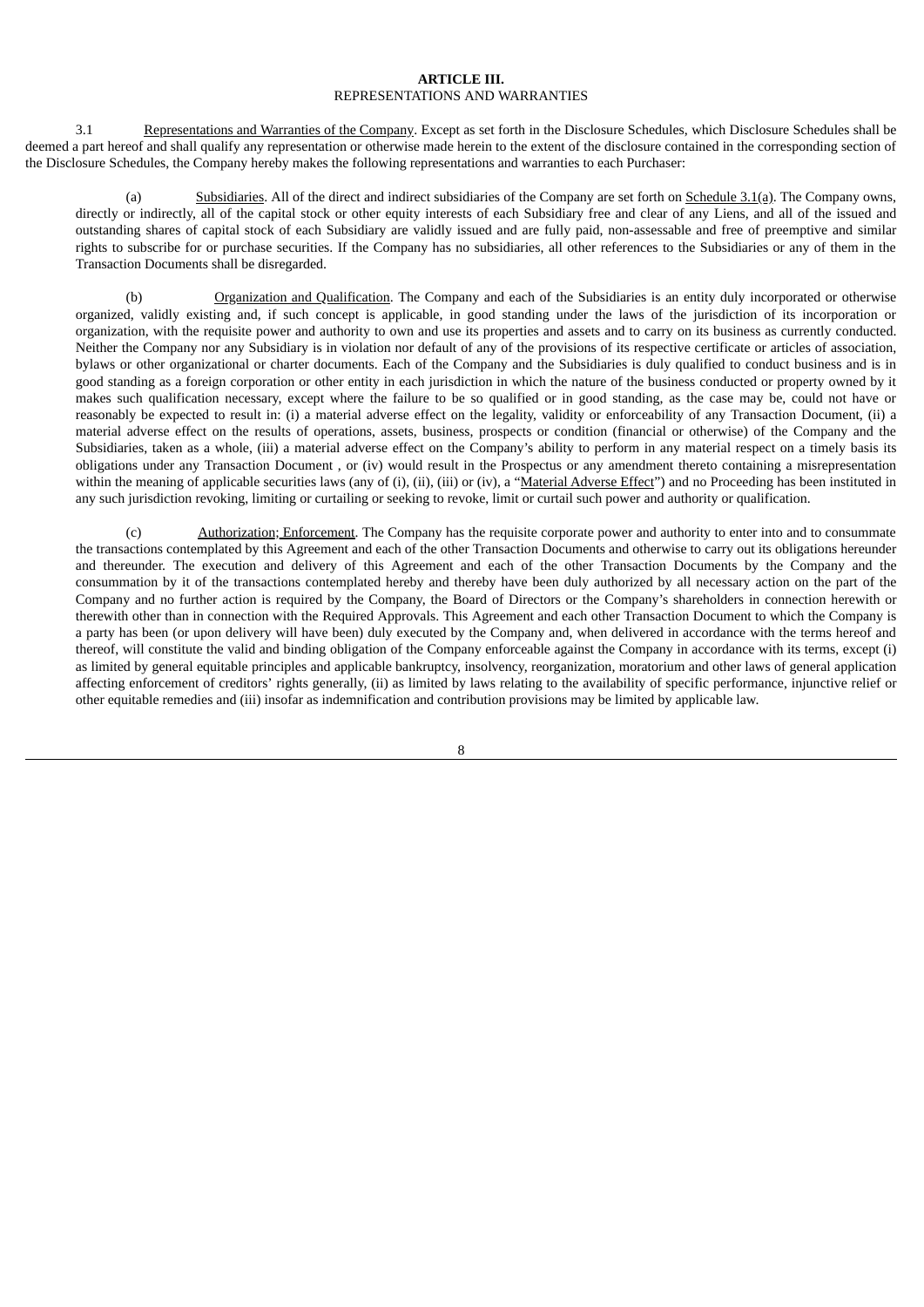**ARTICLE III.**
REPRESENTATIONS AND WARRANTIES

3.1 Representations and Warranties of the Company. Except as set forth in the Disclosure Schedules, which Disclosure Schedules shall be deemed a part hereof and shall qualify any representation or otherwise made herein to the extent of the disclosure contained in the corresponding section of the Disclosure Schedules, the Company hereby makes the following representations and warranties to each Purchaser:

(a) Subsidiaries. All of the direct and indirect subsidiaries of the Company are set forth on Schedule 3.1(a). The Company owns, directly or indirectly, all of the capital stock or other equity interests of each Subsidiary free and clear of any Liens, and all of the issued and outstanding shares of capital stock of each Subsidiary are validly issued and are fully paid, non-assessable and free of preemptive and similar rights to subscribe for or purchase securities. If the Company has no subsidiaries, all other references to the Subsidiaries or any of them in the Transaction Documents shall be disregarded.

(b) Organization and Qualification. The Company and each of the Subsidiaries is an entity duly incorporated or otherwise organized, validly existing and, if such concept is applicable, in good standing under the laws of the jurisdiction of its incorporation or organization, with the requisite power and authority to own and use its properties and assets and to carry on its business as currently conducted. Neither the Company nor any Subsidiary is in violation nor default of any of the provisions of its respective certificate or articles of association, bylaws or other organizational or charter documents. Each of the Company and the Subsidiaries is duly qualified to conduct business and is in good standing as a foreign corporation or other entity in each jurisdiction in which the nature of the business conducted or property owned by it makes such qualification necessary, except where the failure to be so qualified or in good standing, as the case may be, could not have or reasonably be expected to result in: (i) a material adverse effect on the legality, validity or enforceability of any Transaction Document, (ii) a material adverse effect on the results of operations, assets, business, prospects or condition (financial or otherwise) of the Company and the Subsidiaries, taken as a whole, (iii) a material adverse effect on the Company's ability to perform in any material respect on a timely basis its obligations under any Transaction Document , or (iv) would result in the Prospectus or any amendment thereto containing a misrepresentation within the meaning of applicable securities laws (any of (i), (ii), (iii) or (iv), a "Material Adverse Effect") and no Proceeding has been instituted in any such jurisdiction revoking, limiting or curtailing or seeking to revoke, limit or curtail such power and authority or qualification.

(c) Authorization; Enforcement. The Company has the requisite corporate power and authority to enter into and to consummate the transactions contemplated by this Agreement and each of the other Transaction Documents and otherwise to carry out its obligations hereunder and thereunder. The execution and delivery of this Agreement and each of the other Transaction Documents by the Company and the consummation by it of the transactions contemplated hereby and thereby have been duly authorized by all necessary action on the part of the Company and no further action is required by the Company, the Board of Directors or the Company's shareholders in connection herewith or therewith other than in connection with the Required Approvals. This Agreement and each other Transaction Document to which the Company is a party has been (or upon delivery will have been) duly executed by the Company and, when delivered in accordance with the terms hereof and thereof, will constitute the valid and binding obligation of the Company enforceable against the Company in accordance with its terms, except (i) as limited by general equitable principles and applicable bankruptcy, insolvency, reorganization, moratorium and other laws of general application affecting enforcement of creditors' rights generally, (ii) as limited by laws relating to the availability of specific performance, injunctive relief or other equitable remedies and (iii) insofar as indemnification and contribution provisions may be limited by applicable law.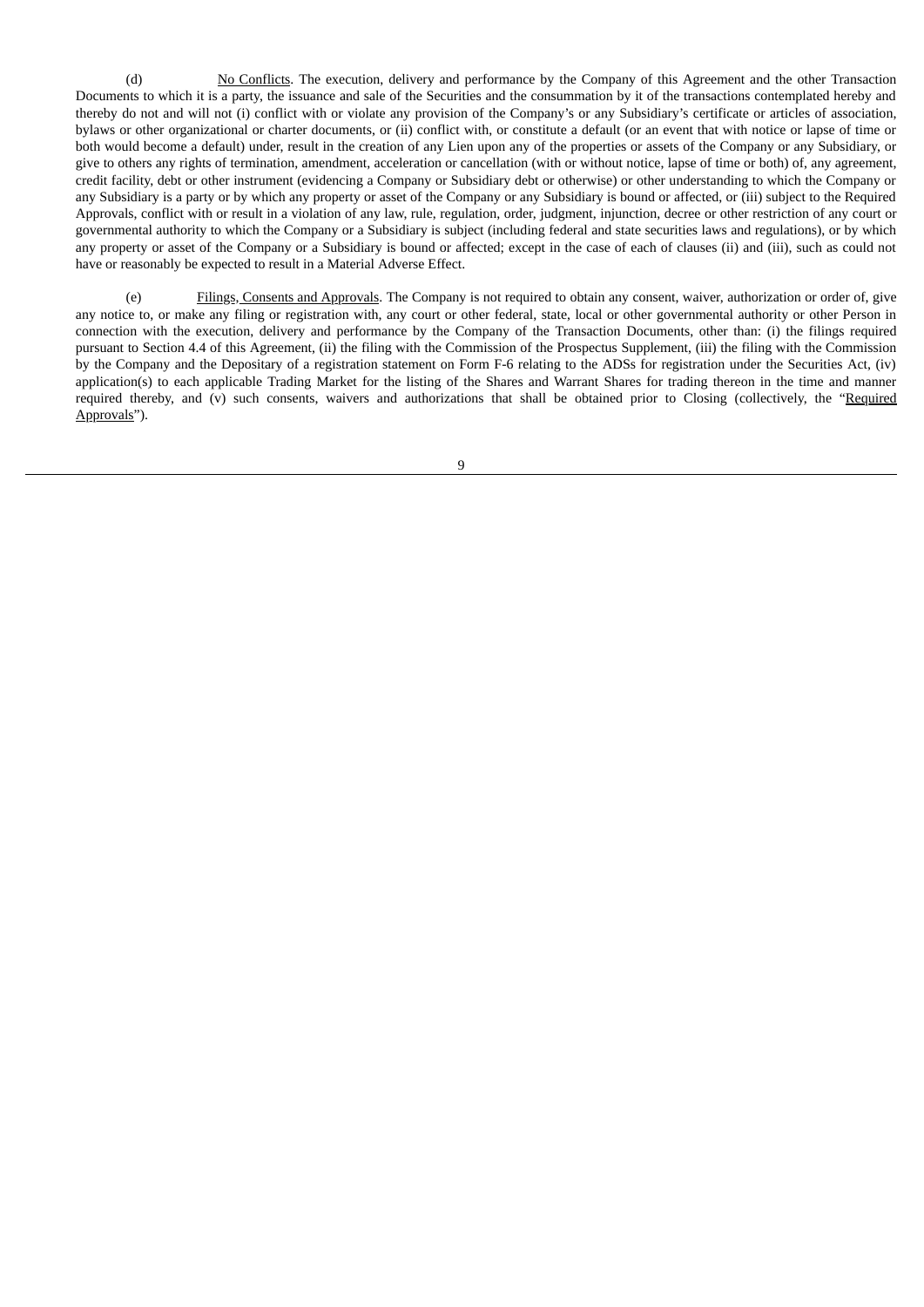(d) No Conflicts. The execution, delivery and performance by the Company of this Agreement and the other Transaction Documents to which it is a party, the issuance and sale of the Securities and the consummation by it of the transactions contemplated hereby and thereby do not and will not (i) conflict with or violate any provision of the Company's or any Subsidiary's certificate or articles of association, bylaws or other organizational or charter documents, or (ii) conflict with, or constitute a default (or an event that with notice or lapse of time or both would become a default) under, result in the creation of any Lien upon any of the properties or assets of the Company or any Subsidiary, or give to others any rights of termination, amendment, acceleration or cancellation (with or without notice, lapse of time or both) of, any agreement, credit facility, debt or other instrument (evidencing a Company or Subsidiary debt or otherwise) or other understanding to which the Company or any Subsidiary is a party or by which any property or asset of the Company or any Subsidiary is bound or affected, or (iii) subject to the Required Approvals, conflict with or result in a violation of any law, rule, regulation, order, judgment, injunction, decree or other restriction of any court or governmental authority to which the Company or a Subsidiary is subject (including federal and state securities laws and regulations), or by which any property or asset of the Company or a Subsidiary is bound or affected; except in the case of each of clauses (ii) and (iii), such as could not have or reasonably be expected to result in a Material Adverse Effect.

(e) Filings, Consents and Approvals. The Company is not required to obtain any consent, waiver, authorization or order of, give any notice to, or make any filing or registration with, any court or other federal, state, local or other governmental authority or other Person in connection with the execution, delivery and performance by the Company of the Transaction Documents, other than: (i) the filings required pursuant to Section 4.4 of this Agreement, (ii) the filing with the Commission of the Prospectus Supplement, (iii) the filing with the Commission by the Company and the Depositary of a registration statement on Form F-6 relating to the ADSs for registration under the Securities Act, (iv) application(s) to each applicable Trading Market for the listing of the Shares and Warrant Shares for trading thereon in the time and manner required thereby, and (v) such consents, waivers and authorizations that shall be obtained prior to Closing (collectively, the "Required Approvals").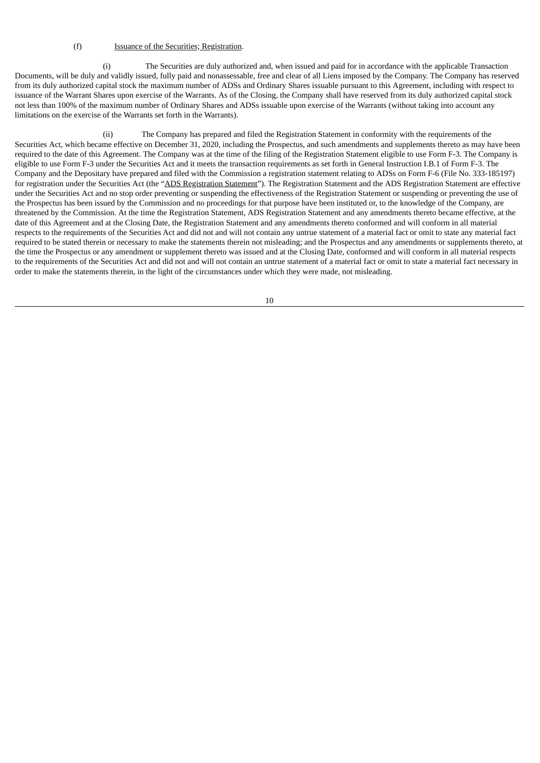(f) Issuance of the Securities; Registration.

(i) The Securities are duly authorized and, when issued and paid for in accordance with the applicable Transaction Documents, will be duly and validly issued, fully paid and nonassessable, free and clear of all Liens imposed by the Company. The Company has reserved from its duly authorized capital stock the maximum number of ADSs and Ordinary Shares issuable pursuant to this Agreement, including with respect to issuance of the Warrant Shares upon exercise of the Warrants. As of the Closing, the Company shall have reserved from its duly authorized capital stock not less than 100% of the maximum number of Ordinary Shares and ADSs issuable upon exercise of the Warrants (without taking into account any limitations on the exercise of the Warrants set forth in the Warrants).

(ii) The Company has prepared and filed the Registration Statement in conformity with the requirements of the Securities Act, which became effective on December 31, 2020, including the Prospectus, and such amendments and supplements thereto as may have been required to the date of this Agreement. The Company was at the time of the filing of the Registration Statement eligible to use Form F-3. The Company is eligible to use Form F-3 under the Securities Act and it meets the transaction requirements as set forth in General Instruction I.B.1 of Form F-3. The Company and the Depositary have prepared and filed with the Commission a registration statement relating to ADSs on Form F-6 (File No. 333-185197) for registration under the Securities Act (the "ADS Registration Statement"). The Registration Statement and the ADS Registration Statement are effective under the Securities Act and no stop order preventing or suspending the effectiveness of the Registration Statement or suspending or preventing the use of the Prospectus has been issued by the Commission and no proceedings for that purpose have been instituted or, to the knowledge of the Company, are threatened by the Commission. At the time the Registration Statement, ADS Registration Statement and any amendments thereto became effective, at the date of this Agreement and at the Closing Date, the Registration Statement and any amendments thereto conformed and will conform in all material respects to the requirements of the Securities Act and did not and will not contain any untrue statement of a material fact or omit to state any material fact required to be stated therein or necessary to make the statements therein not misleading; and the Prospectus and any amendments or supplements thereto, at the time the Prospectus or any amendment or supplement thereto was issued and at the Closing Date, conformed and will conform in all material respects to the requirements of the Securities Act and did not and will not contain an untrue statement of a material fact or omit to state a material fact necessary in order to make the statements therein, in the light of the circumstances under which they were made, not misleading.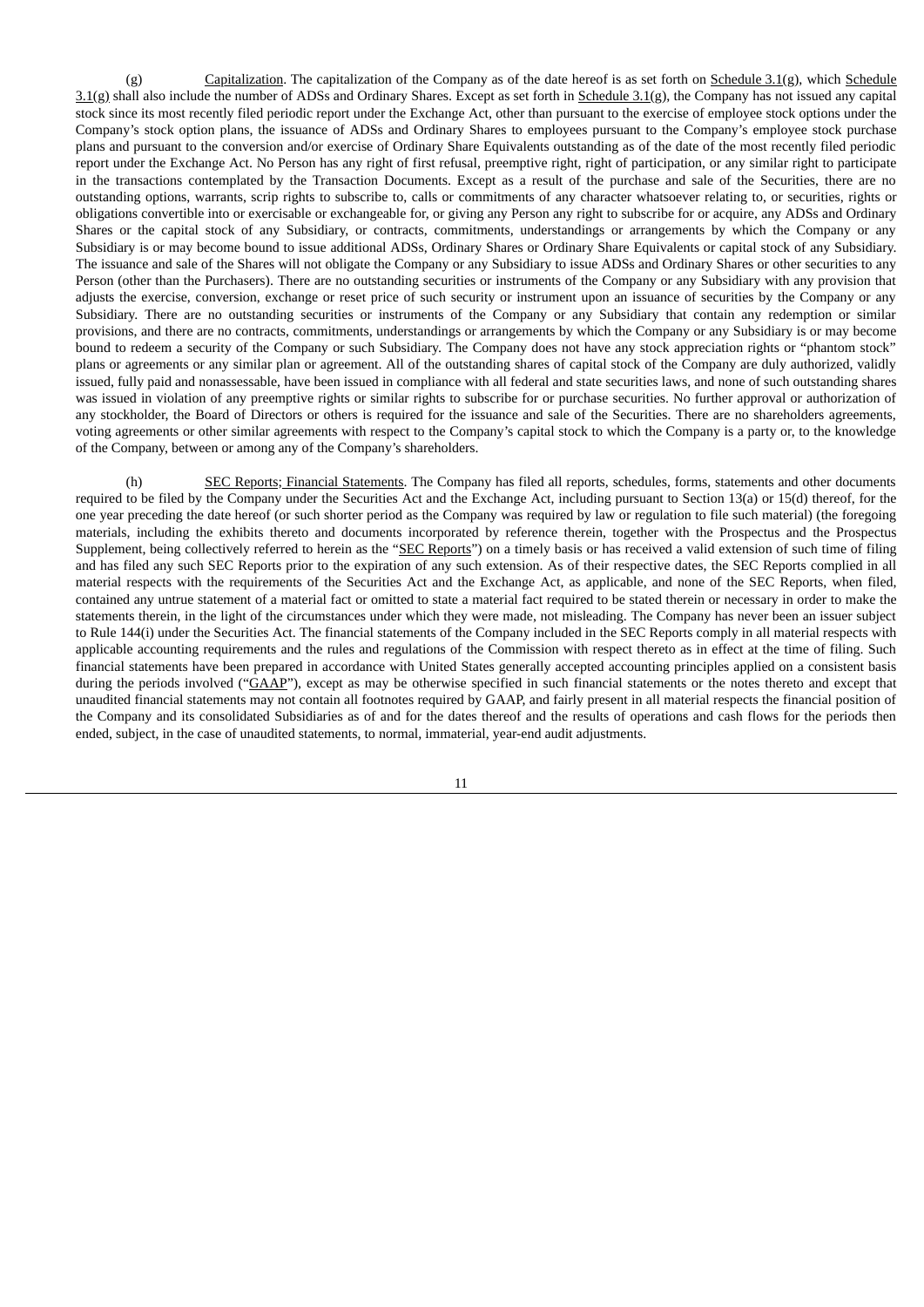(g) Capitalization. The capitalization of the Company as of the date hereof is as set forth on Schedule 3.1(g), which Schedule 3.1(g) shall also include the number of ADSs and Ordinary Shares. Except as set forth in Schedule 3.1(g), the Company has not issued any capital stock since its most recently filed periodic report under the Exchange Act, other than pursuant to the exercise of employee stock options under the Company's stock option plans, the issuance of ADSs and Ordinary Shares to employees pursuant to the Company's employee stock purchase plans and pursuant to the conversion and/or exercise of Ordinary Share Equivalents outstanding as of the date of the most recently filed periodic report under the Exchange Act. No Person has any right of first refusal, preemptive right, right of participation, or any similar right to participate in the transactions contemplated by the Transaction Documents. Except as a result of the purchase and sale of the Securities, there are no outstanding options, warrants, scrip rights to subscribe to, calls or commitments of any character whatsoever relating to, or securities, rights or obligations convertible into or exercisable or exchangeable for, or giving any Person any right to subscribe for or acquire, any ADSs and Ordinary Shares or the capital stock of any Subsidiary, or contracts, commitments, understandings or arrangements by which the Company or any Subsidiary is or may become bound to issue additional ADSs, Ordinary Shares or Ordinary Share Equivalents or capital stock of any Subsidiary. The issuance and sale of the Shares will not obligate the Company or any Subsidiary to issue ADSs and Ordinary Shares or other securities to any Person (other than the Purchasers). There are no outstanding securities or instruments of the Company or any Subsidiary with any provision that adjusts the exercise, conversion, exchange or reset price of such security or instrument upon an issuance of securities by the Company or any Subsidiary. There are no outstanding securities or instruments of the Company or any Subsidiary that contain any redemption or similar provisions, and there are no contracts, commitments, understandings or arrangements by which the Company or any Subsidiary is or may become bound to redeem a security of the Company or such Subsidiary. The Company does not have any stock appreciation rights or "phantom stock" plans or agreements or any similar plan or agreement. All of the outstanding shares of capital stock of the Company are duly authorized, validly issued, fully paid and nonassessable, have been issued in compliance with all federal and state securities laws, and none of such outstanding shares was issued in violation of any preemptive rights or similar rights to subscribe for or purchase securities. No further approval or authorization of any stockholder, the Board of Directors or others is required for the issuance and sale of the Securities. There are no shareholders agreements, voting agreements or other similar agreements with respect to the Company's capital stock to which the Company is a party or, to the knowledge of the Company, between or among any of the Company's shareholders.

(h) SEC Reports; Financial Statements. The Company has filed all reports, schedules, forms, statements and other documents required to be filed by the Company under the Securities Act and the Exchange Act, including pursuant to Section 13(a) or 15(d) thereof, for the one year preceding the date hereof (or such shorter period as the Company was required by law or regulation to file such material) (the foregoing materials, including the exhibits thereto and documents incorporated by reference therein, together with the Prospectus and the Prospectus Supplement, being collectively referred to herein as the "SEC Reports") on a timely basis or has received a valid extension of such time of filing and has filed any such SEC Reports prior to the expiration of any such extension. As of their respective dates, the SEC Reports complied in all material respects with the requirements of the Securities Act and the Exchange Act, as applicable, and none of the SEC Reports, when filed, contained any untrue statement of a material fact or omitted to state a material fact required to be stated therein or necessary in order to make the statements therein, in the light of the circumstances under which they were made, not misleading. The Company has never been an issuer subject to Rule 144(i) under the Securities Act. The financial statements of the Company included in the SEC Reports comply in all material respects with applicable accounting requirements and the rules and regulations of the Commission with respect thereto as in effect at the time of filing. Such financial statements have been prepared in accordance with United States generally accepted accounting principles applied on a consistent basis during the periods involved ("GAAP"), except as may be otherwise specified in such financial statements or the notes thereto and except that unaudited financial statements may not contain all footnotes required by GAAP, and fairly present in all material respects the financial position of the Company and its consolidated Subsidiaries as of and for the dates thereof and the results of operations and cash flows for the periods then ended, subject, in the case of unaudited statements, to normal, immaterial, year-end audit adjustments.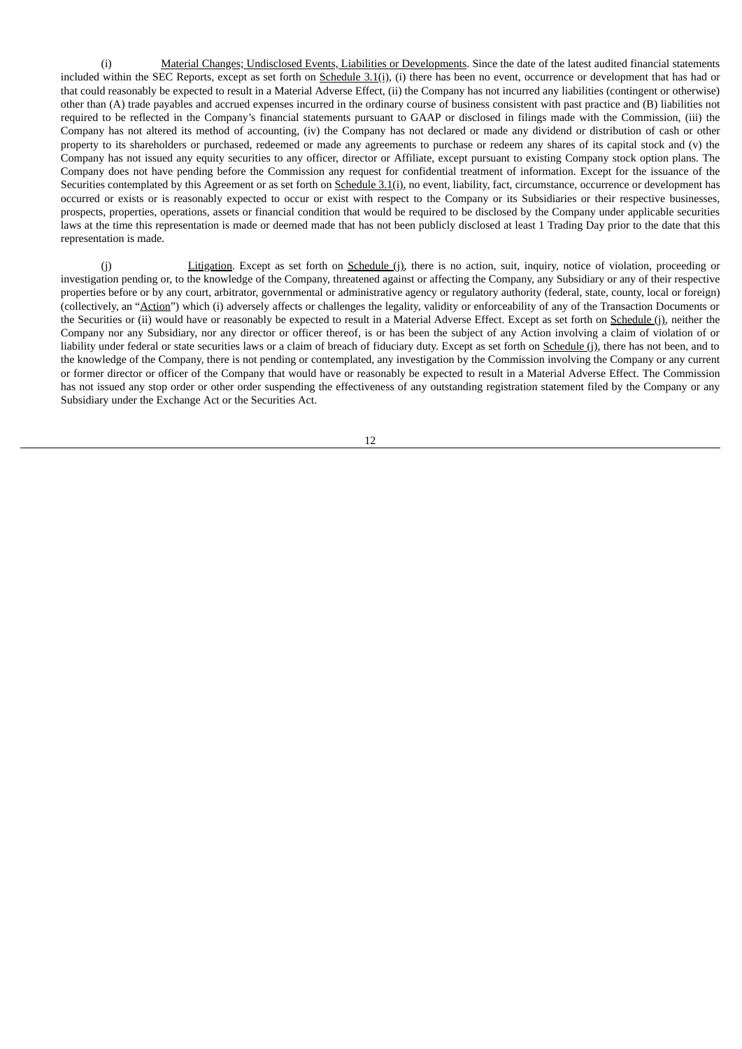(i) Material Changes; Undisclosed Events, Liabilities or Developments. Since the date of the latest audited financial statements included within the SEC Reports, except as set forth on Schedule 3.1(i), (i) there has been no event, occurrence or development that has had or that could reasonably be expected to result in a Material Adverse Effect, (ii) the Company has not incurred any liabilities (contingent or otherwise) other than (A) trade payables and accrued expenses incurred in the ordinary course of business consistent with past practice and (B) liabilities not required to be reflected in the Company's financial statements pursuant to GAAP or disclosed in filings made with the Commission, (iii) the Company has not altered its method of accounting, (iv) the Company has not declared or made any dividend or distribution of cash or other property to its shareholders or purchased, redeemed or made any agreements to purchase or redeem any shares of its capital stock and (v) the Company has not issued any equity securities to any officer, director or Affiliate, except pursuant to existing Company stock option plans. The Company does not have pending before the Commission any request for confidential treatment of information. Except for the issuance of the Securities contemplated by this Agreement or as set forth on Schedule 3.1(i), no event, liability, fact, circumstance, occurrence or development has occurred or exists or is reasonably expected to occur or exist with respect to the Company or its Subsidiaries or their respective businesses, prospects, properties, operations, assets or financial condition that would be required to be disclosed by the Company under applicable securities laws at the time this representation is made or deemed made that has not been publicly disclosed at least 1 Trading Day prior to the date that this representation is made.

(j) Litigation. Except as set forth on Schedule (j), there is no action, suit, inquiry, notice of violation, proceeding or investigation pending or, to the knowledge of the Company, threatened against or affecting the Company, any Subsidiary or any of their respective properties before or by any court, arbitrator, governmental or administrative agency or regulatory authority (federal, state, county, local or foreign) (collectively, an "Action") which (i) adversely affects or challenges the legality, validity or enforceability of any of the Transaction Documents or the Securities or (ii) would have or reasonably be expected to result in a Material Adverse Effect. Except as set forth on Schedule (j), neither the Company nor any Subsidiary, nor any director or officer thereof, is or has been the subject of any Action involving a claim of violation of or liability under federal or state securities laws or a claim of breach of fiduciary duty. Except as set forth on Schedule (j), there has not been, and to the knowledge of the Company, there is not pending or contemplated, any investigation by the Commission involving the Company or any current or former director or officer of the Company that would have or reasonably be expected to result in a Material Adverse Effect. The Commission has not issued any stop order or other order suspending the effectiveness of any outstanding registration statement filed by the Company or any Subsidiary under the Exchange Act or the Securities Act.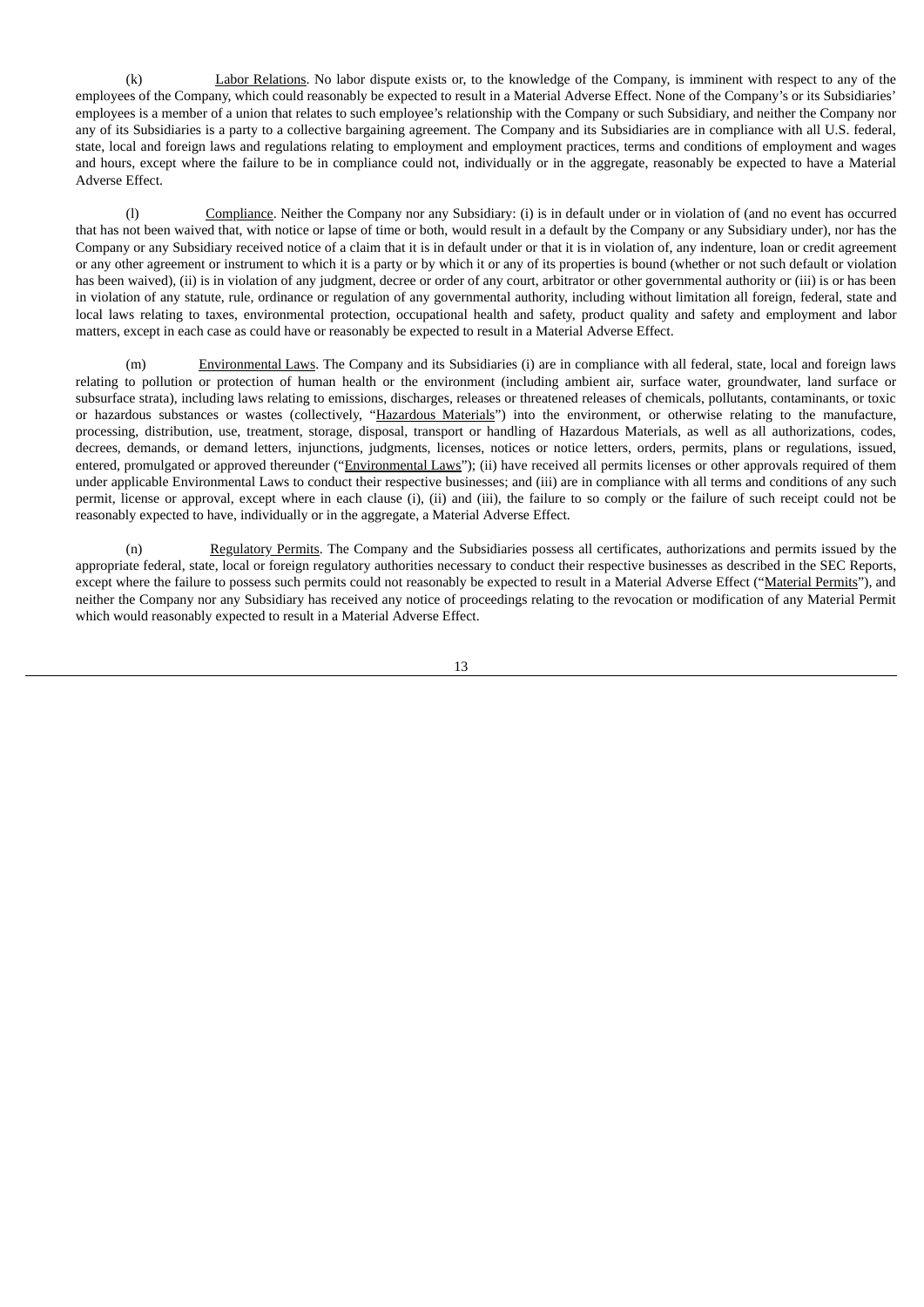(k) Labor Relations. No labor dispute exists or, to the knowledge of the Company, is imminent with respect to any of the employees of the Company, which could reasonably be expected to result in a Material Adverse Effect. None of the Company's or its Subsidiaries' employees is a member of a union that relates to such employee's relationship with the Company or such Subsidiary, and neither the Company nor any of its Subsidiaries is a party to a collective bargaining agreement. The Company and its Subsidiaries are in compliance with all U.S. federal, state, local and foreign laws and regulations relating to employment and employment practices, terms and conditions of employment and wages and hours, except where the failure to be in compliance could not, individually or in the aggregate, reasonably be expected to have a Material Adverse Effect.

(l) Compliance. Neither the Company nor any Subsidiary: (i) is in default under or in violation of (and no event has occurred that has not been waived that, with notice or lapse of time or both, would result in a default by the Company or any Subsidiary under), nor has the Company or any Subsidiary received notice of a claim that it is in default under or that it is in violation of, any indenture, loan or credit agreement or any other agreement or instrument to which it is a party or by which it or any of its properties is bound (whether or not such default or violation has been waived), (ii) is in violation of any judgment, decree or order of any court, arbitrator or other governmental authority or (iii) is or has been in violation of any statute, rule, ordinance or regulation of any governmental authority, including without limitation all foreign, federal, state and local laws relating to taxes, environmental protection, occupational health and safety, product quality and safety and employment and labor matters, except in each case as could have or reasonably be expected to result in a Material Adverse Effect.

(m) Environmental Laws. The Company and its Subsidiaries (i) are in compliance with all federal, state, local and foreign laws relating to pollution or protection of human health or the environment (including ambient air, surface water, groundwater, land surface or subsurface strata), including laws relating to emissions, discharges, releases or threatened releases of chemicals, pollutants, contaminants, or toxic or hazardous substances or wastes (collectively, "Hazardous Materials") into the environment, or otherwise relating to the manufacture, processing, distribution, use, treatment, storage, disposal, transport or handling of Hazardous Materials, as well as all authorizations, codes, decrees, demands, or demand letters, injunctions, judgments, licenses, notices or notice letters, orders, permits, plans or regulations, issued, entered, promulgated or approved thereunder ("Environmental Laws"); (ii) have received all permits licenses or other approvals required of them under applicable Environmental Laws to conduct their respective businesses; and (iii) are in compliance with all terms and conditions of any such permit, license or approval, except where in each clause (i), (ii) and (iii), the failure to so comply or the failure of such receipt could not be reasonably expected to have, individually or in the aggregate, a Material Adverse Effect.

(n) Regulatory Permits. The Company and the Subsidiaries possess all certificates, authorizations and permits issued by the appropriate federal, state, local or foreign regulatory authorities necessary to conduct their respective businesses as described in the SEC Reports, except where the failure to possess such permits could not reasonably be expected to result in a Material Adverse Effect ("Material Permits"), and neither the Company nor any Subsidiary has received any notice of proceedings relating to the revocation or modification of any Material Permit which would reasonably expected to result in a Material Adverse Effect.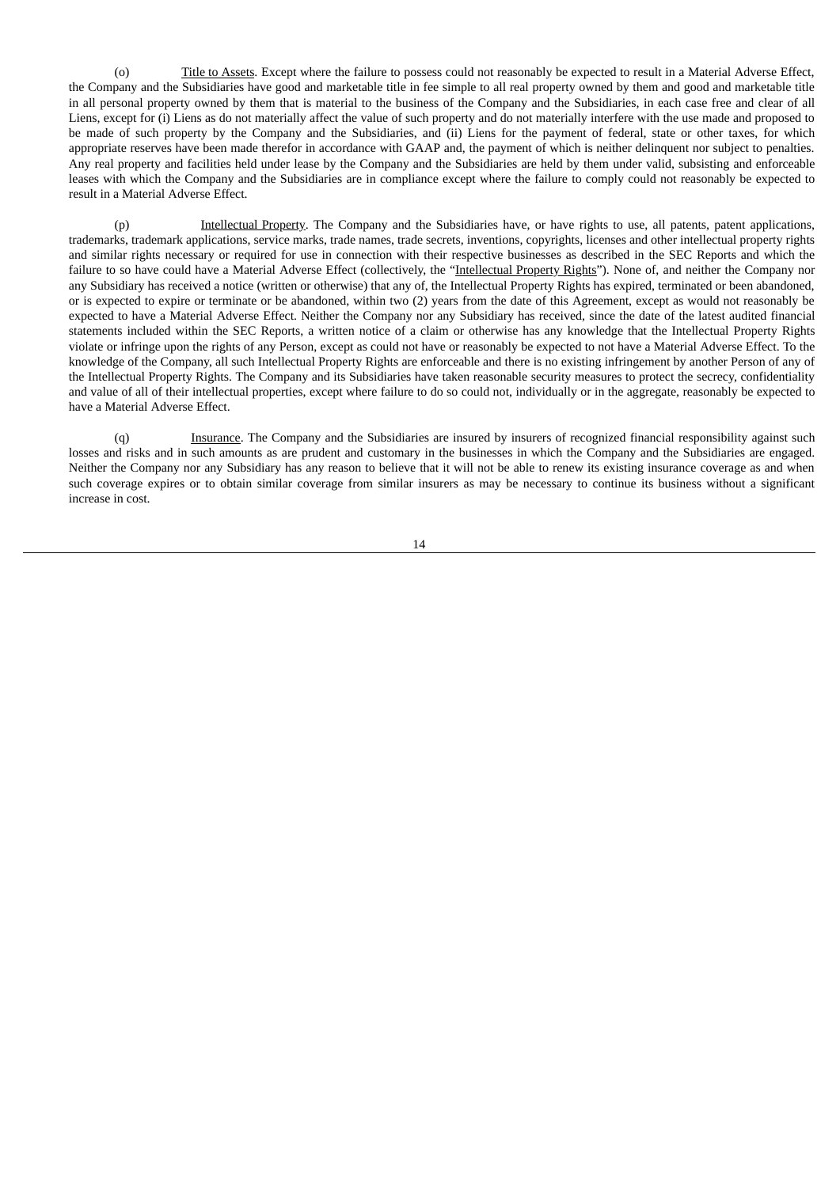(o) Title to Assets. Except where the failure to possess could not reasonably be expected to result in a Material Adverse Effect, the Company and the Subsidiaries have good and marketable title in fee simple to all real property owned by them and good and marketable title in all personal property owned by them that is material to the business of the Company and the Subsidiaries, in each case free and clear of all Liens, except for (i) Liens as do not materially affect the value of such property and do not materially interfere with the use made and proposed to be made of such property by the Company and the Subsidiaries, and (ii) Liens for the payment of federal, state or other taxes, for which appropriate reserves have been made therefor in accordance with GAAP and, the payment of which is neither delinquent nor subject to penalties. Any real property and facilities held under lease by the Company and the Subsidiaries are held by them under valid, subsisting and enforceable leases with which the Company and the Subsidiaries are in compliance except where the failure to comply could not reasonably be expected to result in a Material Adverse Effect.

(p) Intellectual Property. The Company and the Subsidiaries have, or have rights to use, all patents, patent applications, trademarks, trademark applications, service marks, trade names, trade secrets, inventions, copyrights, licenses and other intellectual property rights and similar rights necessary or required for use in connection with their respective businesses as described in the SEC Reports and which the failure to so have could have a Material Adverse Effect (collectively, the "Intellectual Property Rights"). None of, and neither the Company nor any Subsidiary has received a notice (written or otherwise) that any of, the Intellectual Property Rights has expired, terminated or been abandoned, or is expected to expire or terminate or be abandoned, within two (2) years from the date of this Agreement, except as would not reasonably be expected to have a Material Adverse Effect. Neither the Company nor any Subsidiary has received, since the date of the latest audited financial statements included within the SEC Reports, a written notice of a claim or otherwise has any knowledge that the Intellectual Property Rights violate or infringe upon the rights of any Person, except as could not have or reasonably be expected to not have a Material Adverse Effect. To the knowledge of the Company, all such Intellectual Property Rights are enforceable and there is no existing infringement by another Person of any of the Intellectual Property Rights. The Company and its Subsidiaries have taken reasonable security measures to protect the secrecy, confidentiality and value of all of their intellectual properties, except where failure to do so could not, individually or in the aggregate, reasonably be expected to have a Material Adverse Effect.

(q) Insurance. The Company and the Subsidiaries are insured by insurers of recognized financial responsibility against such losses and risks and in such amounts as are prudent and customary in the businesses in which the Company and the Subsidiaries are engaged. Neither the Company nor any Subsidiary has any reason to believe that it will not be able to renew its existing insurance coverage as and when such coverage expires or to obtain similar coverage from similar insurers as may be necessary to continue its business without a significant increase in cost.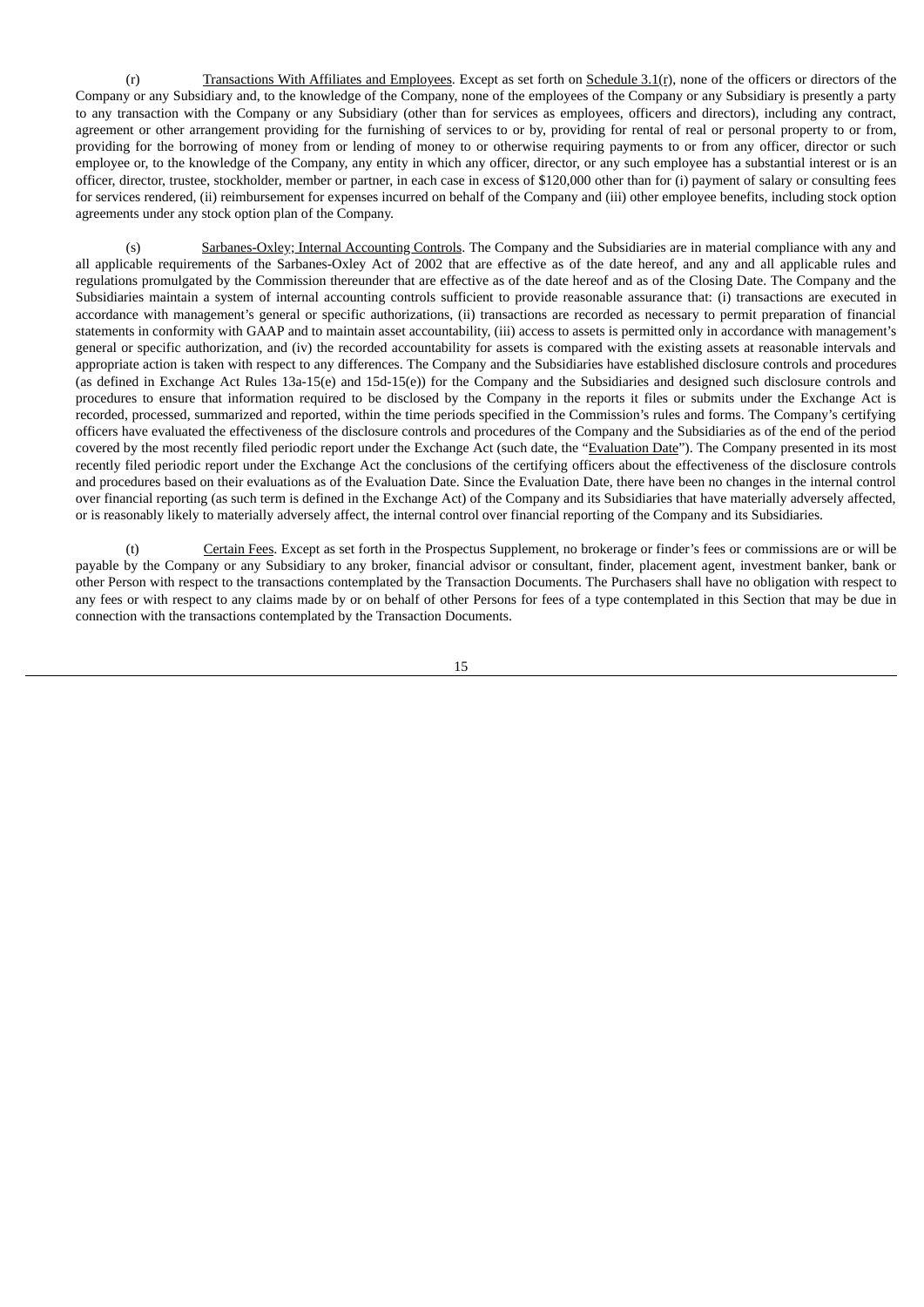(r) Transactions With Affiliates and Employees. Except as set forth on Schedule 3.1(r), none of the officers or directors of the Company or any Subsidiary and, to the knowledge of the Company, none of the employees of the Company or any Subsidiary is presently a party to any transaction with the Company or any Subsidiary (other than for services as employees, officers and directors), including any contract, agreement or other arrangement providing for the furnishing of services to or by, providing for rental of real or personal property to or from, providing for the borrowing of money from or lending of money to or otherwise requiring payments to or from any officer, director or such employee or, to the knowledge of the Company, any entity in which any officer, director, or any such employee has a substantial interest or is an officer, director, trustee, stockholder, member or partner, in each case in excess of $120,000 other than for (i) payment of salary or consulting fees for services rendered, (ii) reimbursement for expenses incurred on behalf of the Company and (iii) other employee benefits, including stock option agreements under any stock option plan of the Company.

(s) Sarbanes-Oxley; Internal Accounting Controls. The Company and the Subsidiaries are in material compliance with any and all applicable requirements of the Sarbanes-Oxley Act of 2002 that are effective as of the date hereof, and any and all applicable rules and regulations promulgated by the Commission thereunder that are effective as of the date hereof and as of the Closing Date. The Company and the Subsidiaries maintain a system of internal accounting controls sufficient to provide reasonable assurance that: (i) transactions are executed in accordance with management's general or specific authorizations, (ii) transactions are recorded as necessary to permit preparation of financial statements in conformity with GAAP and to maintain asset accountability, (iii) access to assets is permitted only in accordance with management's general or specific authorization, and (iv) the recorded accountability for assets is compared with the existing assets at reasonable intervals and appropriate action is taken with respect to any differences. The Company and the Subsidiaries have established disclosure controls and procedures (as defined in Exchange Act Rules 13a-15(e) and 15d-15(e)) for the Company and the Subsidiaries and designed such disclosure controls and procedures to ensure that information required to be disclosed by the Company in the reports it files or submits under the Exchange Act is recorded, processed, summarized and reported, within the time periods specified in the Commission's rules and forms. The Company's certifying officers have evaluated the effectiveness of the disclosure controls and procedures of the Company and the Subsidiaries as of the end of the period covered by the most recently filed periodic report under the Exchange Act (such date, the "Evaluation Date"). The Company presented in its most recently filed periodic report under the Exchange Act the conclusions of the certifying officers about the effectiveness of the disclosure controls and procedures based on their evaluations as of the Evaluation Date. Since the Evaluation Date, there have been no changes in the internal control over financial reporting (as such term is defined in the Exchange Act) of the Company and its Subsidiaries that have materially adversely affected, or is reasonably likely to materially adversely affect, the internal control over financial reporting of the Company and its Subsidiaries.

(t) Certain Fees. Except as set forth in the Prospectus Supplement, no brokerage or finder's fees or commissions are or will be payable by the Company or any Subsidiary to any broker, financial advisor or consultant, finder, placement agent, investment banker, bank or other Person with respect to the transactions contemplated by the Transaction Documents. The Purchasers shall have no obligation with respect to any fees or with respect to any claims made by or on behalf of other Persons for fees of a type contemplated in this Section that may be due in connection with the transactions contemplated by the Transaction Documents.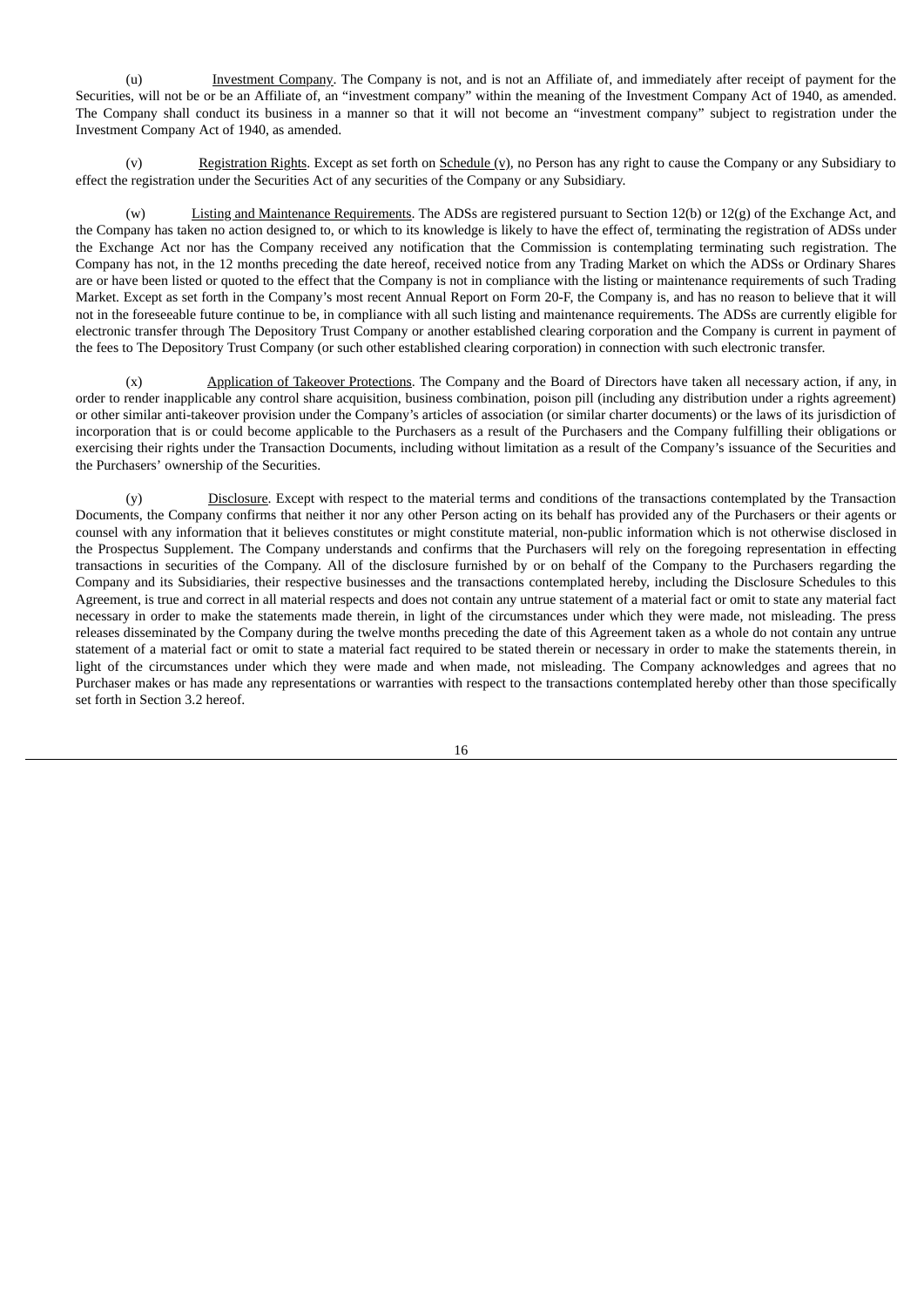(u) Investment Company. The Company is not, and is not an Affiliate of, and immediately after receipt of payment for the Securities, will not be or be an Affiliate of, an "investment company" within the meaning of the Investment Company Act of 1940, as amended. The Company shall conduct its business in a manner so that it will not become an "investment company" subject to registration under the Investment Company Act of 1940, as amended.

(v) Registration Rights. Except as set forth on Schedule (v), no Person has any right to cause the Company or any Subsidiary to effect the registration under the Securities Act of any securities of the Company or any Subsidiary.

(w) Listing and Maintenance Requirements. The ADSs are registered pursuant to Section 12(b) or 12(g) of the Exchange Act, and the Company has taken no action designed to, or which to its knowledge is likely to have the effect of, terminating the registration of ADSs under the Exchange Act nor has the Company received any notification that the Commission is contemplating terminating such registration. The Company has not, in the 12 months preceding the date hereof, received notice from any Trading Market on which the ADSs or Ordinary Shares are or have been listed or quoted to the effect that the Company is not in compliance with the listing or maintenance requirements of such Trading Market. Except as set forth in the Company's most recent Annual Report on Form 20-F, the Company is, and has no reason to believe that it will not in the foreseeable future continue to be, in compliance with all such listing and maintenance requirements. The ADSs are currently eligible for electronic transfer through The Depository Trust Company or another established clearing corporation and the Company is current in payment of the fees to The Depository Trust Company (or such other established clearing corporation) in connection with such electronic transfer.

(x) Application of Takeover Protections. The Company and the Board of Directors have taken all necessary action, if any, in order to render inapplicable any control share acquisition, business combination, poison pill (including any distribution under a rights agreement) or other similar anti-takeover provision under the Company's articles of association (or similar charter documents) or the laws of its jurisdiction of incorporation that is or could become applicable to the Purchasers as a result of the Purchasers and the Company fulfilling their obligations or exercising their rights under the Transaction Documents, including without limitation as a result of the Company's issuance of the Securities and the Purchasers' ownership of the Securities.

(y) Disclosure. Except with respect to the material terms and conditions of the transactions contemplated by the Transaction Documents, the Company confirms that neither it nor any other Person acting on its behalf has provided any of the Purchasers or their agents or counsel with any information that it believes constitutes or might constitute material, non-public information which is not otherwise disclosed in the Prospectus Supplement. The Company understands and confirms that the Purchasers will rely on the foregoing representation in effecting transactions in securities of the Company. All of the disclosure furnished by or on behalf of the Company to the Purchasers regarding the Company and its Subsidiaries, their respective businesses and the transactions contemplated hereby, including the Disclosure Schedules to this Agreement, is true and correct in all material respects and does not contain any untrue statement of a material fact or omit to state any material fact necessary in order to make the statements made therein, in light of the circumstances under which they were made, not misleading. The press releases disseminated by the Company during the twelve months preceding the date of this Agreement taken as a whole do not contain any untrue statement of a material fact or omit to state a material fact required to be stated therein or necessary in order to make the statements therein, in light of the circumstances under which they were made and when made, not misleading. The Company acknowledges and agrees that no Purchaser makes or has made any representations or warranties with respect to the transactions contemplated hereby other than those specifically set forth in Section 3.2 hereof.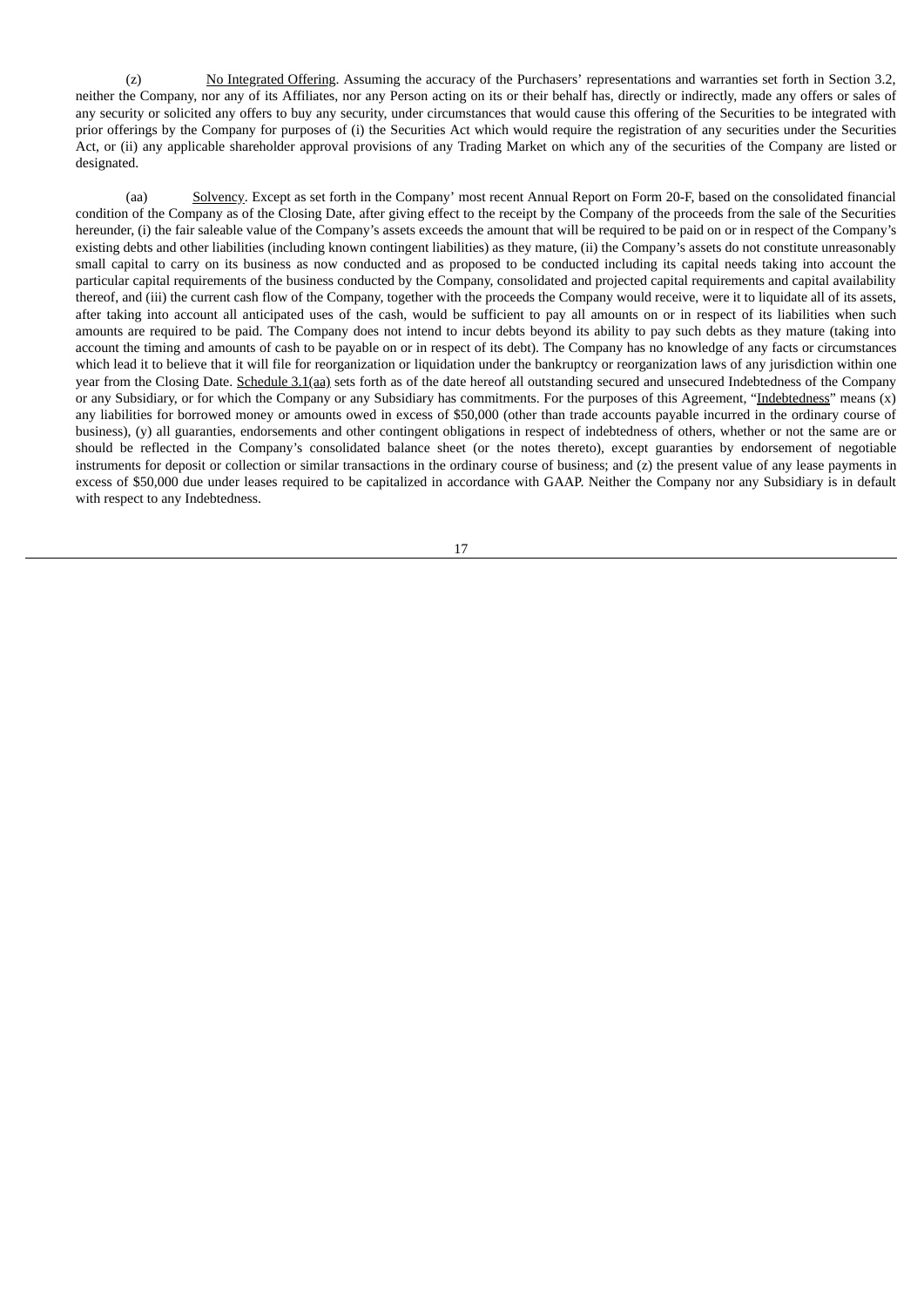(z) No Integrated Offering. Assuming the accuracy of the Purchasers' representations and warranties set forth in Section 3.2, neither the Company, nor any of its Affiliates, nor any Person acting on its or their behalf has, directly or indirectly, made any offers or sales of any security or solicited any offers to buy any security, under circumstances that would cause this offering of the Securities to be integrated with prior offerings by the Company for purposes of (i) the Securities Act which would require the registration of any securities under the Securities Act, or (ii) any applicable shareholder approval provisions of any Trading Market on which any of the securities of the Company are listed or designated.

(aa) Solvency. Except as set forth in the Company' most recent Annual Report on Form 20-F, based on the consolidated financial condition of the Company as of the Closing Date, after giving effect to the receipt by the Company of the proceeds from the sale of the Securities hereunder, (i) the fair saleable value of the Company's assets exceeds the amount that will be required to be paid on or in respect of the Company's existing debts and other liabilities (including known contingent liabilities) as they mature, (ii) the Company's assets do not constitute unreasonably small capital to carry on its business as now conducted and as proposed to be conducted including its capital needs taking into account the particular capital requirements of the business conducted by the Company, consolidated and projected capital requirements and capital availability thereof, and (iii) the current cash flow of the Company, together with the proceeds the Company would receive, were it to liquidate all of its assets, after taking into account all anticipated uses of the cash, would be sufficient to pay all amounts on or in respect of its liabilities when such amounts are required to be paid. The Company does not intend to incur debts beyond its ability to pay such debts as they mature (taking into account the timing and amounts of cash to be payable on or in respect of its debt). The Company has no knowledge of any facts or circumstances which lead it to believe that it will file for reorganization or liquidation under the bankruptcy or reorganization laws of any jurisdiction within one year from the Closing Date. Schedule 3.1(aa) sets forth as of the date hereof all outstanding secured and unsecured Indebtedness of the Company or any Subsidiary, or for which the Company or any Subsidiary has commitments. For the purposes of this Agreement, "Indebtedness" means (x) any liabilities for borrowed money or amounts owed in excess of $50,000 (other than trade accounts payable incurred in the ordinary course of business), (y) all guaranties, endorsements and other contingent obligations in respect of indebtedness of others, whether or not the same are or should be reflected in the Company's consolidated balance sheet (or the notes thereto), except guaranties by endorsement of negotiable instruments for deposit or collection or similar transactions in the ordinary course of business; and (z) the present value of any lease payments in excess of $50,000 due under leases required to be capitalized in accordance with GAAP. Neither the Company nor any Subsidiary is in default with respect to any Indebtedness.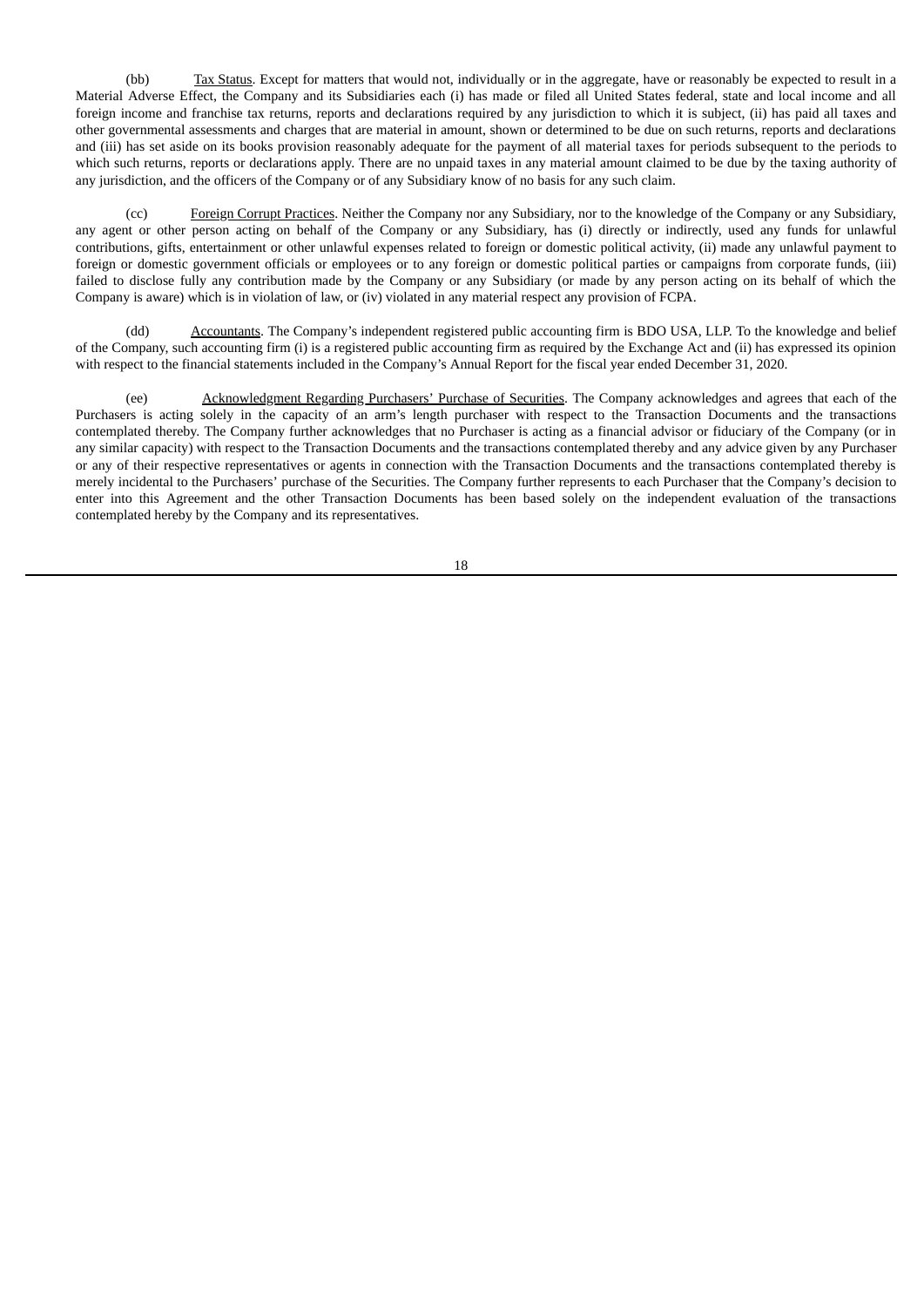(bb) Tax Status. Except for matters that would not, individually or in the aggregate, have or reasonably be expected to result in a Material Adverse Effect, the Company and its Subsidiaries each (i) has made or filed all United States federal, state and local income and all foreign income and franchise tax returns, reports and declarations required by any jurisdiction to which it is subject, (ii) has paid all taxes and other governmental assessments and charges that are material in amount, shown or determined to be due on such returns, reports and declarations and (iii) has set aside on its books provision reasonably adequate for the payment of all material taxes for periods subsequent to the periods to which such returns, reports or declarations apply. There are no unpaid taxes in any material amount claimed to be due by the taxing authority of any jurisdiction, and the officers of the Company or of any Subsidiary know of no basis for any such claim.

(cc) Foreign Corrupt Practices. Neither the Company nor any Subsidiary, nor to the knowledge of the Company or any Subsidiary, any agent or other person acting on behalf of the Company or any Subsidiary, has (i) directly or indirectly, used any funds for unlawful contributions, gifts, entertainment or other unlawful expenses related to foreign or domestic political activity, (ii) made any unlawful payment to foreign or domestic government officials or employees or to any foreign or domestic political parties or campaigns from corporate funds, (iii) failed to disclose fully any contribution made by the Company or any Subsidiary (or made by any person acting on its behalf of which the Company is aware) which is in violation of law, or (iv) violated in any material respect any provision of FCPA.

(dd) Accountants. The Company's independent registered public accounting firm is BDO USA, LLP. To the knowledge and belief of the Company, such accounting firm (i) is a registered public accounting firm as required by the Exchange Act and (ii) has expressed its opinion with respect to the financial statements included in the Company's Annual Report for the fiscal year ended December 31, 2020.

(ee) Acknowledgment Regarding Purchasers' Purchase of Securities. The Company acknowledges and agrees that each of the Purchasers is acting solely in the capacity of an arm's length purchaser with respect to the Transaction Documents and the transactions contemplated thereby. The Company further acknowledges that no Purchaser is acting as a financial advisor or fiduciary of the Company (or in any similar capacity) with respect to the Transaction Documents and the transactions contemplated thereby and any advice given by any Purchaser or any of their respective representatives or agents in connection with the Transaction Documents and the transactions contemplated thereby is merely incidental to the Purchasers' purchase of the Securities. The Company further represents to each Purchaser that the Company's decision to enter into this Agreement and the other Transaction Documents has been based solely on the independent evaluation of the transactions contemplated hereby by the Company and its representatives.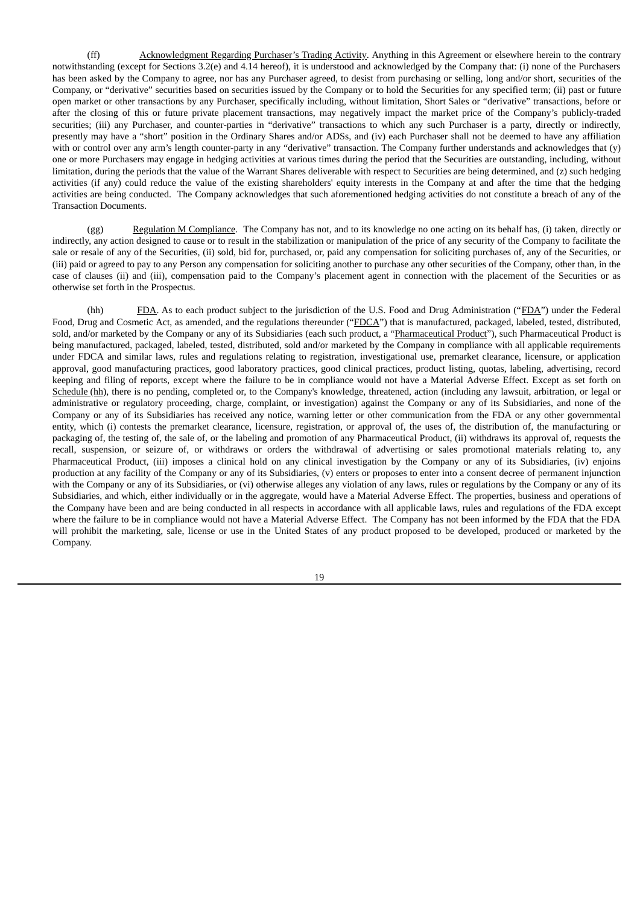(ff) Acknowledgment Regarding Purchaser's Trading Activity. Anything in this Agreement or elsewhere herein to the contrary notwithstanding (except for Sections 3.2(e) and 4.14 hereof), it is understood and acknowledged by the Company that: (i) none of the Purchasers has been asked by the Company to agree, nor has any Purchaser agreed, to desist from purchasing or selling, long and/or short, securities of the Company, or "derivative" securities based on securities issued by the Company or to hold the Securities for any specified term; (ii) past or future open market or other transactions by any Purchaser, specifically including, without limitation, Short Sales or "derivative" transactions, before or after the closing of this or future private placement transactions, may negatively impact the market price of the Company's publicly-traded securities; (iii) any Purchaser, and counter-parties in "derivative" transactions to which any such Purchaser is a party, directly or indirectly, presently may have a "short" position in the Ordinary Shares and/or ADSs, and (iv) each Purchaser shall not be deemed to have any affiliation with or control over any arm's length counter-party in any "derivative" transaction. The Company further understands and acknowledges that (y) one or more Purchasers may engage in hedging activities at various times during the period that the Securities are outstanding, including, without limitation, during the periods that the value of the Warrant Shares deliverable with respect to Securities are being determined, and (z) such hedging activities (if any) could reduce the value of the existing shareholders' equity interests in the Company at and after the time that the hedging activities are being conducted. The Company acknowledges that such aforementioned hedging activities do not constitute a breach of any of the Transaction Documents.

(gg) Regulation M Compliance. The Company has not, and to its knowledge no one acting on its behalf has, (i) taken, directly or indirectly, any action designed to cause or to result in the stabilization or manipulation of the price of any security of the Company to facilitate the sale or resale of any of the Securities, (ii) sold, bid for, purchased, or, paid any compensation for soliciting purchases of, any of the Securities, or (iii) paid or agreed to pay to any Person any compensation for soliciting another to purchase any other securities of the Company, other than, in the case of clauses (ii) and (iii), compensation paid to the Company's placement agent in connection with the placement of the Securities or as otherwise set forth in the Prospectus.

(hh) FDA. As to each product subject to the jurisdiction of the U.S. Food and Drug Administration ("FDA") under the Federal Food, Drug and Cosmetic Act, as amended, and the regulations thereunder ("FDCA") that is manufactured, packaged, labeled, tested, distributed, sold, and/or marketed by the Company or any of its Subsidiaries (each such product, a "Pharmaceutical Product"), such Pharmaceutical Product is being manufactured, packaged, labeled, tested, distributed, sold and/or marketed by the Company in compliance with all applicable requirements under FDCA and similar laws, rules and regulations relating to registration, investigational use, premarket clearance, licensure, or application approval, good manufacturing practices, good laboratory practices, good clinical practices, product listing, quotas, labeling, advertising, record keeping and filing of reports, except where the failure to be in compliance would not have a Material Adverse Effect. Except as set forth on Schedule (hh), there is no pending, completed or, to the Company's knowledge, threatened, action (including any lawsuit, arbitration, or legal or administrative or regulatory proceeding, charge, complaint, or investigation) against the Company or any of its Subsidiaries, and none of the Company or any of its Subsidiaries has received any notice, warning letter or other communication from the FDA or any other governmental entity, which (i) contests the premarket clearance, licensure, registration, or approval of, the uses of, the distribution of, the manufacturing or packaging of, the testing of, the sale of, or the labeling and promotion of any Pharmaceutical Product, (ii) withdraws its approval of, requests the recall, suspension, or seizure of, or withdraws or orders the withdrawal of advertising or sales promotional materials relating to, any Pharmaceutical Product, (iii) imposes a clinical hold on any clinical investigation by the Company or any of its Subsidiaries, (iv) enjoins production at any facility of the Company or any of its Subsidiaries, (v) enters or proposes to enter into a consent decree of permanent injunction with the Company or any of its Subsidiaries, or (vi) otherwise alleges any violation of any laws, rules or regulations by the Company or any of its Subsidiaries, and which, either individually or in the aggregate, would have a Material Adverse Effect. The properties, business and operations of the Company have been and are being conducted in all respects in accordance with all applicable laws, rules and regulations of the FDA except where the failure to be in compliance would not have a Material Adverse Effect. The Company has not been informed by the FDA that the FDA will prohibit the marketing, sale, license or use in the United States of any product proposed to be developed, produced or marketed by the Company.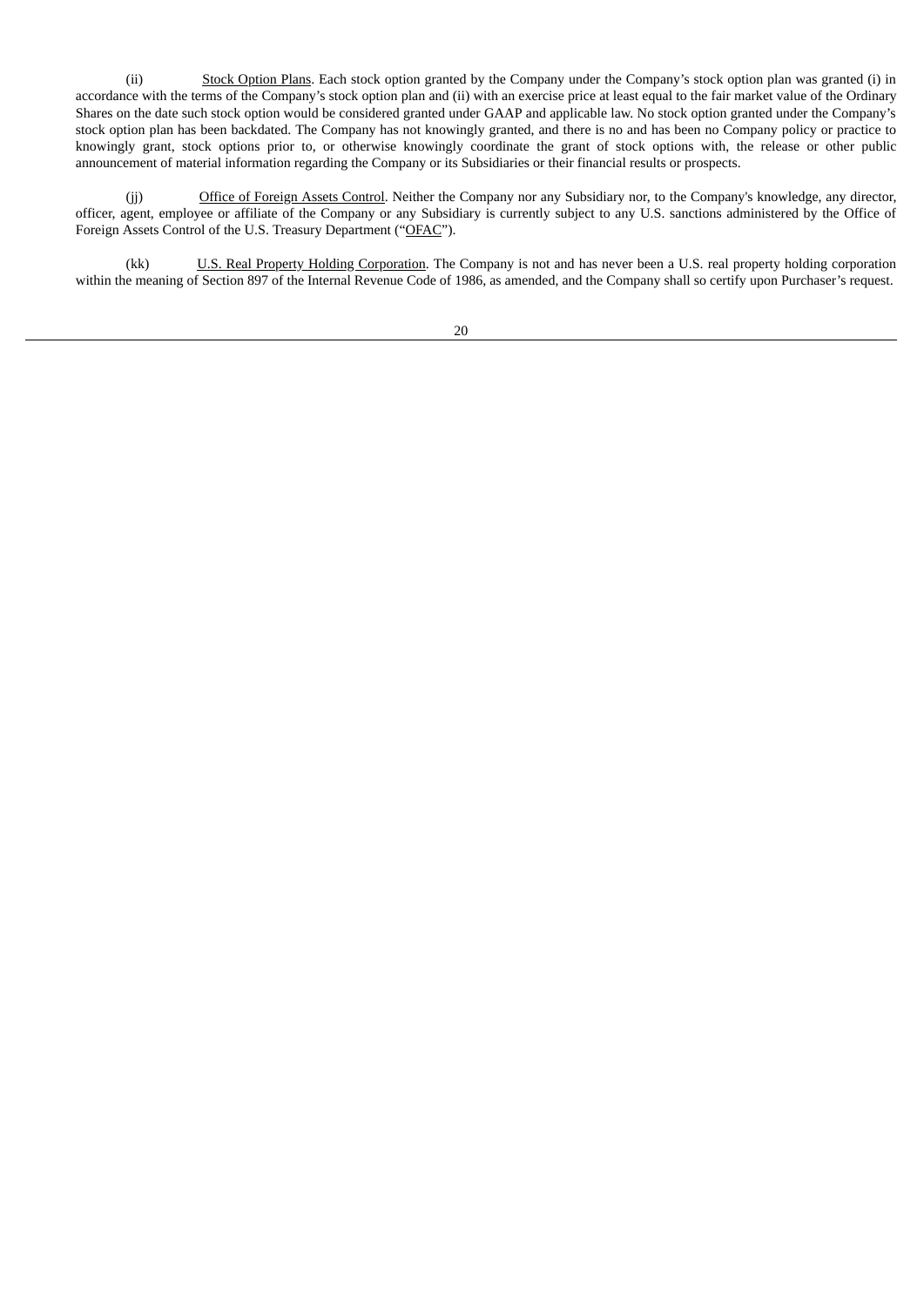(ii) <u>Stock Option Plans</u>. Each stock option granted by the Company under the Company's stock option plan was granted (i) in accordance with the terms of the Company's stock option plan and (ii) with an exercise price at least equal to the fair market value of the Ordinary Shares on the date such stock option would be considered granted under GAAP and applicable law. No stock option granted under the Company's stock option plan has been backdated. The Company has not knowingly granted, and there is no and has been no Company policy or practice to knowingly grant, stock options prior to, or otherwise knowingly coordinate the grant of stock options with, the release or other public announcement of material information regarding the Company or its Subsidiaries or their financial results or prospects.

(jj) <u>Office of Foreign Assets Control</u>. Neither the Company nor any Subsidiary nor, to the Company's knowledge, any director, officer, agent, employee or affiliate of the Company or any Subsidiary is currently subject to any U.S. sanctions administered by the Office of Foreign Assets Control of the U.S. Treasury Department ("<u>OFAC</u>").

(kk) <u>U.S. Real Property Holding Corporation</u>. The Company is not and has never been a U.S. real property holding corporation within the meaning of Section 897 of the Internal Revenue Code of 1986, as amended, and the Company shall so certify upon Purchaser's request.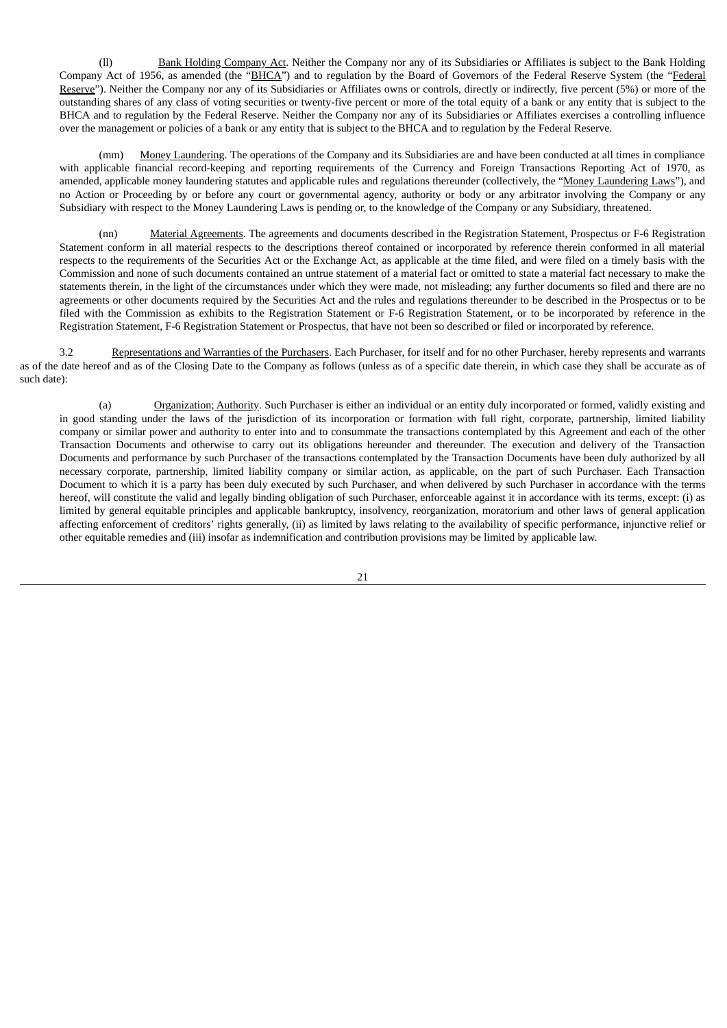(ll) Bank Holding Company Act. Neither the Company nor any of its Subsidiaries or Affiliates is subject to the Bank Holding Company Act of 1956, as amended (the "BHCA") and to regulation by the Board of Governors of the Federal Reserve System (the "Federal Reserve"). Neither the Company nor any of its Subsidiaries or Affiliates owns or controls, directly or indirectly, five percent (5%) or more of the outstanding shares of any class of voting securities or twenty-five percent or more of the total equity of a bank or any entity that is subject to the BHCA and to regulation by the Federal Reserve. Neither the Company nor any of its Subsidiaries or Affiliates exercises a controlling influence over the management or policies of a bank or any entity that is subject to the BHCA and to regulation by the Federal Reserve.

(mm) Money Laundering. The operations of the Company and its Subsidiaries are and have been conducted at all times in compliance with applicable financial record-keeping and reporting requirements of the Currency and Foreign Transactions Reporting Act of 1970, as amended, applicable money laundering statutes and applicable rules and regulations thereunder (collectively, the "Money Laundering Laws"), and no Action or Proceeding by or before any court or governmental agency, authority or body or any arbitrator involving the Company or any Subsidiary with respect to the Money Laundering Laws is pending or, to the knowledge of the Company or any Subsidiary, threatened.

(nn) Material Agreements. The agreements and documents described in the Registration Statement, Prospectus or F-6 Registration Statement conform in all material respects to the descriptions thereof contained or incorporated by reference therein conformed in all material respects to the requirements of the Securities Act or the Exchange Act, as applicable at the time filed, and were filed on a timely basis with the Commission and none of such documents contained an untrue statement of a material fact or omitted to state a material fact necessary to make the statements therein, in the light of the circumstances under which they were made, not misleading; any further documents so filed and there are no agreements or other documents required by the Securities Act and the rules and regulations thereunder to be described in the Prospectus or to be filed with the Commission as exhibits to the Registration Statement or F-6 Registration Statement, or to be incorporated by reference in the Registration Statement, F-6 Registration Statement or Prospectus, that have not been so described or filed or incorporated by reference.

3.2 Representations and Warranties of the Purchasers. Each Purchaser, for itself and for no other Purchaser, hereby represents and warrants as of the date hereof and as of the Closing Date to the Company as follows (unless as of a specific date therein, in which case they shall be accurate as of such date):

(a) Organization; Authority. Such Purchaser is either an individual or an entity duly incorporated or formed, validly existing and in good standing under the laws of the jurisdiction of its incorporation or formation with full right, corporate, partnership, limited liability company or similar power and authority to enter into and to consummate the transactions contemplated by this Agreement and each of the other Transaction Documents and otherwise to carry out its obligations hereunder and thereunder. The execution and delivery of the Transaction Documents and performance by such Purchaser of the transactions contemplated by the Transaction Documents have been duly authorized by all necessary corporate, partnership, limited liability company or similar action, as applicable, on the part of such Purchaser. Each Transaction Document to which it is a party has been duly executed by such Purchaser, and when delivered by such Purchaser in accordance with the terms hereof, will constitute the valid and legally binding obligation of such Purchaser, enforceable against it in accordance with its terms, except: (i) as limited by general equitable principles and applicable bankruptcy, insolvency, reorganization, moratorium and other laws of general application affecting enforcement of creditors' rights generally, (ii) as limited by laws relating to the availability of specific performance, injunctive relief or other equitable remedies and (iii) insofar as indemnification and contribution provisions may be limited by applicable law.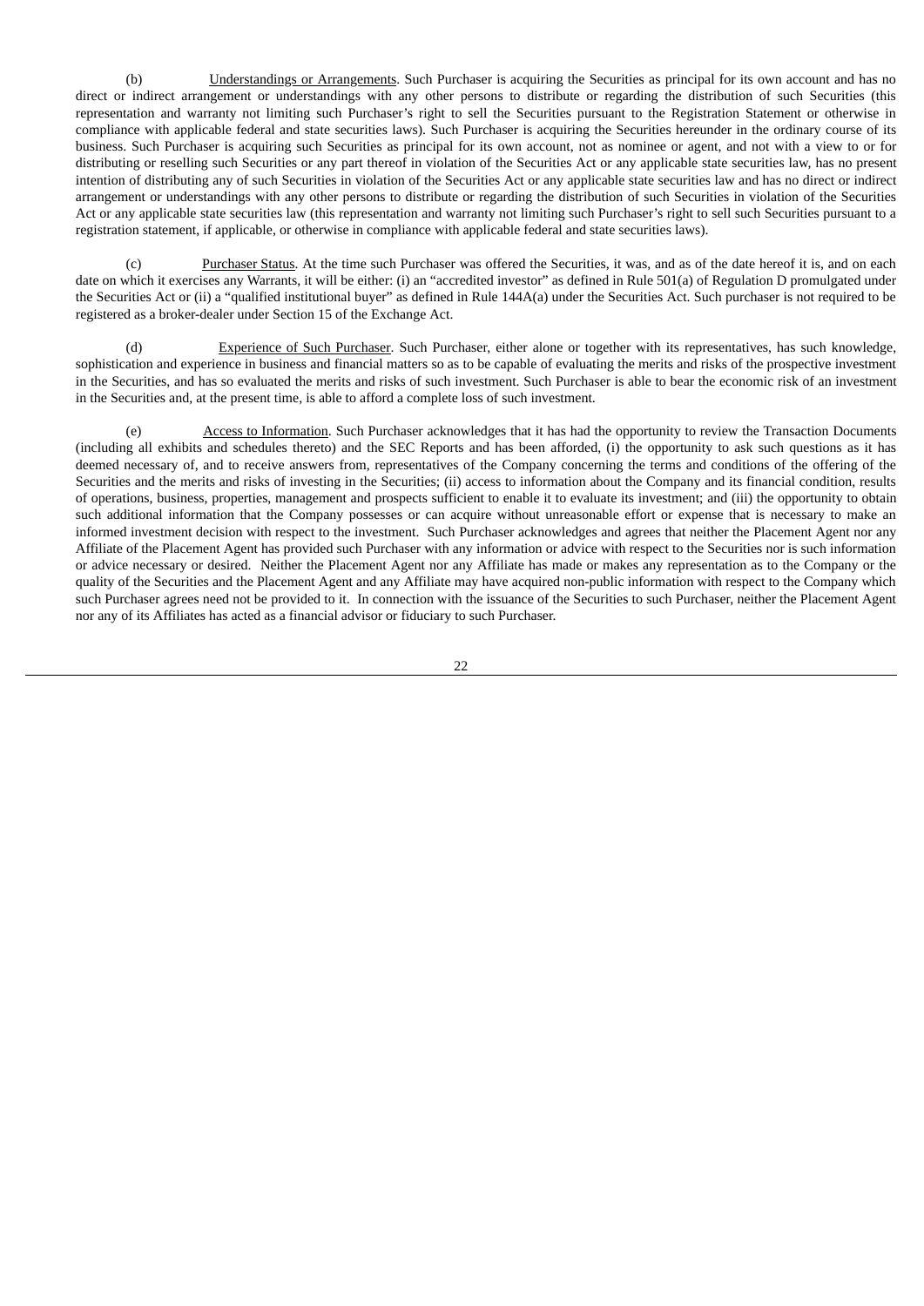(b) Understandings or Arrangements. Such Purchaser is acquiring the Securities as principal for its own account and has no direct or indirect arrangement or understandings with any other persons to distribute or regarding the distribution of such Securities (this representation and warranty not limiting such Purchaser's right to sell the Securities pursuant to the Registration Statement or otherwise in compliance with applicable federal and state securities laws). Such Purchaser is acquiring the Securities hereunder in the ordinary course of its business. Such Purchaser is acquiring such Securities as principal for its own account, not as nominee or agent, and not with a view to or for distributing or reselling such Securities or any part thereof in violation of the Securities Act or any applicable state securities law, has no present intention of distributing any of such Securities in violation of the Securities Act or any applicable state securities law and has no direct or indirect arrangement or understandings with any other persons to distribute or regarding the distribution of such Securities in violation of the Securities Act or any applicable state securities law (this representation and warranty not limiting such Purchaser's right to sell such Securities pursuant to a registration statement, if applicable, or otherwise in compliance with applicable federal and state securities laws).

(c) Purchaser Status. At the time such Purchaser was offered the Securities, it was, and as of the date hereof it is, and on each date on which it exercises any Warrants, it will be either: (i) an "accredited investor" as defined in Rule 501(a) of Regulation D promulgated under the Securities Act or (ii) a "qualified institutional buyer" as defined in Rule 144A(a) under the Securities Act. Such purchaser is not required to be registered as a broker-dealer under Section 15 of the Exchange Act.

(d) Experience of Such Purchaser. Such Purchaser, either alone or together with its representatives, has such knowledge, sophistication and experience in business and financial matters so as to be capable of evaluating the merits and risks of the prospective investment in the Securities, and has so evaluated the merits and risks of such investment. Such Purchaser is able to bear the economic risk of an investment in the Securities and, at the present time, is able to afford a complete loss of such investment.

(e) Access to Information. Such Purchaser acknowledges that it has had the opportunity to review the Transaction Documents (including all exhibits and schedules thereto) and the SEC Reports and has been afforded, (i) the opportunity to ask such questions as it has deemed necessary of, and to receive answers from, representatives of the Company concerning the terms and conditions of the offering of the Securities and the merits and risks of investing in the Securities; (ii) access to information about the Company and its financial condition, results of operations, business, properties, management and prospects sufficient to enable it to evaluate its investment; and (iii) the opportunity to obtain such additional information that the Company possesses or can acquire without unreasonable effort or expense that is necessary to make an informed investment decision with respect to the investment. Such Purchaser acknowledges and agrees that neither the Placement Agent nor any Affiliate of the Placement Agent has provided such Purchaser with any information or advice with respect to the Securities nor is such information or advice necessary or desired. Neither the Placement Agent nor any Affiliate has made or makes any representation as to the Company or the quality of the Securities and the Placement Agent and any Affiliate may have acquired non-public information with respect to the Company which such Purchaser agrees need not be provided to it. In connection with the issuance of the Securities to such Purchaser, neither the Placement Agent nor any of its Affiliates has acted as a financial advisor or fiduciary to such Purchaser.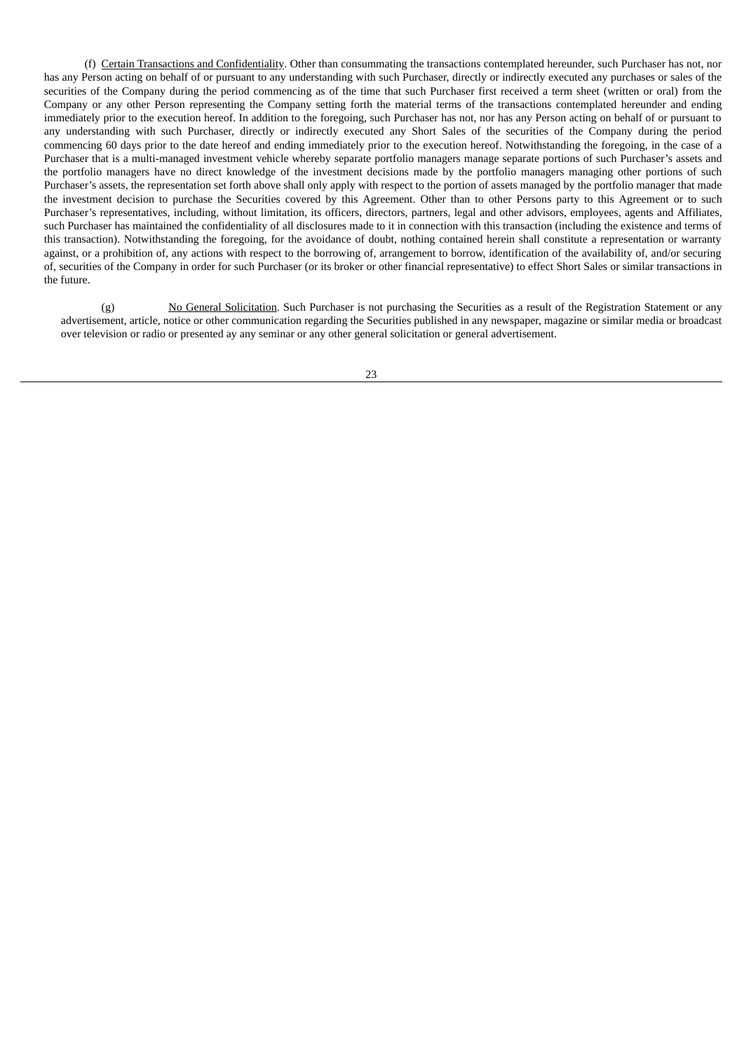(f) Certain Transactions and Confidentiality. Other than consummating the transactions contemplated hereunder, such Purchaser has not, nor has any Person acting on behalf of or pursuant to any understanding with such Purchaser, directly or indirectly executed any purchases or sales of the securities of the Company during the period commencing as of the time that such Purchaser first received a term sheet (written or oral) from the Company or any other Person representing the Company setting forth the material terms of the transactions contemplated hereunder and ending immediately prior to the execution hereof. In addition to the foregoing, such Purchaser has not, nor has any Person acting on behalf of or pursuant to any understanding with such Purchaser, directly or indirectly executed any Short Sales of the securities of the Company during the period commencing 60 days prior to the date hereof and ending immediately prior to the execution hereof. Notwithstanding the foregoing, in the case of a Purchaser that is a multi-managed investment vehicle whereby separate portfolio managers manage separate portions of such Purchaser's assets and the portfolio managers have no direct knowledge of the investment decisions made by the portfolio managers managing other portions of such Purchaser's assets, the representation set forth above shall only apply with respect to the portion of assets managed by the portfolio manager that made the investment decision to purchase the Securities covered by this Agreement. Other than to other Persons party to this Agreement or to such Purchaser's representatives, including, without limitation, its officers, directors, partners, legal and other advisors, employees, agents and Affiliates, such Purchaser has maintained the confidentiality of all disclosures made to it in connection with this transaction (including the existence and terms of this transaction). Notwithstanding the foregoing, for the avoidance of doubt, nothing contained herein shall constitute a representation or warranty against, or a prohibition of, any actions with respect to the borrowing of, arrangement to borrow, identification of the availability of, and/or securing of, securities of the Company in order for such Purchaser (or its broker or other financial representative) to effect Short Sales or similar transactions in the future.

(g) No General Solicitation. Such Purchaser is not purchasing the Securities as a result of the Registration Statement or any advertisement, article, notice or other communication regarding the Securities published in any newspaper, magazine or similar media or broadcast over television or radio or presented ay any seminar or any other general solicitation or general advertisement.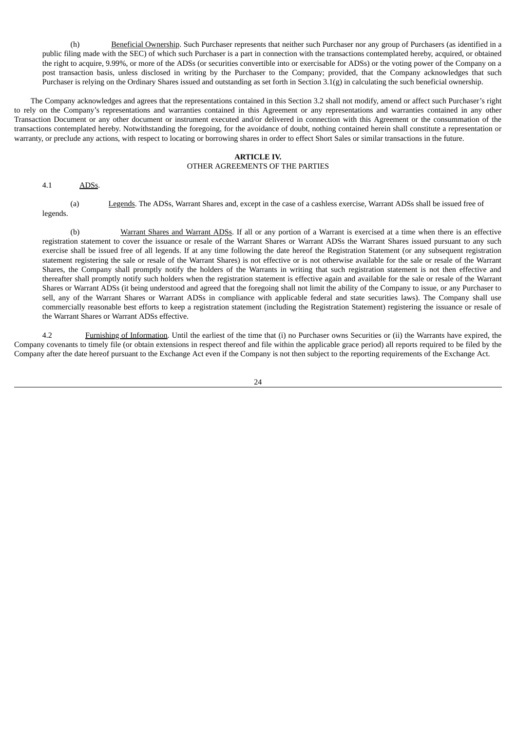(h) Beneficial Ownership. Such Purchaser represents that neither such Purchaser nor any group of Purchasers (as identified in a public filing made with the SEC) of which such Purchaser is a part in connection with the transactions contemplated hereby, acquired, or obtained the right to acquire, 9.99%, or more of the ADSs (or securities convertible into or exercisable for ADSs) or the voting power of the Company on a post transaction basis, unless disclosed in writing by the Purchaser to the Company; provided, that the Company acknowledges that such Purchaser is relying on the Ordinary Shares issued and outstanding as set forth in Section 3.1(g) in calculating the such beneficial ownership.

The Company acknowledges and agrees that the representations contained in this Section 3.2 shall not modify, amend or affect such Purchaser's right to rely on the Company's representations and warranties contained in this Agreement or any representations and warranties contained in any other Transaction Document or any other document or instrument executed and/or delivered in connection with this Agreement or the consummation of the transactions contemplated hereby. Notwithstanding the foregoing, for the avoidance of doubt, nothing contained herein shall constitute a representation or warranty, or preclude any actions, with respect to locating or borrowing shares in order to effect Short Sales or similar transactions in the future.

## ARTICLE IV.
OTHER AGREEMENTS OF THE PARTIES

4.1 ADSs.

(a) Legends. The ADSs, Warrant Shares and, except in the case of a cashless exercise, Warrant ADSs shall be issued free of legends.

(b) Warrant Shares and Warrant ADSs. If all or any portion of a Warrant is exercised at a time when there is an effective registration statement to cover the issuance or resale of the Warrant Shares or Warrant ADSs the Warrant Shares issued pursuant to any such exercise shall be issued free of all legends. If at any time following the date hereof the Registration Statement (or any subsequent registration statement registering the sale or resale of the Warrant Shares) is not effective or is not otherwise available for the sale or resale of the Warrant Shares, the Company shall promptly notify the holders of the Warrants in writing that such registration statement is not then effective and thereafter shall promptly notify such holders when the registration statement is effective again and available for the sale or resale of the Warrant Shares or Warrant ADSs (it being understood and agreed that the foregoing shall not limit the ability of the Company to issue, or any Purchaser to sell, any of the Warrant Shares or Warrant ADSs in compliance with applicable federal and state securities laws). The Company shall use commercially reasonable best efforts to keep a registration statement (including the Registration Statement) registering the issuance or resale of the Warrant Shares or Warrant ADSs effective.

4.2 Furnishing of Information. Until the earliest of the time that (i) no Purchaser owns Securities or (ii) the Warrants have expired, the Company covenants to timely file (or obtain extensions in respect thereof and file within the applicable grace period) all reports required to be filed by the Company after the date hereof pursuant to the Exchange Act even if the Company is not then subject to the reporting requirements of the Exchange Act.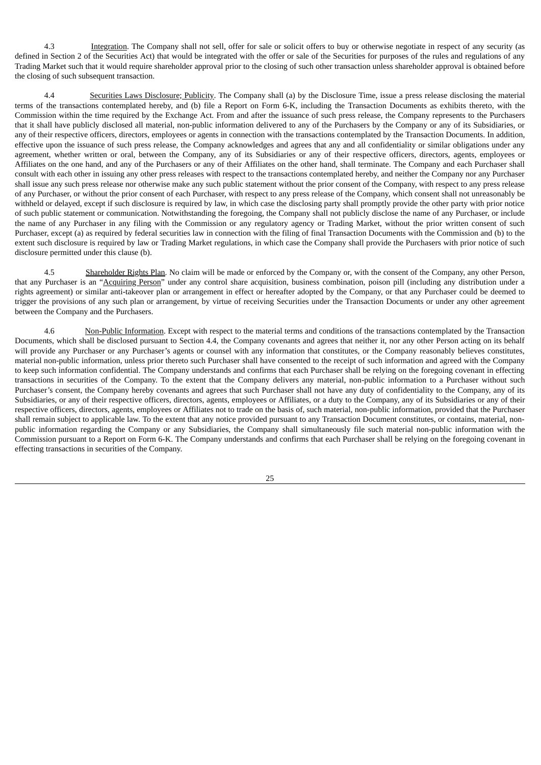4.3 Integration. The Company shall not sell, offer for sale or solicit offers to buy or otherwise negotiate in respect of any security (as defined in Section 2 of the Securities Act) that would be integrated with the offer or sale of the Securities for purposes of the rules and regulations of any Trading Market such that it would require shareholder approval prior to the closing of such other transaction unless shareholder approval is obtained before the closing of such subsequent transaction.

4.4 Securities Laws Disclosure; Publicity. The Company shall (a) by the Disclosure Time, issue a press release disclosing the material terms of the transactions contemplated hereby, and (b) file a Report on Form 6-K, including the Transaction Documents as exhibits thereto, with the Commission within the time required by the Exchange Act. From and after the issuance of such press release, the Company represents to the Purchasers that it shall have publicly disclosed all material, non-public information delivered to any of the Purchasers by the Company or any of its Subsidiaries, or any of their respective officers, directors, employees or agents in connection with the transactions contemplated by the Transaction Documents. In addition, effective upon the issuance of such press release, the Company acknowledges and agrees that any and all confidentiality or similar obligations under any agreement, whether written or oral, between the Company, any of its Subsidiaries or any of their respective officers, directors, agents, employees or Affiliates on the one hand, and any of the Purchasers or any of their Affiliates on the other hand, shall terminate. The Company and each Purchaser shall consult with each other in issuing any other press releases with respect to the transactions contemplated hereby, and neither the Company nor any Purchaser shall issue any such press release nor otherwise make any such public statement without the prior consent of the Company, with respect to any press release of any Purchaser, or without the prior consent of each Purchaser, with respect to any press release of the Company, which consent shall not unreasonably be withheld or delayed, except if such disclosure is required by law, in which case the disclosing party shall promptly provide the other party with prior notice of such public statement or communication. Notwithstanding the foregoing, the Company shall not publicly disclose the name of any Purchaser, or include the name of any Purchaser in any filing with the Commission or any regulatory agency or Trading Market, without the prior written consent of such Purchaser, except (a) as required by federal securities law in connection with the filing of final Transaction Documents with the Commission and (b) to the extent such disclosure is required by law or Trading Market regulations, in which case the Company shall provide the Purchasers with prior notice of such disclosure permitted under this clause (b).

4.5 Shareholder Rights Plan. No claim will be made or enforced by the Company or, with the consent of the Company, any other Person, that any Purchaser is an "Acquiring Person" under any control share acquisition, business combination, poison pill (including any distribution under a rights agreement) or similar anti-takeover plan or arrangement in effect or hereafter adopted by the Company, or that any Purchaser could be deemed to trigger the provisions of any such plan or arrangement, by virtue of receiving Securities under the Transaction Documents or under any other agreement between the Company and the Purchasers.

4.6 Non-Public Information. Except with respect to the material terms and conditions of the transactions contemplated by the Transaction Documents, which shall be disclosed pursuant to Section 4.4, the Company covenants and agrees that neither it, nor any other Person acting on its behalf will provide any Purchaser or any Purchaser's agents or counsel with any information that constitutes, or the Company reasonably believes constitutes, material non-public information, unless prior thereto such Purchaser shall have consented to the receipt of such information and agreed with the Company to keep such information confidential. The Company understands and confirms that each Purchaser shall be relying on the foregoing covenant in effecting transactions in securities of the Company. To the extent that the Company delivers any material, non-public information to a Purchaser without such Purchaser's consent, the Company hereby covenants and agrees that such Purchaser shall not have any duty of confidentiality to the Company, any of its Subsidiaries, or any of their respective officers, directors, agents, employees or Affiliates, or a duty to the Company, any of its Subsidiaries or any of their respective officers, directors, agents, employees or Affiliates not to trade on the basis of, such material, non-public information, provided that the Purchaser shall remain subject to applicable law. To the extent that any notice provided pursuant to any Transaction Document constitutes, or contains, material, non-public information regarding the Company or any Subsidiaries, the Company shall simultaneously file such material non-public information with the Commission pursuant to a Report on Form 6-K. The Company understands and confirms that each Purchaser shall be relying on the foregoing covenant in effecting transactions in securities of the Company.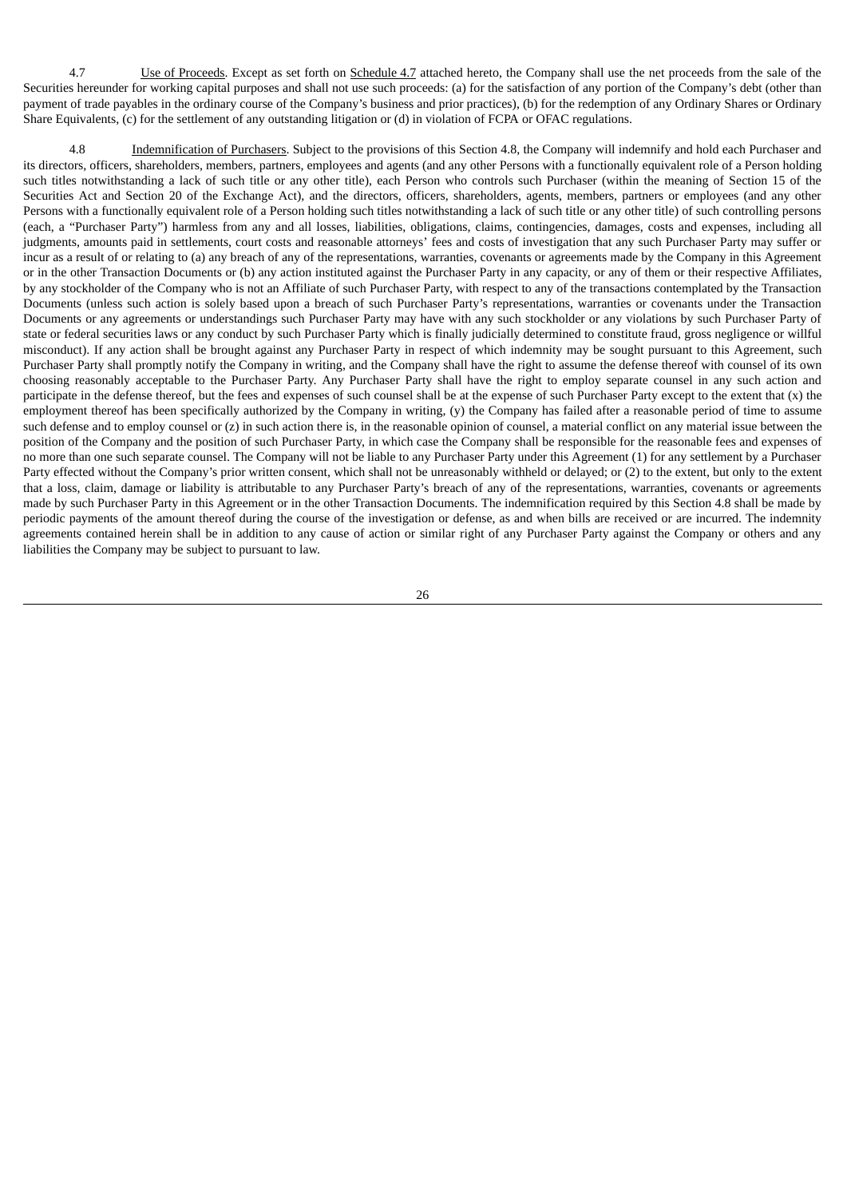4.7 Use of Proceeds. Except as set forth on Schedule 4.7 attached hereto, the Company shall use the net proceeds from the sale of the Securities hereunder for working capital purposes and shall not use such proceeds: (a) for the satisfaction of any portion of the Company's debt (other than payment of trade payables in the ordinary course of the Company's business and prior practices), (b) for the redemption of any Ordinary Shares or Ordinary Share Equivalents, (c) for the settlement of any outstanding litigation or (d) in violation of FCPA or OFAC regulations.

4.8 Indemnification of Purchasers. Subject to the provisions of this Section 4.8, the Company will indemnify and hold each Purchaser and its directors, officers, shareholders, members, partners, employees and agents (and any other Persons with a functionally equivalent role of a Person holding such titles notwithstanding a lack of such title or any other title), each Person who controls such Purchaser (within the meaning of Section 15 of the Securities Act and Section 20 of the Exchange Act), and the directors, officers, shareholders, agents, members, partners or employees (and any other Persons with a functionally equivalent role of a Person holding such titles notwithstanding a lack of such title or any other title) of such controlling persons (each, a "Purchaser Party") harmless from any and all losses, liabilities, obligations, claims, contingencies, damages, costs and expenses, including all judgments, amounts paid in settlements, court costs and reasonable attorneys' fees and costs of investigation that any such Purchaser Party may suffer or incur as a result of or relating to (a) any breach of any of the representations, warranties, covenants or agreements made by the Company in this Agreement or in the other Transaction Documents or (b) any action instituted against the Purchaser Party in any capacity, or any of them or their respective Affiliates, by any stockholder of the Company who is not an Affiliate of such Purchaser Party, with respect to any of the transactions contemplated by the Transaction Documents (unless such action is solely based upon a breach of such Purchaser Party's representations, warranties or covenants under the Transaction Documents or any agreements or understandings such Purchaser Party may have with any such stockholder or any violations by such Purchaser Party of state or federal securities laws or any conduct by such Purchaser Party which is finally judicially determined to constitute fraud, gross negligence or willful misconduct). If any action shall be brought against any Purchaser Party in respect of which indemnity may be sought pursuant to this Agreement, such Purchaser Party shall promptly notify the Company in writing, and the Company shall have the right to assume the defense thereof with counsel of its own choosing reasonably acceptable to the Purchaser Party. Any Purchaser Party shall have the right to employ separate counsel in any such action and participate in the defense thereof, but the fees and expenses of such counsel shall be at the expense of such Purchaser Party except to the extent that (x) the employment thereof has been specifically authorized by the Company in writing, (y) the Company has failed after a reasonable period of time to assume such defense and to employ counsel or (z) in such action there is, in the reasonable opinion of counsel, a material conflict on any material issue between the position of the Company and the position of such Purchaser Party, in which case the Company shall be responsible for the reasonable fees and expenses of no more than one such separate counsel. The Company will not be liable to any Purchaser Party under this Agreement (1) for any settlement by a Purchaser Party effected without the Company's prior written consent, which shall not be unreasonably withheld or delayed; or (2) to the extent, but only to the extent that a loss, claim, damage or liability is attributable to any Purchaser Party's breach of any of the representations, warranties, covenants or agreements made by such Purchaser Party in this Agreement or in the other Transaction Documents. The indemnification required by this Section 4.8 shall be made by periodic payments of the amount thereof during the course of the investigation or defense, as and when bills are received or are incurred. The indemnity agreements contained herein shall be in addition to any cause of action or similar right of any Purchaser Party against the Company or others and any liabilities the Company may be subject to pursuant to law.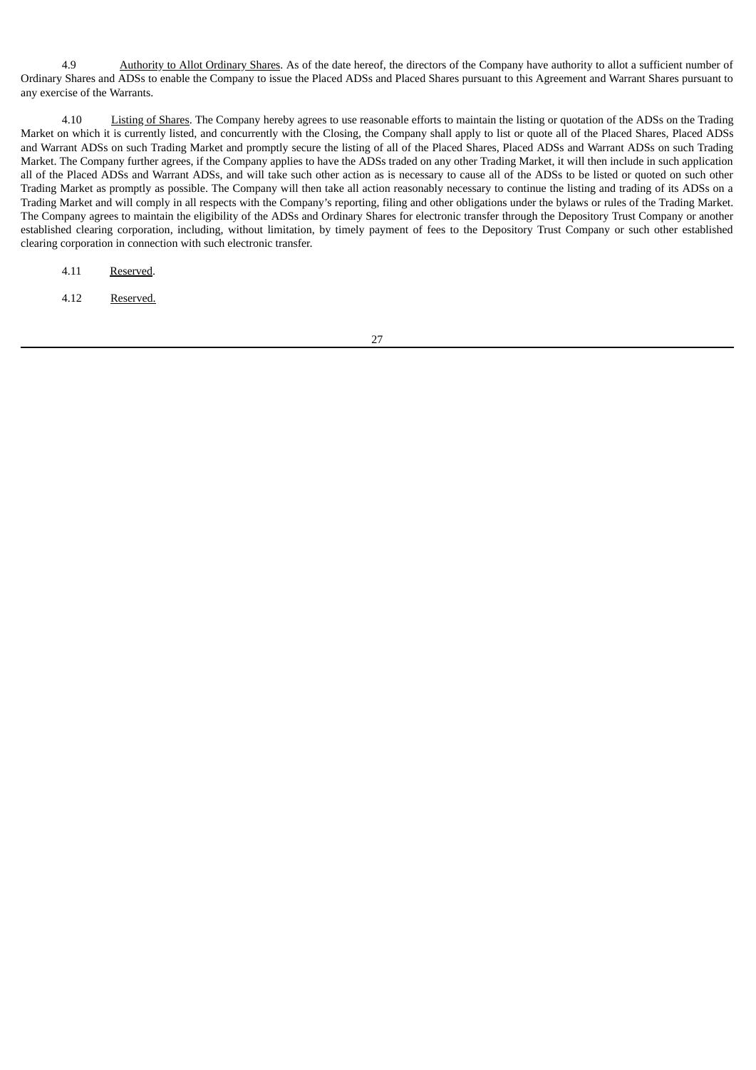4.9 Authority to Allot Ordinary Shares. As of the date hereof, the directors of the Company have authority to allot a sufficient number of Ordinary Shares and ADSs to enable the Company to issue the Placed ADSs and Placed Shares pursuant to this Agreement and Warrant Shares pursuant to any exercise of the Warrants.

4.10 Listing of Shares. The Company hereby agrees to use reasonable efforts to maintain the listing or quotation of the ADSs on the Trading Market on which it is currently listed, and concurrently with the Closing, the Company shall apply to list or quote all of the Placed Shares, Placed ADSs and Warrant ADSs on such Trading Market and promptly secure the listing of all of the Placed Shares, Placed ADSs and Warrant ADSs on such Trading Market. The Company further agrees, if the Company applies to have the ADSs traded on any other Trading Market, it will then include in such application all of the Placed ADSs and Warrant ADSs, and will take such other action as is necessary to cause all of the ADSs to be listed or quoted on such other Trading Market as promptly as possible. The Company will then take all action reasonably necessary to continue the listing and trading of its ADSs on a Trading Market and will comply in all respects with the Company's reporting, filing and other obligations under the bylaws or rules of the Trading Market. The Company agrees to maintain the eligibility of the ADSs and Ordinary Shares for electronic transfer through the Depository Trust Company or another established clearing corporation, including, without limitation, by timely payment of fees to the Depository Trust Company or such other established clearing corporation in connection with such electronic transfer.

4.11 Reserved.

4.12 Reserved.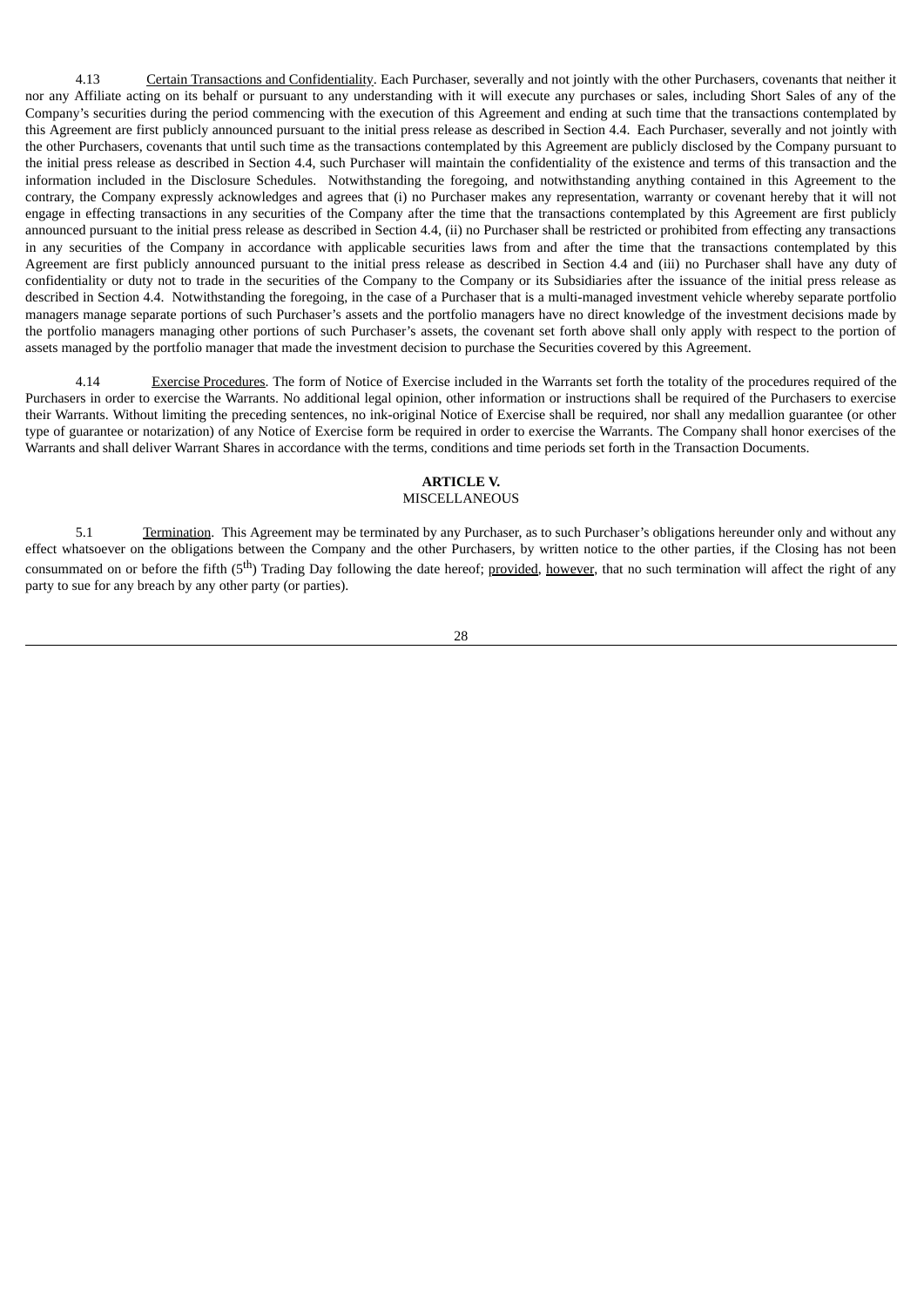4.13 Certain Transactions and Confidentiality. Each Purchaser, severally and not jointly with the other Purchasers, covenants that neither it nor any Affiliate acting on its behalf or pursuant to any understanding with it will execute any purchases or sales, including Short Sales of any of the Company's securities during the period commencing with the execution of this Agreement and ending at such time that the transactions contemplated by this Agreement are first publicly announced pursuant to the initial press release as described in Section 4.4. Each Purchaser, severally and not jointly with the other Purchasers, covenants that until such time as the transactions contemplated by this Agreement are publicly disclosed by the Company pursuant to the initial press release as described in Section 4.4, such Purchaser will maintain the confidentiality of the existence and terms of this transaction and the information included in the Disclosure Schedules. Notwithstanding the foregoing, and notwithstanding anything contained in this Agreement to the contrary, the Company expressly acknowledges and agrees that (i) no Purchaser makes any representation, warranty or covenant hereby that it will not engage in effecting transactions in any securities of the Company after the time that the transactions contemplated by this Agreement are first publicly announced pursuant to the initial press release as described in Section 4.4, (ii) no Purchaser shall be restricted or prohibited from effecting any transactions in any securities of the Company in accordance with applicable securities laws from and after the time that the transactions contemplated by this Agreement are first publicly announced pursuant to the initial press release as described in Section 4.4 and (iii) no Purchaser shall have any duty of confidentiality or duty not to trade in the securities of the Company to the Company or its Subsidiaries after the issuance of the initial press release as described in Section 4.4. Notwithstanding the foregoing, in the case of a Purchaser that is a multi-managed investment vehicle whereby separate portfolio managers manage separate portions of such Purchaser's assets and the portfolio managers have no direct knowledge of the investment decisions made by the portfolio managers managing other portions of such Purchaser's assets, the covenant set forth above shall only apply with respect to the portion of assets managed by the portfolio manager that made the investment decision to purchase the Securities covered by this Agreement.

4.14 Exercise Procedures. The form of Notice of Exercise included in the Warrants set forth the totality of the procedures required of the Purchasers in order to exercise the Warrants. No additional legal opinion, other information or instructions shall be required of the Purchasers to exercise their Warrants. Without limiting the preceding sentences, no ink-original Notice of Exercise shall be required, nor shall any medallion guarantee (or other type of guarantee or notarization) of any Notice of Exercise form be required in order to exercise the Warrants. The Company shall honor exercises of the Warrants and shall deliver Warrant Shares in accordance with the terms, conditions and time periods set forth in the Transaction Documents.

**ARTICLE V.**
MISCELLANEOUS

5.1 Termination. This Agreement may be terminated by any Purchaser, as to such Purchaser's obligations hereunder only and without any effect whatsoever on the obligations between the Company and the other Purchasers, by written notice to the other parties, if the Closing has not been consummated on or before the fifth (5th) Trading Day following the date hereof; provided, however, that no such termination will affect the right of any party to sue for any breach by any other party (or parties).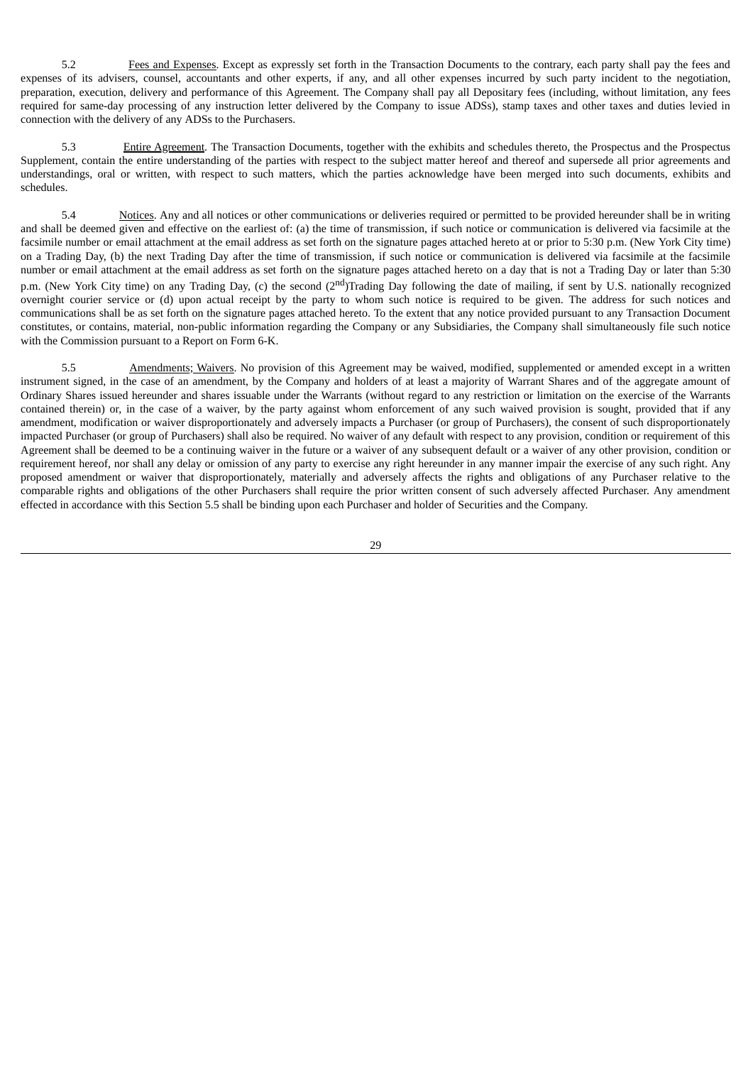5.2 Fees and Expenses. Except as expressly set forth in the Transaction Documents to the contrary, each party shall pay the fees and expenses of its advisers, counsel, accountants and other experts, if any, and all other expenses incurred by such party incident to the negotiation, preparation, execution, delivery and performance of this Agreement. The Company shall pay all Depositary fees (including, without limitation, any fees required for same-day processing of any instruction letter delivered by the Company to issue ADSs), stamp taxes and other taxes and duties levied in connection with the delivery of any ADSs to the Purchasers.

5.3 Entire Agreement. The Transaction Documents, together with the exhibits and schedules thereto, the Prospectus and the Prospectus Supplement, contain the entire understanding of the parties with respect to the subject matter hereof and thereof and supersede all prior agreements and understandings, oral or written, with respect to such matters, which the parties acknowledge have been merged into such documents, exhibits and schedules.

5.4 Notices. Any and all notices or other communications or deliveries required or permitted to be provided hereunder shall be in writing and shall be deemed given and effective on the earliest of: (a) the time of transmission, if such notice or communication is delivered via facsimile at the facsimile number or email attachment at the email address as set forth on the signature pages attached hereto at or prior to 5:30 p.m. (New York City time) on a Trading Day, (b) the next Trading Day after the time of transmission, if such notice or communication is delivered via facsimile at the facsimile number or email attachment at the email address as set forth on the signature pages attached hereto on a day that is not a Trading Day or later than 5:30 p.m. (New York City time) on any Trading Day, (c) the second (2nd)Trading Day following the date of mailing, if sent by U.S. nationally recognized overnight courier service or (d) upon actual receipt by the party to whom such notice is required to be given. The address for such notices and communications shall be as set forth on the signature pages attached hereto. To the extent that any notice provided pursuant to any Transaction Document constitutes, or contains, material, non-public information regarding the Company or any Subsidiaries, the Company shall simultaneously file such notice with the Commission pursuant to a Report on Form 6-K.

5.5 Amendments; Waivers. No provision of this Agreement may be waived, modified, supplemented or amended except in a written instrument signed, in the case of an amendment, by the Company and holders of at least a majority of Warrant Shares and of the aggregate amount of Ordinary Shares issued hereunder and shares issuable under the Warrants (without regard to any restriction or limitation on the exercise of the Warrants contained therein) or, in the case of a waiver, by the party against whom enforcement of any such waived provision is sought, provided that if any amendment, modification or waiver disproportionately and adversely impacts a Purchaser (or group of Purchasers), the consent of such disproportionately impacted Purchaser (or group of Purchasers) shall also be required. No waiver of any default with respect to any provision, condition or requirement of this Agreement shall be deemed to be a continuing waiver in the future or a waiver of any subsequent default or a waiver of any other provision, condition or requirement hereof, nor shall any delay or omission of any party to exercise any right hereunder in any manner impair the exercise of any such right. Any proposed amendment or waiver that disproportionately, materially and adversely affects the rights and obligations of any Purchaser relative to the comparable rights and obligations of the other Purchasers shall require the prior written consent of such adversely affected Purchaser. Any amendment effected in accordance with this Section 5.5 shall be binding upon each Purchaser and holder of Securities and the Company.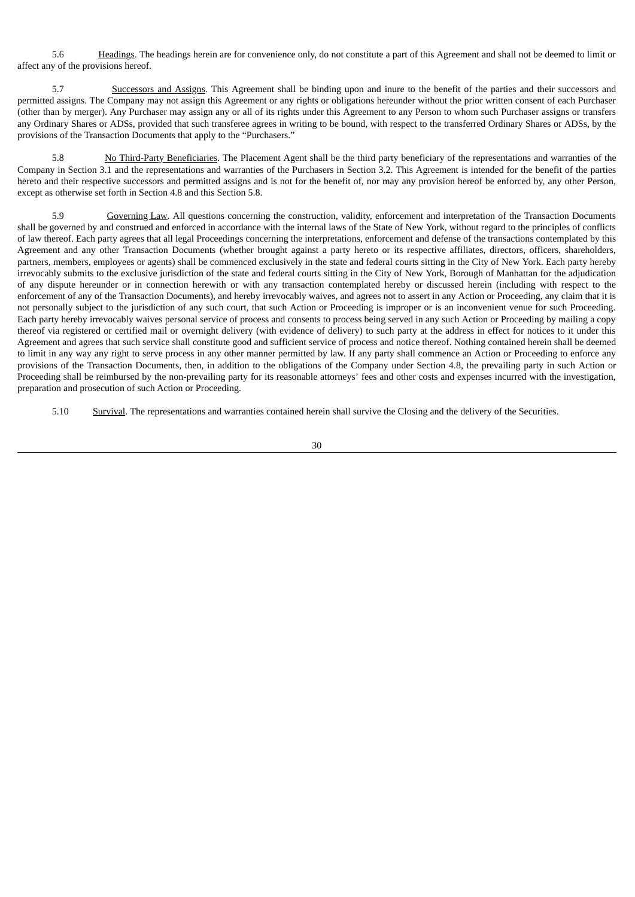5.6 Headings. The headings herein are for convenience only, do not constitute a part of this Agreement and shall not be deemed to limit or affect any of the provisions hereof.

5.7 Successors and Assigns. This Agreement shall be binding upon and inure to the benefit of the parties and their successors and permitted assigns. The Company may not assign this Agreement or any rights or obligations hereunder without the prior written consent of each Purchaser (other than by merger). Any Purchaser may assign any or all of its rights under this Agreement to any Person to whom such Purchaser assigns or transfers any Ordinary Shares or ADSs, provided that such transferee agrees in writing to be bound, with respect to the transferred Ordinary Shares or ADSs, by the provisions of the Transaction Documents that apply to the "Purchasers."

5.8 No Third-Party Beneficiaries. The Placement Agent shall be the third party beneficiary of the representations and warranties of the Company in Section 3.1 and the representations and warranties of the Purchasers in Section 3.2. This Agreement is intended for the benefit of the parties hereto and their respective successors and permitted assigns and is not for the benefit of, nor may any provision hereof be enforced by, any other Person, except as otherwise set forth in Section 4.8 and this Section 5.8.

5.9 Governing Law. All questions concerning the construction, validity, enforcement and interpretation of the Transaction Documents shall be governed by and construed and enforced in accordance with the internal laws of the State of New York, without regard to the principles of conflicts of law thereof. Each party agrees that all legal Proceedings concerning the interpretations, enforcement and defense of the transactions contemplated by this Agreement and any other Transaction Documents (whether brought against a party hereto or its respective affiliates, directors, officers, shareholders, partners, members, employees or agents) shall be commenced exclusively in the state and federal courts sitting in the City of New York. Each party hereby irrevocably submits to the exclusive jurisdiction of the state and federal courts sitting in the City of New York, Borough of Manhattan for the adjudication of any dispute hereunder or in connection herewith or with any transaction contemplated hereby or discussed herein (including with respect to the enforcement of any of the Transaction Documents), and hereby irrevocably waives, and agrees not to assert in any Action or Proceeding, any claim that it is not personally subject to the jurisdiction of any such court, that such Action or Proceeding is improper or is an inconvenient venue for such Proceeding. Each party hereby irrevocably waives personal service of process and consents to process being served in any such Action or Proceeding by mailing a copy thereof via registered or certified mail or overnight delivery (with evidence of delivery) to such party at the address in effect for notices to it under this Agreement and agrees that such service shall constitute good and sufficient service of process and notice thereof. Nothing contained herein shall be deemed to limit in any way any right to serve process in any other manner permitted by law. If any party shall commence an Action or Proceeding to enforce any provisions of the Transaction Documents, then, in addition to the obligations of the Company under Section 4.8, the prevailing party in such Action or Proceeding shall be reimbursed by the non-prevailing party for its reasonable attorneys' fees and other costs and expenses incurred with the investigation, preparation and prosecution of such Action or Proceeding.

5.10 Survival. The representations and warranties contained herein shall survive the Closing and the delivery of the Securities.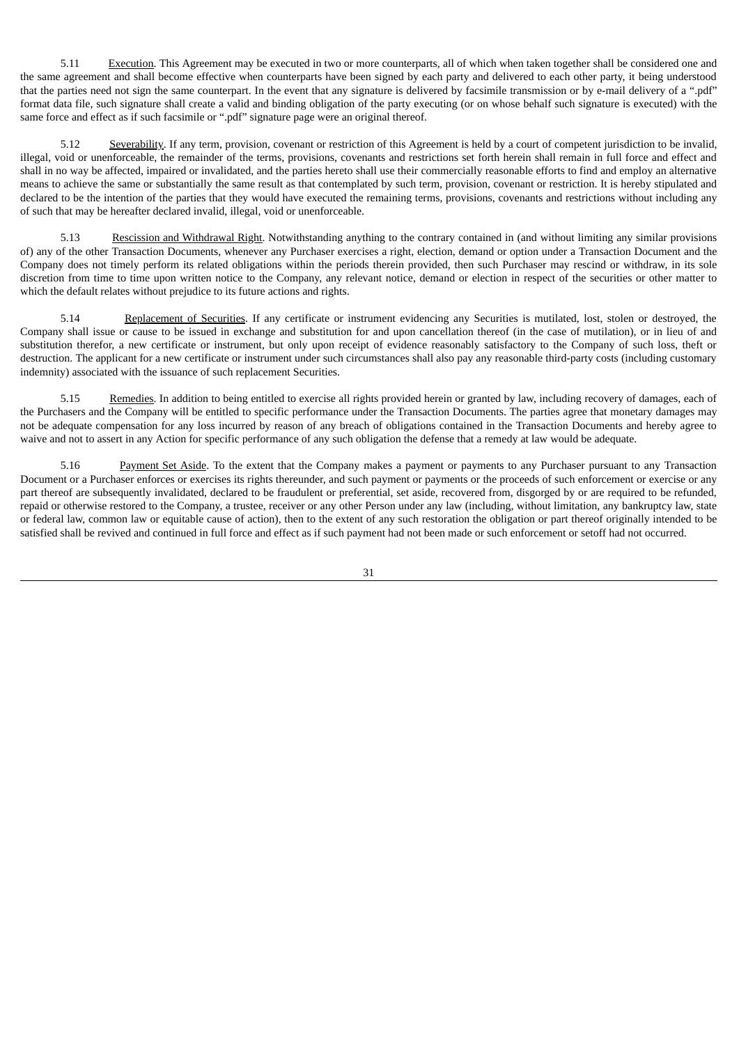5.11 Execution. This Agreement may be executed in two or more counterparts, all of which when taken together shall be considered one and the same agreement and shall become effective when counterparts have been signed by each party and delivered to each other party, it being understood that the parties need not sign the same counterpart. In the event that any signature is delivered by facsimile transmission or by e-mail delivery of a ".pdf" format data file, such signature shall create a valid and binding obligation of the party executing (or on whose behalf such signature is executed) with the same force and effect as if such facsimile or ".pdf" signature page were an original thereof.

5.12 Severability. If any term, provision, covenant or restriction of this Agreement is held by a court of competent jurisdiction to be invalid, illegal, void or unenforceable, the remainder of the terms, provisions, covenants and restrictions set forth herein shall remain in full force and effect and shall in no way be affected, impaired or invalidated, and the parties hereto shall use their commercially reasonable efforts to find and employ an alternative means to achieve the same or substantially the same result as that contemplated by such term, provision, covenant or restriction. It is hereby stipulated and declared to be the intention of the parties that they would have executed the remaining terms, provisions, covenants and restrictions without including any of such that may be hereafter declared invalid, illegal, void or unenforceable.

5.13 Rescission and Withdrawal Right. Notwithstanding anything to the contrary contained in (and without limiting any similar provisions of) any of the other Transaction Documents, whenever any Purchaser exercises a right, election, demand or option under a Transaction Document and the Company does not timely perform its related obligations within the periods therein provided, then such Purchaser may rescind or withdraw, in its sole discretion from time to time upon written notice to the Company, any relevant notice, demand or election in respect of the securities or other matter to which the default relates without prejudice to its future actions and rights.

5.14 Replacement of Securities. If any certificate or instrument evidencing any Securities is mutilated, lost, stolen or destroyed, the Company shall issue or cause to be issued in exchange and substitution for and upon cancellation thereof (in the case of mutilation), or in lieu of and substitution therefor, a new certificate or instrument, but only upon receipt of evidence reasonably satisfactory to the Company of such loss, theft or destruction. The applicant for a new certificate or instrument under such circumstances shall also pay any reasonable third-party costs (including customary indemnity) associated with the issuance of such replacement Securities.

5.15 Remedies. In addition to being entitled to exercise all rights provided herein or granted by law, including recovery of damages, each of the Purchasers and the Company will be entitled to specific performance under the Transaction Documents. The parties agree that monetary damages may not be adequate compensation for any loss incurred by reason of any breach of obligations contained in the Transaction Documents and hereby agree to waive and not to assert in any Action for specific performance of any such obligation the defense that a remedy at law would be adequate.

5.16 Payment Set Aside. To the extent that the Company makes a payment or payments to any Purchaser pursuant to any Transaction Document or a Purchaser enforces or exercises its rights thereunder, and such payment or payments or the proceeds of such enforcement or exercise or any part thereof are subsequently invalidated, declared to be fraudulent or preferential, set aside, recovered from, disgorged by or are required to be refunded, repaid or otherwise restored to the Company, a trustee, receiver or any other Person under any law (including, without limitation, any bankruptcy law, state or federal law, common law or equitable cause of action), then to the extent of any such restoration the obligation or part thereof originally intended to be satisfied shall be revived and continued in full force and effect as if such payment had not been made or such enforcement or setoff had not occurred.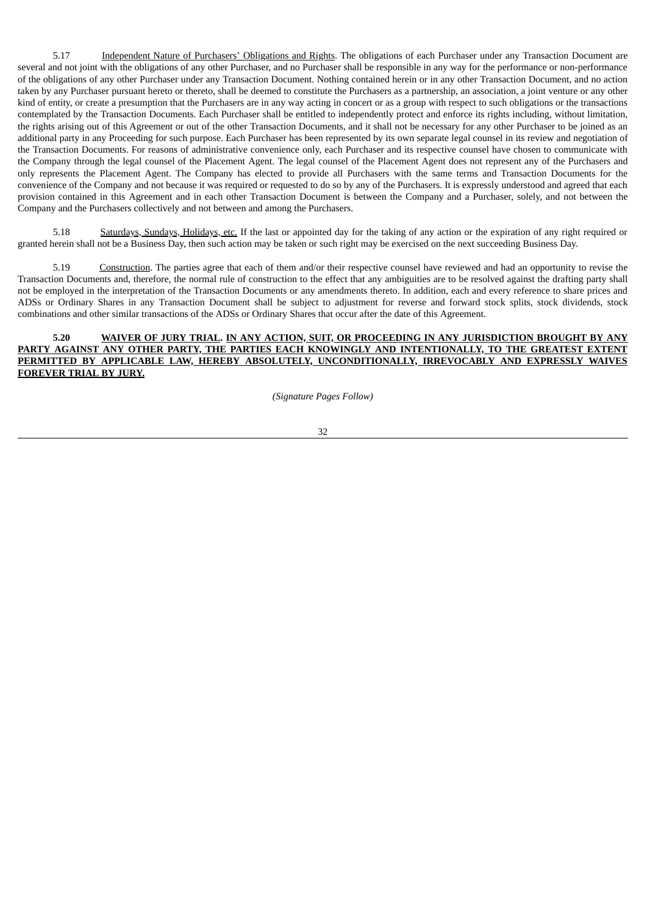5.17 Independent Nature of Purchasers' Obligations and Rights. The obligations of each Purchaser under any Transaction Document are several and not joint with the obligations of any other Purchaser, and no Purchaser shall be responsible in any way for the performance or non-performance of the obligations of any other Purchaser under any Transaction Document. Nothing contained herein or in any other Transaction Document, and no action taken by any Purchaser pursuant hereto or thereto, shall be deemed to constitute the Purchasers as a partnership, an association, a joint venture or any other kind of entity, or create a presumption that the Purchasers are in any way acting in concert or as a group with respect to such obligations or the transactions contemplated by the Transaction Documents. Each Purchaser shall be entitled to independently protect and enforce its rights including, without limitation, the rights arising out of this Agreement or out of the other Transaction Documents, and it shall not be necessary for any other Purchaser to be joined as an additional party in any Proceeding for such purpose. Each Purchaser has been represented by its own separate legal counsel in its review and negotiation of the Transaction Documents. For reasons of administrative convenience only, each Purchaser and its respective counsel have chosen to communicate with the Company through the legal counsel of the Placement Agent. The legal counsel of the Placement Agent does not represent any of the Purchasers and only represents the Placement Agent. The Company has elected to provide all Purchasers with the same terms and Transaction Documents for the convenience of the Company and not because it was required or requested to do so by any of the Purchasers. It is expressly understood and agreed that each provision contained in this Agreement and in each other Transaction Document is between the Company and a Purchaser, solely, and not between the Company and the Purchasers collectively and not between and among the Purchasers.

5.18 Saturdays, Sundays, Holidays, etc. If the last or appointed day for the taking of any action or the expiration of any right required or granted herein shall not be a Business Day, then such action may be taken or such right may be exercised on the next succeeding Business Day.

5.19 Construction. The parties agree that each of them and/or their respective counsel have reviewed and had an opportunity to revise the Transaction Documents and, therefore, the normal rule of construction to the effect that any ambiguities are to be resolved against the drafting party shall not be employed in the interpretation of the Transaction Documents or any amendments thereto. In addition, each and every reference to share prices and ADSs or Ordinary Shares in any Transaction Document shall be subject to adjustment for reverse and forward stock splits, stock dividends, stock combinations and other similar transactions of the ADSs or Ordinary Shares that occur after the date of this Agreement.

**5.20 WAIVER OF JURY TRIAL. IN ANY ACTION, SUIT, OR PROCEEDING IN ANY JURISDICTION BROUGHT BY ANY PARTY AGAINST ANY OTHER PARTY, THE PARTIES EACH KNOWINGLY AND INTENTIONALLY, TO THE GREATEST EXTENT PERMITTED BY APPLICABLE LAW, HEREBY ABSOLUTELY, UNCONDITIONALLY, IRREVOCABLY AND EXPRESSLY WAIVES FOREVER TRIAL BY JURY.**

*(Signature Pages Follow)*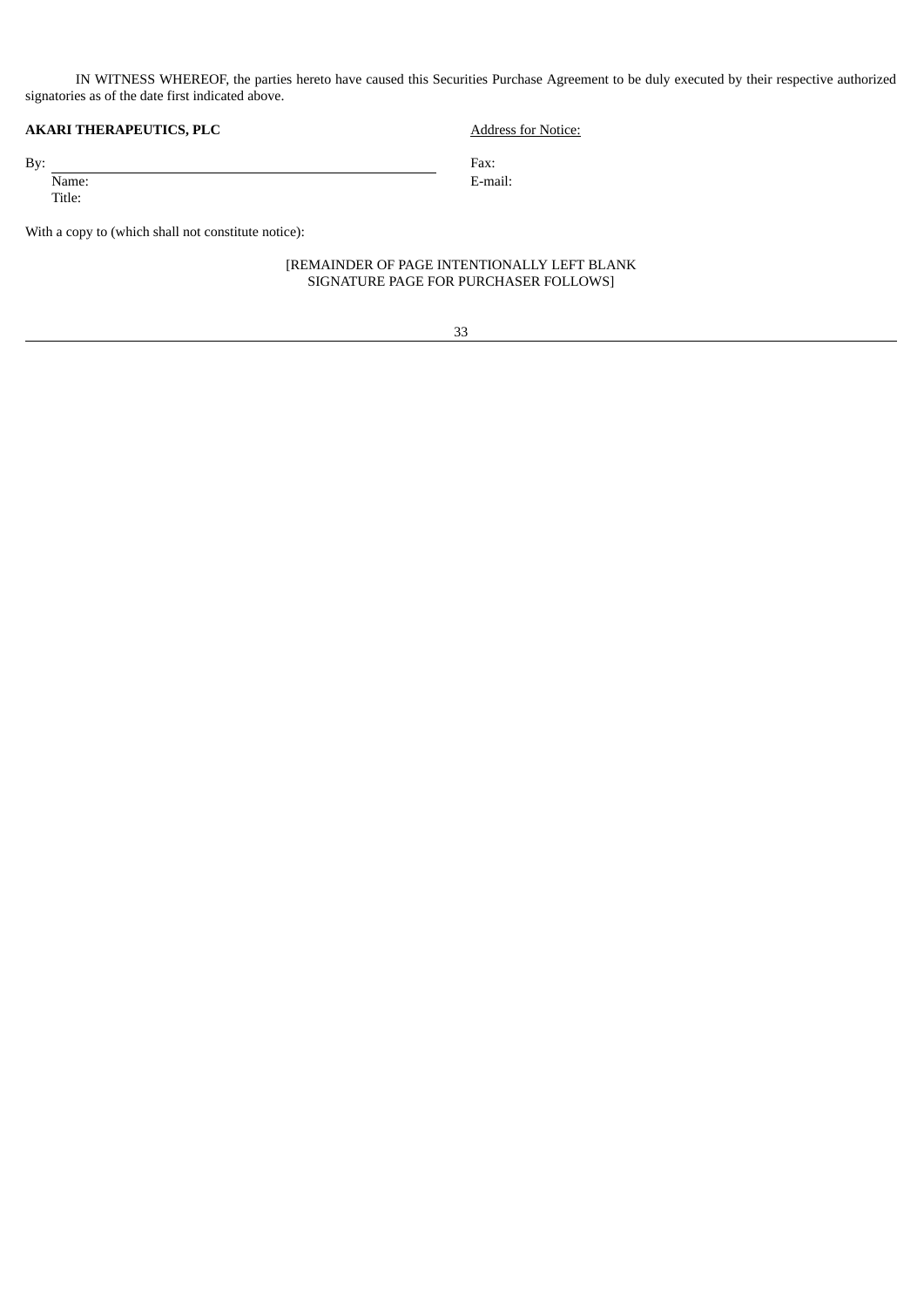IN WITNESS WHEREOF, the parties hereto have caused this Securities Purchase Agreement to be duly executed by their respective authorized signatories as of the date first indicated above.

| **AKARI THERAPEUTICS, PLC** | Address for Notice: |
|---|---|
| By: ______________________________ | Fax: |
| Name: | E-mail: |
| Title: | |

With a copy to (which shall not constitute notice):

[REMAINDER OF PAGE INTENTIONALLY LEFT BLANK
SIGNATURE PAGE FOR PURCHASER FOLLOWS]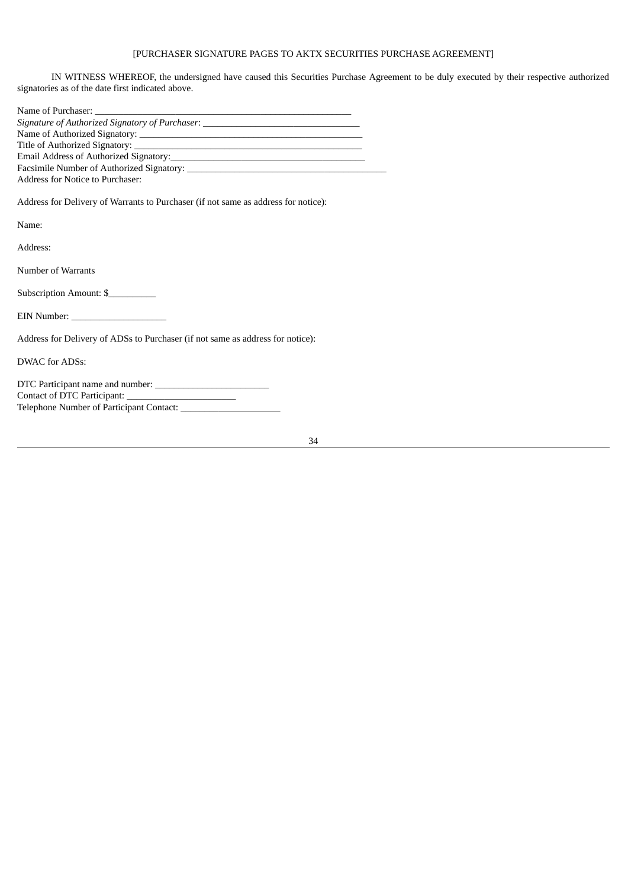[PURCHASER SIGNATURE PAGES TO AKTX SECURITIES PURCHASE AGREEMENT]

IN WITNESS WHEREOF, the undersigned have caused this Securities Purchase Agreement to be duly executed by their respective authorized signatories as of the date first indicated above.

Name of Purchaser: ________________________________________________________
*Signature of Authorized Signatory of Purchaser*: _________________________________
Name of Authorized Signatory: _________________________________________________
Title of Authorized Signatory: _________________________________________________
Email Address of Authorized Signatory:_________________________________________
Facsimile Number of Authorized Signatory: __________________________________________
Address for Notice to Purchaser:

Address for Delivery of Warrants to Purchaser (if not same as address for notice):

Name:

Address:

Number of Warrants

Subscription Amount: $__________

EIN Number: ____________________

Address for Delivery of ADSs to Purchaser (if not same as address for notice):

DWAC for ADSs:

DTC Participant name and number: ________________________
Contact of DTC Participant: _______________________
Telephone Number of Participant Contact: _____________________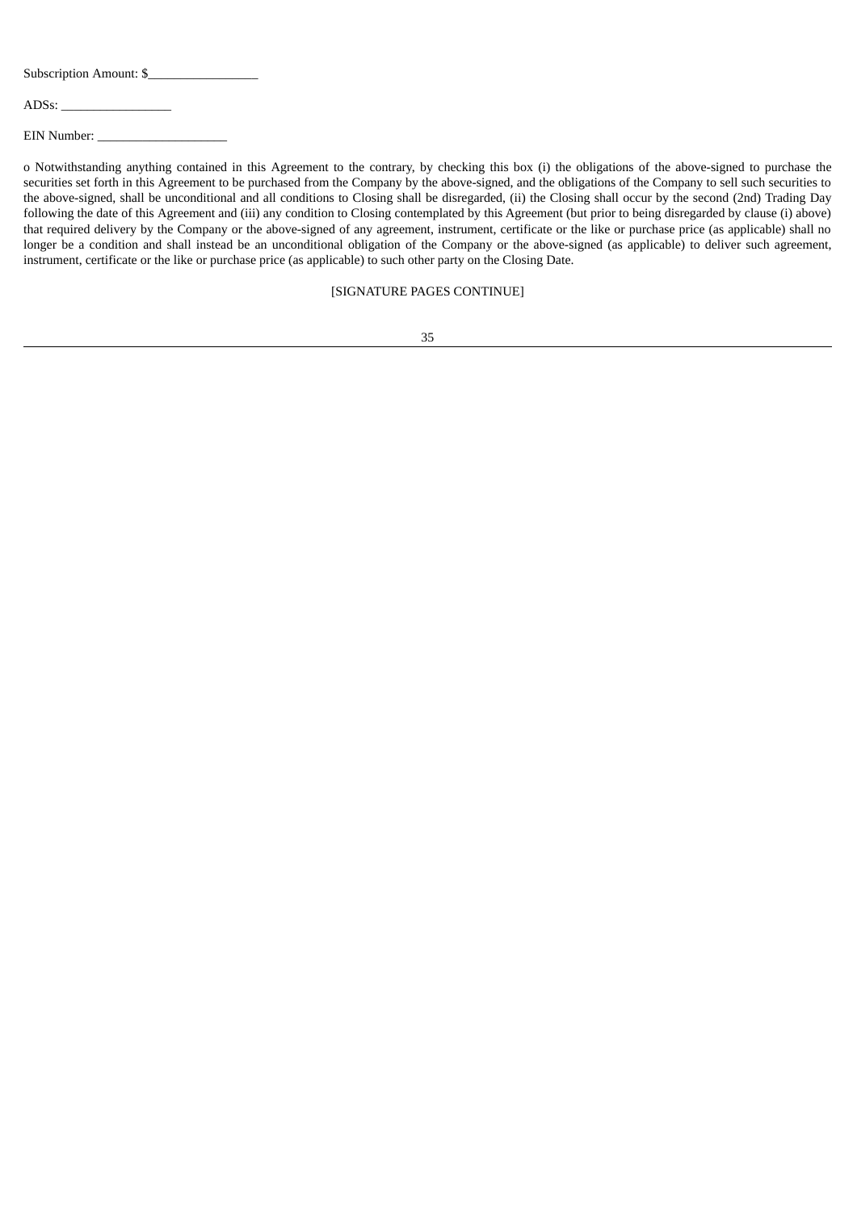Subscription Amount: $_________________

ADSs: _________________

EIN Number: ____________________

o Notwithstanding anything contained in this Agreement to the contrary, by checking this box (i) the obligations of the above-signed to purchase the securities set forth in this Agreement to be purchased from the Company by the above-signed, and the obligations of the Company to sell such securities to the above-signed, shall be unconditional and all conditions to Closing shall be disregarded, (ii) the Closing shall occur by the second (2nd) Trading Day following the date of this Agreement and (iii) any condition to Closing contemplated by this Agreement (but prior to being disregarded by clause (i) above) that required delivery by the Company or the above-signed of any agreement, instrument, certificate or the like or purchase price (as applicable) shall no longer be a condition and shall instead be an unconditional obligation of the Company or the above-signed (as applicable) to deliver such agreement, instrument, certificate or the like or purchase price (as applicable) to such other party on the Closing Date.

[SIGNATURE PAGES CONTINUE]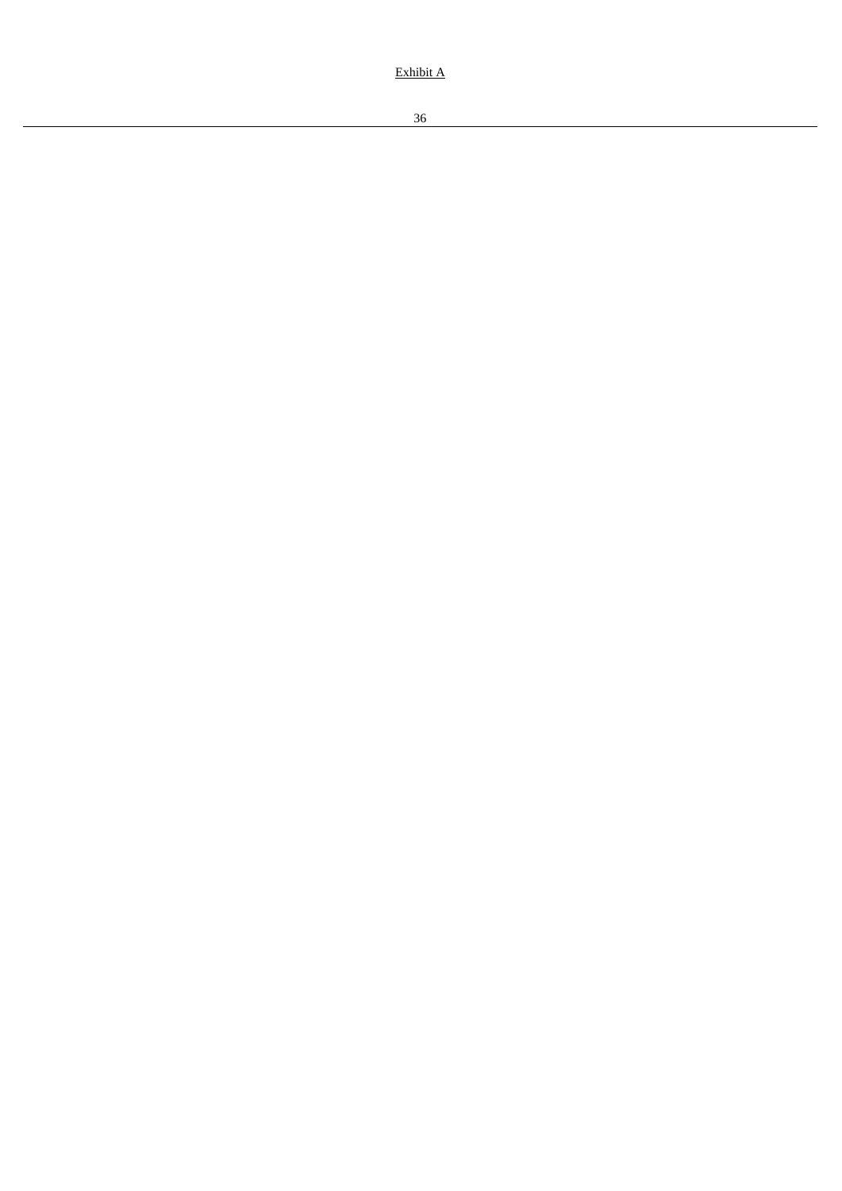Exhibit A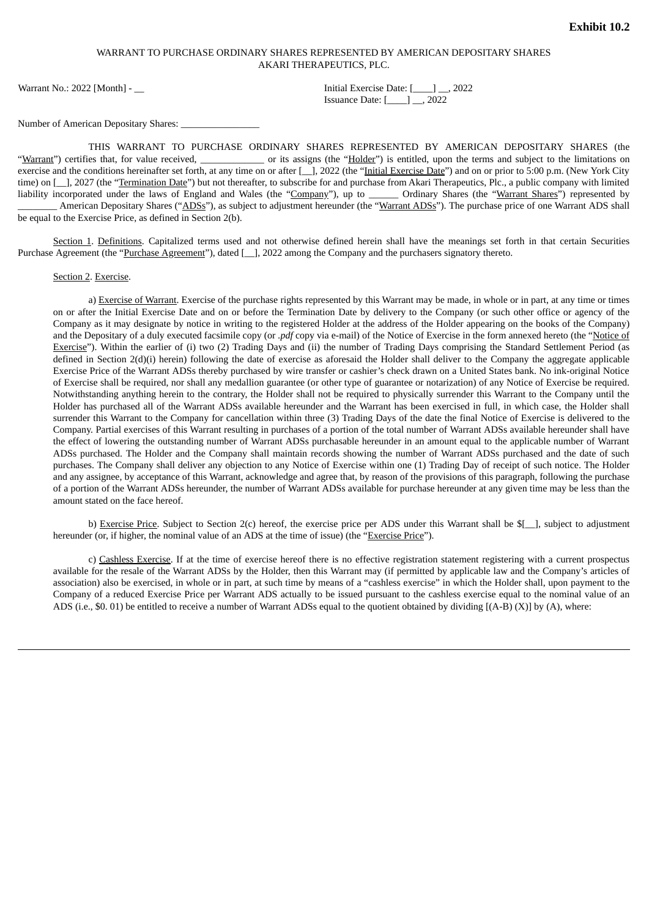**Exhibit 10.2**

WARRANT TO PURCHASE ORDINARY SHARES REPRESENTED BY AMERICAN DEPOSITARY SHARES
AKARI THERAPEUTICS, PLC.

Warrant No.: 2022 [Month] - __

Initial Exercise Date: [____] __, 2022
Issuance Date: [____] __, 2022

Number of American Depositary Shares: ________________

THIS WARRANT TO PURCHASE ORDINARY SHARES REPRESENTED BY AMERICAN DEPOSITARY SHARES (the "Warrant") certifies that, for value received, _____________ or its assigns (the "Holder") is entitled, upon the terms and subject to the limitations on exercise and the conditions hereinafter set forth, at any time on or after [__], 2022 (the "Initial Exercise Date") and on or prior to 5:00 p.m. (New York City time) on [__], 2027 (the "Termination Date") but not thereafter, to subscribe for and purchase from Akari Therapeutics, Plc., a public company with limited liability incorporated under the laws of England and Wales (the "Company"), up to ______ Ordinary Shares (the "Warrant Shares") represented by ________ American Depositary Shares ("ADSs"), as subject to adjustment hereunder (the "Warrant ADSs"). The purchase price of one Warrant ADS shall be equal to the Exercise Price, as defined in Section 2(b).

Section 1. Definitions. Capitalized terms used and not otherwise defined herein shall have the meanings set forth in that certain Securities Purchase Agreement (the "Purchase Agreement"), dated [__], 2022 among the Company and the purchasers signatory thereto.

Section 2. Exercise.

a) Exercise of Warrant. Exercise of the purchase rights represented by this Warrant may be made, in whole or in part, at any time or times on or after the Initial Exercise Date and on or before the Termination Date by delivery to the Company (or such other office or agency of the Company as it may designate by notice in writing to the registered Holder at the address of the Holder appearing on the books of the Company) and the Depositary of a duly executed facsimile copy (or *.pdf* copy via e-mail) of the Notice of Exercise in the form annexed hereto (the "Notice of Exercise"). Within the earlier of (i) two (2) Trading Days and (ii) the number of Trading Days comprising the Standard Settlement Period (as defined in Section 2(d)(i) herein) following the date of exercise as aforesaid the Holder shall deliver to the Company the aggregate applicable Exercise Price of the Warrant ADSs thereby purchased by wire transfer or cashier's check drawn on a United States bank. No ink-original Notice of Exercise shall be required, nor shall any medallion guarantee (or other type of guarantee or notarization) of any Notice of Exercise be required. Notwithstanding anything herein to the contrary, the Holder shall not be required to physically surrender this Warrant to the Company until the Holder has purchased all of the Warrant ADSs available hereunder and the Warrant has been exercised in full, in which case, the Holder shall surrender this Warrant to the Company for cancellation within three (3) Trading Days of the date the final Notice of Exercise is delivered to the Company. Partial exercises of this Warrant resulting in purchases of a portion of the total number of Warrant ADSs available hereunder shall have the effect of lowering the outstanding number of Warrant ADSs purchasable hereunder in an amount equal to the applicable number of Warrant ADSs purchased. The Holder and the Company shall maintain records showing the number of Warrant ADSs purchased and the date of such purchases. The Company shall deliver any objection to any Notice of Exercise within one (1) Trading Day of receipt of such notice. The Holder and any assignee, by acceptance of this Warrant, acknowledge and agree that, by reason of the provisions of this paragraph, following the purchase of a portion of the Warrant ADSs hereunder, the number of Warrant ADSs available for purchase hereunder at any given time may be less than the amount stated on the face hereof.

b) Exercise Price. Subject to Section 2(c) hereof, the exercise price per ADS under this Warrant shall be $[__], subject to adjustment hereunder (or, if higher, the nominal value of an ADS at the time of issue) (the "Exercise Price").

c) Cashless Exercise. If at the time of exercise hereof there is no effective registration statement registering with a current prospectus available for the resale of the Warrant ADSs by the Holder, then this Warrant may (if permitted by applicable law and the Company's articles of association) also be exercised, in whole or in part, at such time by means of a "cashless exercise" in which the Holder shall, upon payment to the Company of a reduced Exercise Price per Warrant ADS actually to be issued pursuant to the cashless exercise equal to the nominal value of an ADS (i.e., $0. 01) be entitled to receive a number of Warrant ADSs equal to the quotient obtained by dividing [(A-B) (X)] by (A), where: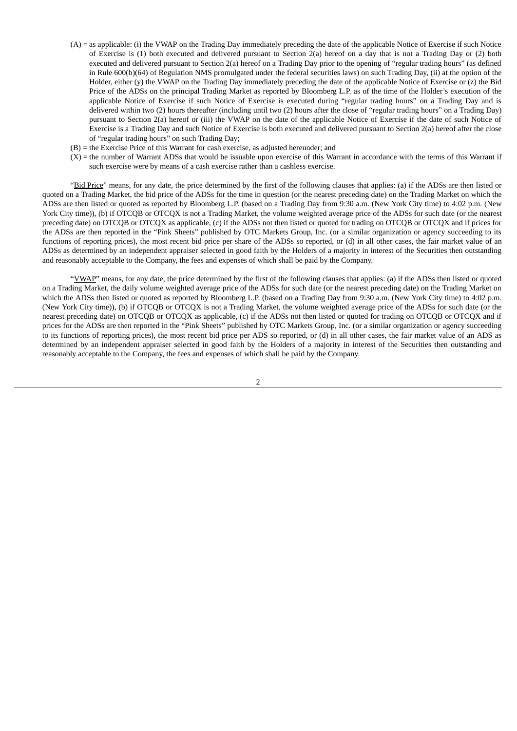(A) = as applicable: (i) the VWAP on the Trading Day immediately preceding the date of the applicable Notice of Exercise if such Notice of Exercise is (1) both executed and delivered pursuant to Section 2(a) hereof on a day that is not a Trading Day or (2) both executed and delivered pursuant to Section 2(a) hereof on a Trading Day prior to the opening of "regular trading hours" (as defined in Rule 600(b)(64) of Regulation NMS promulgated under the federal securities laws) on such Trading Day, (ii) at the option of the Holder, either (y) the VWAP on the Trading Day immediately preceding the date of the applicable Notice of Exercise or (z) the Bid Price of the ADSs on the principal Trading Market as reported by Bloomberg L.P. as of the time of the Holder's execution of the applicable Notice of Exercise if such Notice of Exercise is executed during "regular trading hours" on a Trading Day and is delivered within two (2) hours thereafter (including until two (2) hours after the close of "regular trading hours" on a Trading Day) pursuant to Section 2(a) hereof or (iii) the VWAP on the date of the applicable Notice of Exercise if the date of such Notice of Exercise is a Trading Day and such Notice of Exercise is both executed and delivered pursuant to Section 2(a) hereof after the close of "regular trading hours" on such Trading Day;

(B) = the Exercise Price of this Warrant for cash exercise, as adjusted hereunder; and

(X) = the number of Warrant ADSs that would be issuable upon exercise of this Warrant in accordance with the terms of this Warrant if such exercise were by means of a cash exercise rather than a cashless exercise.

"Bid Price" means, for any date, the price determined by the first of the following clauses that applies: (a) if the ADSs are then listed or quoted on a Trading Market, the bid price of the ADSs for the time in question (or the nearest preceding date) on the Trading Market on which the ADSs are then listed or quoted as reported by Bloomberg L.P. (based on a Trading Day from 9:30 a.m. (New York City time) to 4:02 p.m. (New York City time)), (b) if OTCQB or OTCQX is not a Trading Market, the volume weighted average price of the ADSs for such date (or the nearest preceding date) on OTCQB or OTCQX as applicable, (c) if the ADSs not then listed or quoted for trading on OTCQB or OTCQX and if prices for the ADSs are then reported in the "Pink Sheets" published by OTC Markets Group, Inc. (or a similar organization or agency succeeding to its functions of reporting prices), the most recent bid price per share of the ADSs so reported, or (d) in all other cases, the fair market value of an ADSs as determined by an independent appraiser selected in good faith by the Holders of a majority in interest of the Securities then outstanding and reasonably acceptable to the Company, the fees and expenses of which shall be paid by the Company.

"VWAP" means, for any date, the price determined by the first of the following clauses that applies: (a) if the ADSs then listed or quoted on a Trading Market, the daily volume weighted average price of the ADSs for such date (or the nearest preceding date) on the Trading Market on which the ADSs then listed or quoted as reported by Bloomberg L.P. (based on a Trading Day from 9:30 a.m. (New York City time) to 4:02 p.m. (New York City time)), (b) if OTCQB or OTCQX is not a Trading Market, the volume weighted average price of the ADSs for such date (or the nearest preceding date) on OTCQB or OTCQX as applicable, (c) if the ADSs not then listed or quoted for trading on OTCQB or OTCQX and if prices for the ADSs are then reported in the "Pink Sheets" published by OTC Markets Group, Inc. (or a similar organization or agency succeeding to its functions of reporting prices), the most recent bid price per ADS so reported, or (d) in all other cases, the fair market value of an ADS as determined by an independent appraiser selected in good faith by the Holders of a majority in interest of the Securities then outstanding and reasonably acceptable to the Company, the fees and expenses of which shall be paid by the Company.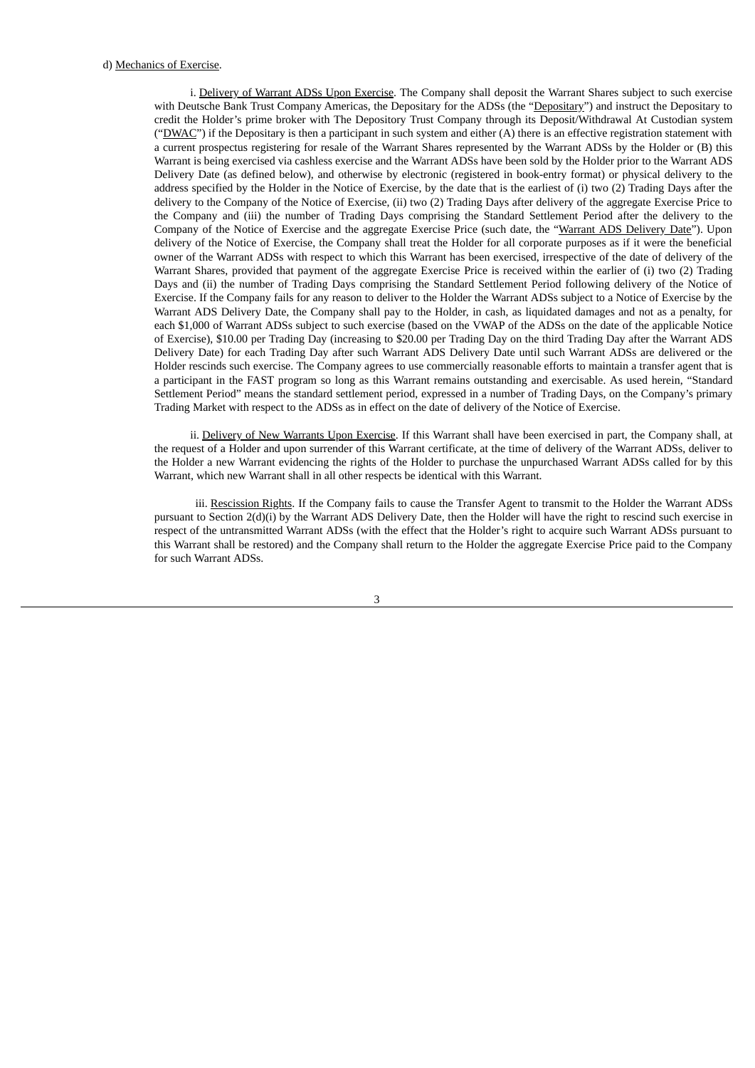d) Mechanics of Exercise.

i. Delivery of Warrant ADSs Upon Exercise. The Company shall deposit the Warrant Shares subject to such exercise with Deutsche Bank Trust Company Americas, the Depositary for the ADSs (the "Depositary") and instruct the Depositary to credit the Holder's prime broker with The Depository Trust Company through its Deposit/Withdrawal At Custodian system ("DWAC") if the Depositary is then a participant in such system and either (A) there is an effective registration statement with a current prospectus registering for resale of the Warrant Shares represented by the Warrant ADSs by the Holder or (B) this Warrant is being exercised via cashless exercise and the Warrant ADSs have been sold by the Holder prior to the Warrant ADS Delivery Date (as defined below), and otherwise by electronic (registered in book-entry format) or physical delivery to the address specified by the Holder in the Notice of Exercise, by the date that is the earliest of (i) two (2) Trading Days after the delivery to the Company of the Notice of Exercise, (ii) two (2) Trading Days after delivery of the aggregate Exercise Price to the Company and (iii) the number of Trading Days comprising the Standard Settlement Period after the delivery to the Company of the Notice of Exercise and the aggregate Exercise Price (such date, the "Warrant ADS Delivery Date"). Upon delivery of the Notice of Exercise, the Company shall treat the Holder for all corporate purposes as if it were the beneficial owner of the Warrant ADSs with respect to which this Warrant has been exercised, irrespective of the date of delivery of the Warrant Shares, provided that payment of the aggregate Exercise Price is received within the earlier of (i) two (2) Trading Days and (ii) the number of Trading Days comprising the Standard Settlement Period following delivery of the Notice of Exercise. If the Company fails for any reason to deliver to the Holder the Warrant ADSs subject to a Notice of Exercise by the Warrant ADS Delivery Date, the Company shall pay to the Holder, in cash, as liquidated damages and not as a penalty, for each $1,000 of Warrant ADSs subject to such exercise (based on the VWAP of the ADSs on the date of the applicable Notice of Exercise), $10.00 per Trading Day (increasing to $20.00 per Trading Day on the third Trading Day after the Warrant ADS Delivery Date) for each Trading Day after such Warrant ADS Delivery Date until such Warrant ADSs are delivered or the Holder rescinds such exercise. The Company agrees to use commercially reasonable efforts to maintain a transfer agent that is a participant in the FAST program so long as this Warrant remains outstanding and exercisable. As used herein, "Standard Settlement Period" means the standard settlement period, expressed in a number of Trading Days, on the Company's primary Trading Market with respect to the ADSs as in effect on the date of delivery of the Notice of Exercise.

ii. Delivery of New Warrants Upon Exercise. If this Warrant shall have been exercised in part, the Company shall, at the request of a Holder and upon surrender of this Warrant certificate, at the time of delivery of the Warrant ADSs, deliver to the Holder a new Warrant evidencing the rights of the Holder to purchase the unpurchased Warrant ADSs called for by this Warrant, which new Warrant shall in all other respects be identical with this Warrant.

iii. Rescission Rights. If the Company fails to cause the Transfer Agent to transmit to the Holder the Warrant ADSs pursuant to Section 2(d)(i) by the Warrant ADS Delivery Date, then the Holder will have the right to rescind such exercise in respect of the untransmitted Warrant ADSs (with the effect that the Holder's right to acquire such Warrant ADSs pursuant to this Warrant shall be restored) and the Company shall return to the Holder the aggregate Exercise Price paid to the Company for such Warrant ADSs.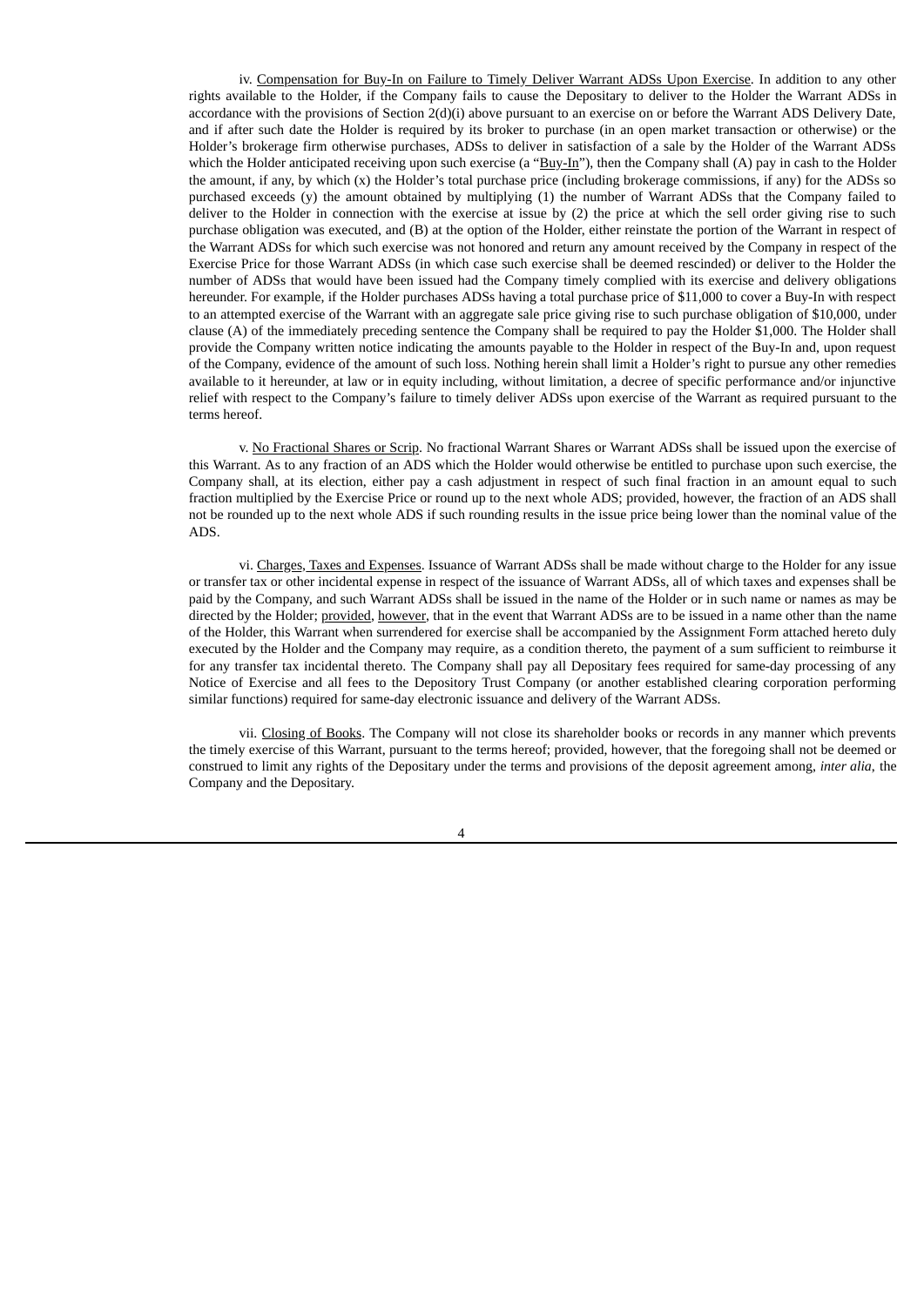iv. Compensation for Buy-In on Failure to Timely Deliver Warrant ADSs Upon Exercise. In addition to any other rights available to the Holder, if the Company fails to cause the Depositary to deliver to the Holder the Warrant ADSs in accordance with the provisions of Section 2(d)(i) above pursuant to an exercise on or before the Warrant ADS Delivery Date, and if after such date the Holder is required by its broker to purchase (in an open market transaction or otherwise) or the Holder's brokerage firm otherwise purchases, ADSs to deliver in satisfaction of a sale by the Holder of the Warrant ADSs which the Holder anticipated receiving upon such exercise (a "Buy-In"), then the Company shall (A) pay in cash to the Holder the amount, if any, by which (x) the Holder's total purchase price (including brokerage commissions, if any) for the ADSs so purchased exceeds (y) the amount obtained by multiplying (1) the number of Warrant ADSs that the Company failed to deliver to the Holder in connection with the exercise at issue by (2) the price at which the sell order giving rise to such purchase obligation was executed, and (B) at the option of the Holder, either reinstate the portion of the Warrant in respect of the Warrant ADSs for which such exercise was not honored and return any amount received by the Company in respect of the Exercise Price for those Warrant ADSs (in which case such exercise shall be deemed rescinded) or deliver to the Holder the number of ADSs that would have been issued had the Company timely complied with its exercise and delivery obligations hereunder. For example, if the Holder purchases ADSs having a total purchase price of $11,000 to cover a Buy-In with respect to an attempted exercise of the Warrant with an aggregate sale price giving rise to such purchase obligation of $10,000, under clause (A) of the immediately preceding sentence the Company shall be required to pay the Holder $1,000. The Holder shall provide the Company written notice indicating the amounts payable to the Holder in respect of the Buy-In and, upon request of the Company, evidence of the amount of such loss. Nothing herein shall limit a Holder's right to pursue any other remedies available to it hereunder, at law or in equity including, without limitation, a decree of specific performance and/or injunctive relief with respect to the Company's failure to timely deliver ADSs upon exercise of the Warrant as required pursuant to the terms hereof.

v. No Fractional Shares or Scrip. No fractional Warrant Shares or Warrant ADSs shall be issued upon the exercise of this Warrant. As to any fraction of an ADS which the Holder would otherwise be entitled to purchase upon such exercise, the Company shall, at its election, either pay a cash adjustment in respect of such final fraction in an amount equal to such fraction multiplied by the Exercise Price or round up to the next whole ADS; provided, however, the fraction of an ADS shall not be rounded up to the next whole ADS if such rounding results in the issue price being lower than the nominal value of the ADS.

vi. Charges, Taxes and Expenses. Issuance of Warrant ADSs shall be made without charge to the Holder for any issue or transfer tax or other incidental expense in respect of the issuance of Warrant ADSs, all of which taxes and expenses shall be paid by the Company, and such Warrant ADSs shall be issued in the name of the Holder or in such name or names as may be directed by the Holder; provided, however, that in the event that Warrant ADSs are to be issued in a name other than the name of the Holder, this Warrant when surrendered for exercise shall be accompanied by the Assignment Form attached hereto duly executed by the Holder and the Company may require, as a condition thereto, the payment of a sum sufficient to reimburse it for any transfer tax incidental thereto. The Company shall pay all Depositary fees required for same-day processing of any Notice of Exercise and all fees to the Depository Trust Company (or another established clearing corporation performing similar functions) required for same-day electronic issuance and delivery of the Warrant ADSs.

vii. Closing of Books. The Company will not close its shareholder books or records in any manner which prevents the timely exercise of this Warrant, pursuant to the terms hereof; provided, however, that the foregoing shall not be deemed or construed to limit any rights of the Depositary under the terms and provisions of the deposit agreement among, *inter alia*, the Company and the Depositary.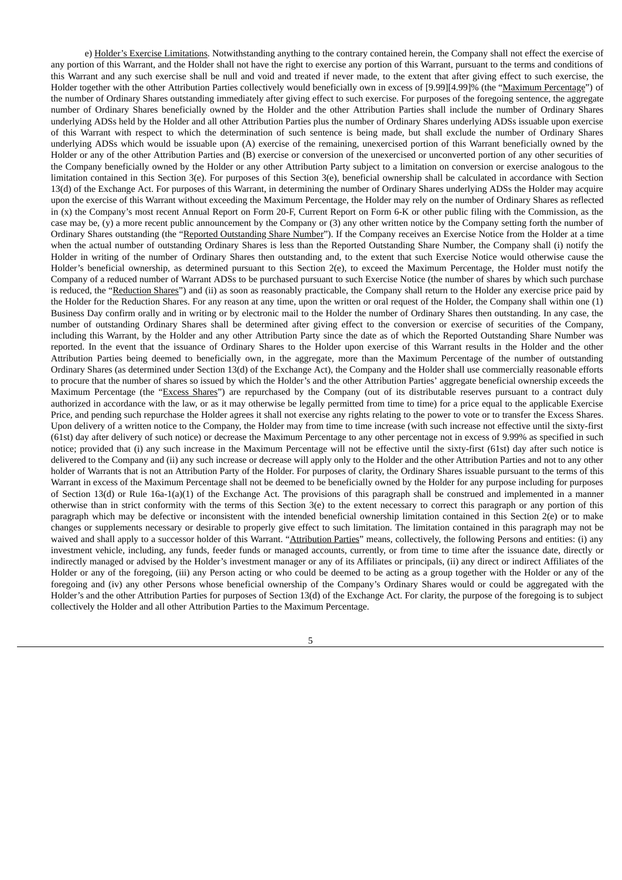e) Holder's Exercise Limitations. Notwithstanding anything to the contrary contained herein, the Company shall not effect the exercise of any portion of this Warrant, and the Holder shall not have the right to exercise any portion of this Warrant, pursuant to the terms and conditions of this Warrant and any such exercise shall be null and void and treated if never made, to the extent that after giving effect to such exercise, the Holder together with the other Attribution Parties collectively would beneficially own in excess of [9.99][4.99]% (the "Maximum Percentage") of the number of Ordinary Shares outstanding immediately after giving effect to such exercise. For purposes of the foregoing sentence, the aggregate number of Ordinary Shares beneficially owned by the Holder and the other Attribution Parties shall include the number of Ordinary Shares underlying ADSs held by the Holder and all other Attribution Parties plus the number of Ordinary Shares underlying ADSs issuable upon exercise of this Warrant with respect to which the determination of such sentence is being made, but shall exclude the number of Ordinary Shares underlying ADSs which would be issuable upon (A) exercise of the remaining, unexercised portion of this Warrant beneficially owned by the Holder or any of the other Attribution Parties and (B) exercise or conversion of the unexercised or unconverted portion of any other securities of the Company beneficially owned by the Holder or any other Attribution Party subject to a limitation on conversion or exercise analogous to the limitation contained in this Section 3(e). For purposes of this Section 3(e), beneficial ownership shall be calculated in accordance with Section 13(d) of the Exchange Act. For purposes of this Warrant, in determining the number of Ordinary Shares underlying ADSs the Holder may acquire upon the exercise of this Warrant without exceeding the Maximum Percentage, the Holder may rely on the number of Ordinary Shares as reflected in (x) the Company's most recent Annual Report on Form 20-F, Current Report on Form 6-K or other public filing with the Commission, as the case may be, (y) a more recent public announcement by the Company or (3) any other written notice by the Company setting forth the number of Ordinary Shares outstanding (the "Reported Outstanding Share Number"). If the Company receives an Exercise Notice from the Holder at a time when the actual number of outstanding Ordinary Shares is less than the Reported Outstanding Share Number, the Company shall (i) notify the Holder in writing of the number of Ordinary Shares then outstanding and, to the extent that such Exercise Notice would otherwise cause the Holder's beneficial ownership, as determined pursuant to this Section 2(e), to exceed the Maximum Percentage, the Holder must notify the Company of a reduced number of Warrant ADSs to be purchased pursuant to such Exercise Notice (the number of shares by which such purchase is reduced, the "Reduction Shares") and (ii) as soon as reasonably practicable, the Company shall return to the Holder any exercise price paid by the Holder for the Reduction Shares. For any reason at any time, upon the written or oral request of the Holder, the Company shall within one (1) Business Day confirm orally and in writing or by electronic mail to the Holder the number of Ordinary Shares then outstanding. In any case, the number of outstanding Ordinary Shares shall be determined after giving effect to the conversion or exercise of securities of the Company, including this Warrant, by the Holder and any other Attribution Party since the date as of which the Reported Outstanding Share Number was reported. In the event that the issuance of Ordinary Shares to the Holder upon exercise of this Warrant results in the Holder and the other Attribution Parties being deemed to beneficially own, in the aggregate, more than the Maximum Percentage of the number of outstanding Ordinary Shares (as determined under Section 13(d) of the Exchange Act), the Company and the Holder shall use commercially reasonable efforts to procure that the number of shares so issued by which the Holder's and the other Attribution Parties' aggregate beneficial ownership exceeds the Maximum Percentage (the "Excess Shares") are repurchased by the Company (out of its distributable reserves pursuant to a contract duly authorized in accordance with the law, or as it may otherwise be legally permitted from time to time) for a price equal to the applicable Exercise Price, and pending such repurchase the Holder agrees it shall not exercise any rights relating to the power to vote or to transfer the Excess Shares. Upon delivery of a written notice to the Company, the Holder may from time to time increase (with such increase not effective until the sixty-first (61st) day after delivery of such notice) or decrease the Maximum Percentage to any other percentage not in excess of 9.99% as specified in such notice; provided that (i) any such increase in the Maximum Percentage will not be effective until the sixty-first (61st) day after such notice is delivered to the Company and (ii) any such increase or decrease will apply only to the Holder and the other Attribution Parties and not to any other holder of Warrants that is not an Attribution Party of the Holder. For purposes of clarity, the Ordinary Shares issuable pursuant to the terms of this Warrant in excess of the Maximum Percentage shall not be deemed to be beneficially owned by the Holder for any purpose including for purposes of Section 13(d) or Rule 16a-1(a)(1) of the Exchange Act. The provisions of this paragraph shall be construed and implemented in a manner otherwise than in strict conformity with the terms of this Section 3(e) to the extent necessary to correct this paragraph or any portion of this paragraph which may be defective or inconsistent with the intended beneficial ownership limitation contained in this Section 2(e) or to make changes or supplements necessary or desirable to properly give effect to such limitation. The limitation contained in this paragraph may not be waived and shall apply to a successor holder of this Warrant. "Attribution Parties" means, collectively, the following Persons and entities: (i) any investment vehicle, including, any funds, feeder funds or managed accounts, currently, or from time to time after the issuance date, directly or indirectly managed or advised by the Holder's investment manager or any of its Affiliates or principals, (ii) any direct or indirect Affiliates of the Holder or any of the foregoing, (iii) any Person acting or who could be deemed to be acting as a group together with the Holder or any of the foregoing and (iv) any other Persons whose beneficial ownership of the Company's Ordinary Shares would or could be aggregated with the Holder's and the other Attribution Parties for purposes of Section 13(d) of the Exchange Act. For clarity, the purpose of the foregoing is to subject collectively the Holder and all other Attribution Parties to the Maximum Percentage.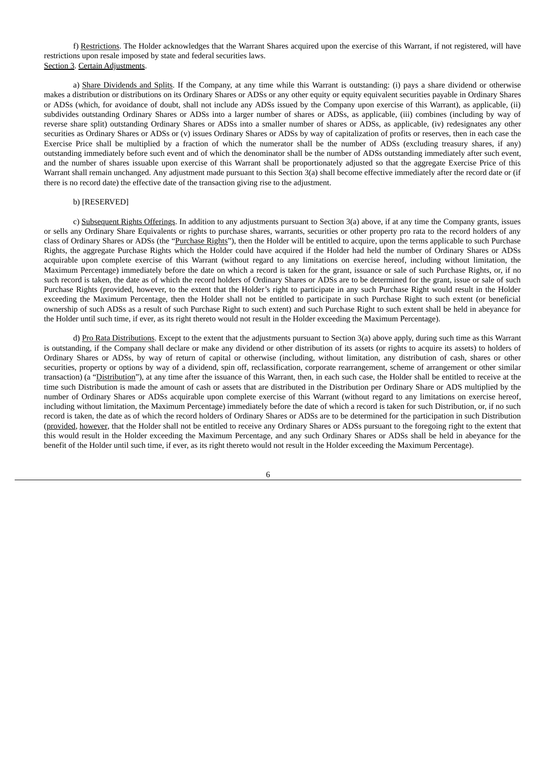f) Restrictions. The Holder acknowledges that the Warrant Shares acquired upon the exercise of this Warrant, if not registered, will have restrictions upon resale imposed by state and federal securities laws.

Section 3. Certain Adjustments.

a) Share Dividends and Splits. If the Company, at any time while this Warrant is outstanding: (i) pays a share dividend or otherwise makes a distribution or distributions on its Ordinary Shares or ADSs or any other equity or equity equivalent securities payable in Ordinary Shares or ADSs (which, for avoidance of doubt, shall not include any ADSs issued by the Company upon exercise of this Warrant), as applicable, (ii) subdivides outstanding Ordinary Shares or ADSs into a larger number of shares or ADSs, as applicable, (iii) combines (including by way of reverse share split) outstanding Ordinary Shares or ADSs into a smaller number of shares or ADSs, as applicable, (iv) redesignates any other securities as Ordinary Shares or ADSs or (v) issues Ordinary Shares or ADSs by way of capitalization of profits or reserves, then in each case the Exercise Price shall be multiplied by a fraction of which the numerator shall be the number of ADSs (excluding treasury shares, if any) outstanding immediately before such event and of which the denominator shall be the number of ADSs outstanding immediately after such event, and the number of shares issuable upon exercise of this Warrant shall be proportionately adjusted so that the aggregate Exercise Price of this Warrant shall remain unchanged. Any adjustment made pursuant to this Section 3(a) shall become effective immediately after the record date or (if there is no record date) the effective date of the transaction giving rise to the adjustment.

b) [RESERVED]

c) Subsequent Rights Offerings. In addition to any adjustments pursuant to Section 3(a) above, if at any time the Company grants, issues or sells any Ordinary Share Equivalents or rights to purchase shares, warrants, securities or other property pro rata to the record holders of any class of Ordinary Shares or ADSs (the "Purchase Rights"), then the Holder will be entitled to acquire, upon the terms applicable to such Purchase Rights, the aggregate Purchase Rights which the Holder could have acquired if the Holder had held the number of Ordinary Shares or ADSs acquirable upon complete exercise of this Warrant (without regard to any limitations on exercise hereof, including without limitation, the Maximum Percentage) immediately before the date on which a record is taken for the grant, issuance or sale of such Purchase Rights, or, if no such record is taken, the date as of which the record holders of Ordinary Shares or ADSs are to be determined for the grant, issue or sale of such Purchase Rights (provided, however, to the extent that the Holder's right to participate in any such Purchase Right would result in the Holder exceeding the Maximum Percentage, then the Holder shall not be entitled to participate in such Purchase Right to such extent (or beneficial ownership of such ADSs as a result of such Purchase Right to such extent) and such Purchase Right to such extent shall be held in abeyance for the Holder until such time, if ever, as its right thereto would not result in the Holder exceeding the Maximum Percentage).

d) Pro Rata Distributions. Except to the extent that the adjustments pursuant to Section 3(a) above apply, during such time as this Warrant is outstanding, if the Company shall declare or make any dividend or other distribution of its assets (or rights to acquire its assets) to holders of Ordinary Shares or ADSs, by way of return of capital or otherwise (including, without limitation, any distribution of cash, shares or other securities, property or options by way of a dividend, spin off, reclassification, corporate rearrangement, scheme of arrangement or other similar transaction) (a "Distribution"), at any time after the issuance of this Warrant, then, in each such case, the Holder shall be entitled to receive at the time such Distribution is made the amount of cash or assets that are distributed in the Distribution per Ordinary Share or ADS multiplied by the number of Ordinary Shares or ADSs acquirable upon complete exercise of this Warrant (without regard to any limitations on exercise hereof, including without limitation, the Maximum Percentage) immediately before the date of which a record is taken for such Distribution, or, if no such record is taken, the date as of which the record holders of Ordinary Shares or ADSs are to be determined for the participation in such Distribution (provided, however, that the Holder shall not be entitled to receive any Ordinary Shares or ADSs pursuant to the foregoing right to the extent that this would result in the Holder exceeding the Maximum Percentage, and any such Ordinary Shares or ADSs shall be held in abeyance for the benefit of the Holder until such time, if ever, as its right thereto would not result in the Holder exceeding the Maximum Percentage).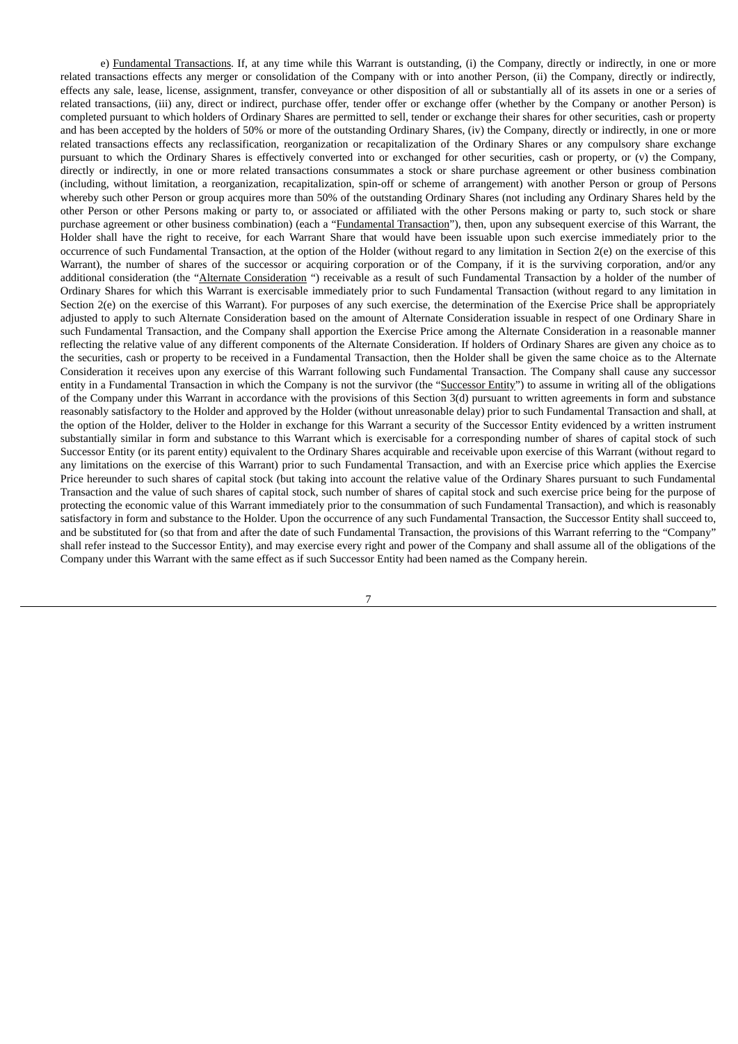e) Fundamental Transactions. If, at any time while this Warrant is outstanding, (i) the Company, directly or indirectly, in one or more related transactions effects any merger or consolidation of the Company with or into another Person, (ii) the Company, directly or indirectly, effects any sale, lease, license, assignment, transfer, conveyance or other disposition of all or substantially all of its assets in one or a series of related transactions, (iii) any, direct or indirect, purchase offer, tender offer or exchange offer (whether by the Company or another Person) is completed pursuant to which holders of Ordinary Shares are permitted to sell, tender or exchange their shares for other securities, cash or property and has been accepted by the holders of 50% or more of the outstanding Ordinary Shares, (iv) the Company, directly or indirectly, in one or more related transactions effects any reclassification, reorganization or recapitalization of the Ordinary Shares or any compulsory share exchange pursuant to which the Ordinary Shares is effectively converted into or exchanged for other securities, cash or property, or (v) the Company, directly or indirectly, in one or more related transactions consummates a stock or share purchase agreement or other business combination (including, without limitation, a reorganization, recapitalization, spin-off or scheme of arrangement) with another Person or group of Persons whereby such other Person or group acquires more than 50% of the outstanding Ordinary Shares (not including any Ordinary Shares held by the other Person or other Persons making or party to, or associated or affiliated with the other Persons making or party to, such stock or share purchase agreement or other business combination) (each a "Fundamental Transaction"), then, upon any subsequent exercise of this Warrant, the Holder shall have the right to receive, for each Warrant Share that would have been issuable upon such exercise immediately prior to the occurrence of such Fundamental Transaction, at the option of the Holder (without regard to any limitation in Section 2(e) on the exercise of this Warrant), the number of shares of the successor or acquiring corporation or of the Company, if it is the surviving corporation, and/or any additional consideration (the "Alternate Consideration ") receivable as a result of such Fundamental Transaction by a holder of the number of Ordinary Shares for which this Warrant is exercisable immediately prior to such Fundamental Transaction (without regard to any limitation in Section 2(e) on the exercise of this Warrant). For purposes of any such exercise, the determination of the Exercise Price shall be appropriately adjusted to apply to such Alternate Consideration based on the amount of Alternate Consideration issuable in respect of one Ordinary Share in such Fundamental Transaction, and the Company shall apportion the Exercise Price among the Alternate Consideration in a reasonable manner reflecting the relative value of any different components of the Alternate Consideration. If holders of Ordinary Shares are given any choice as to the securities, cash or property to be received in a Fundamental Transaction, then the Holder shall be given the same choice as to the Alternate Consideration it receives upon any exercise of this Warrant following such Fundamental Transaction. The Company shall cause any successor entity in a Fundamental Transaction in which the Company is not the survivor (the "Successor Entity") to assume in writing all of the obligations of the Company under this Warrant in accordance with the provisions of this Section 3(d) pursuant to written agreements in form and substance reasonably satisfactory to the Holder and approved by the Holder (without unreasonable delay) prior to such Fundamental Transaction and shall, at the option of the Holder, deliver to the Holder in exchange for this Warrant a security of the Successor Entity evidenced by a written instrument substantially similar in form and substance to this Warrant which is exercisable for a corresponding number of shares of capital stock of such Successor Entity (or its parent entity) equivalent to the Ordinary Shares acquirable and receivable upon exercise of this Warrant (without regard to any limitations on the exercise of this Warrant) prior to such Fundamental Transaction, and with an Exercise price which applies the Exercise Price hereunder to such shares of capital stock (but taking into account the relative value of the Ordinary Shares pursuant to such Fundamental Transaction and the value of such shares of capital stock, such number of shares of capital stock and such exercise price being for the purpose of protecting the economic value of this Warrant immediately prior to the consummation of such Fundamental Transaction), and which is reasonably satisfactory in form and substance to the Holder. Upon the occurrence of any such Fundamental Transaction, the Successor Entity shall succeed to, and be substituted for (so that from and after the date of such Fundamental Transaction, the provisions of this Warrant referring to the "Company" shall refer instead to the Successor Entity), and may exercise every right and power of the Company and shall assume all of the obligations of the Company under this Warrant with the same effect as if such Successor Entity had been named as the Company herein.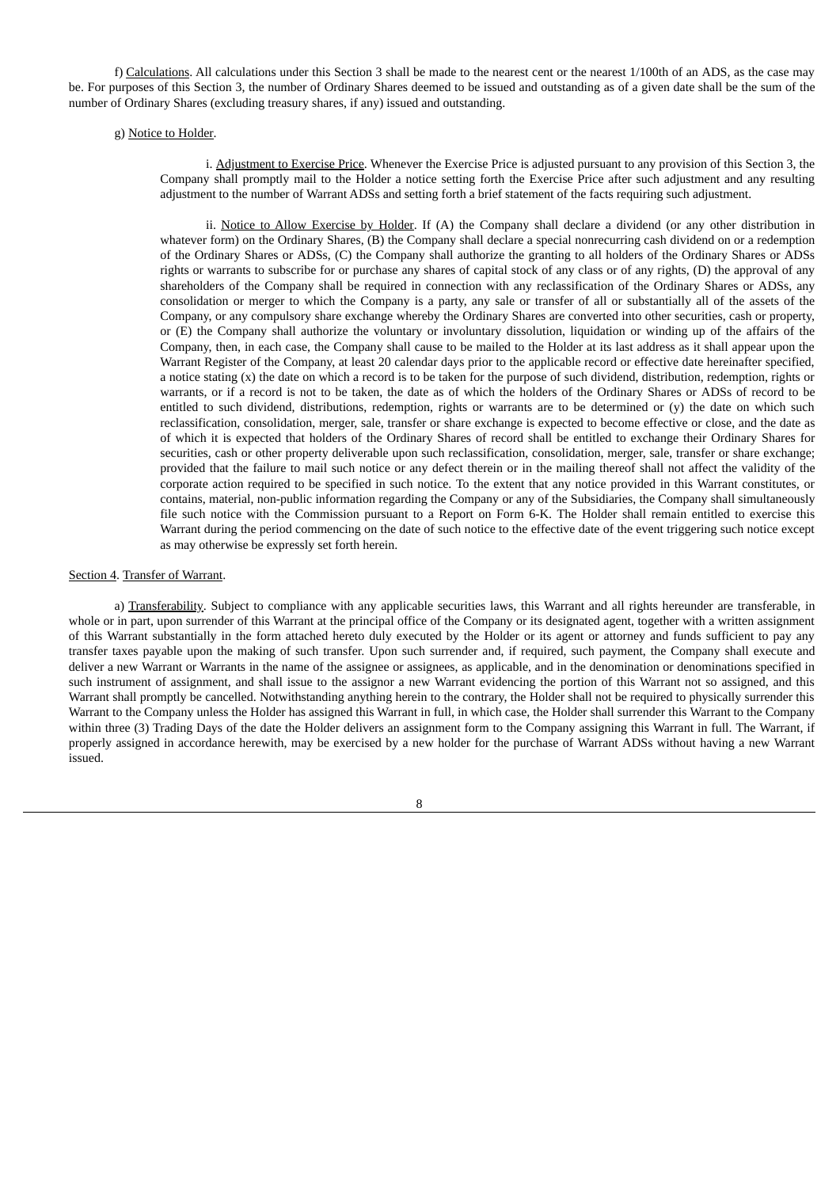f) Calculations. All calculations under this Section 3 shall be made to the nearest cent or the nearest 1/100th of an ADS, as the case may be. For purposes of this Section 3, the number of Ordinary Shares deemed to be issued and outstanding as of a given date shall be the sum of the number of Ordinary Shares (excluding treasury shares, if any) issued and outstanding.

g) Notice to Holder.

i. Adjustment to Exercise Price. Whenever the Exercise Price is adjusted pursuant to any provision of this Section 3, the Company shall promptly mail to the Holder a notice setting forth the Exercise Price after such adjustment and any resulting adjustment to the number of Warrant ADSs and setting forth a brief statement of the facts requiring such adjustment.

ii. Notice to Allow Exercise by Holder. If (A) the Company shall declare a dividend (or any other distribution in whatever form) on the Ordinary Shares, (B) the Company shall declare a special nonrecurring cash dividend on or a redemption of the Ordinary Shares or ADSs, (C) the Company shall authorize the granting to all holders of the Ordinary Shares or ADSs rights or warrants to subscribe for or purchase any shares of capital stock of any class or of any rights, (D) the approval of any shareholders of the Company shall be required in connection with any reclassification of the Ordinary Shares or ADSs, any consolidation or merger to which the Company is a party, any sale or transfer of all or substantially all of the assets of the Company, or any compulsory share exchange whereby the Ordinary Shares are converted into other securities, cash or property, or (E) the Company shall authorize the voluntary or involuntary dissolution, liquidation or winding up of the affairs of the Company, then, in each case, the Company shall cause to be mailed to the Holder at its last address as it shall appear upon the Warrant Register of the Company, at least 20 calendar days prior to the applicable record or effective date hereinafter specified, a notice stating (x) the date on which a record is to be taken for the purpose of such dividend, distribution, redemption, rights or warrants, or if a record is not to be taken, the date as of which the holders of the Ordinary Shares or ADSs of record to be entitled to such dividend, distributions, redemption, rights or warrants are to be determined or (y) the date on which such reclassification, consolidation, merger, sale, transfer or share exchange is expected to become effective or close, and the date as of which it is expected that holders of the Ordinary Shares of record shall be entitled to exchange their Ordinary Shares for securities, cash or other property deliverable upon such reclassification, consolidation, merger, sale, transfer or share exchange; provided that the failure to mail such notice or any defect therein or in the mailing thereof shall not affect the validity of the corporate action required to be specified in such notice. To the extent that any notice provided in this Warrant constitutes, or contains, material, non-public information regarding the Company or any of the Subsidiaries, the Company shall simultaneously file such notice with the Commission pursuant to a Report on Form 6-K. The Holder shall remain entitled to exercise this Warrant during the period commencing on the date of such notice to the effective date of the event triggering such notice except as may otherwise be expressly set forth herein.

Section 4. Transfer of Warrant.

a) Transferability. Subject to compliance with any applicable securities laws, this Warrant and all rights hereunder are transferable, in whole or in part, upon surrender of this Warrant at the principal office of the Company or its designated agent, together with a written assignment of this Warrant substantially in the form attached hereto duly executed by the Holder or its agent or attorney and funds sufficient to pay any transfer taxes payable upon the making of such transfer. Upon such surrender and, if required, such payment, the Company shall execute and deliver a new Warrant or Warrants in the name of the assignee or assignees, as applicable, and in the denomination or denominations specified in such instrument of assignment, and shall issue to the assignor a new Warrant evidencing the portion of this Warrant not so assigned, and this Warrant shall promptly be cancelled. Notwithstanding anything herein to the contrary, the Holder shall not be required to physically surrender this Warrant to the Company unless the Holder has assigned this Warrant in full, in which case, the Holder shall surrender this Warrant to the Company within three (3) Trading Days of the date the Holder delivers an assignment form to the Company assigning this Warrant in full. The Warrant, if properly assigned in accordance herewith, may be exercised by a new holder for the purchase of Warrant ADSs without having a new Warrant issued.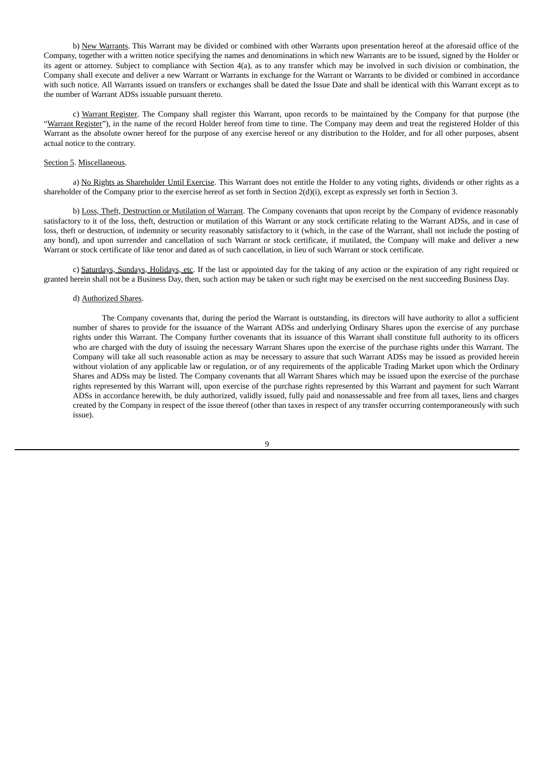b) New Warrants. This Warrant may be divided or combined with other Warrants upon presentation hereof at the aforesaid office of the Company, together with a written notice specifying the names and denominations in which new Warrants are to be issued, signed by the Holder or its agent or attorney. Subject to compliance with Section 4(a), as to any transfer which may be involved in such division or combination, the Company shall execute and deliver a new Warrant or Warrants in exchange for the Warrant or Warrants to be divided or combined in accordance with such notice. All Warrants issued on transfers or exchanges shall be dated the Issue Date and shall be identical with this Warrant except as to the number of Warrant ADSs issuable pursuant thereto.

c) Warrant Register. The Company shall register this Warrant, upon records to be maintained by the Company for that purpose (the "Warrant Register"), in the name of the record Holder hereof from time to time. The Company may deem and treat the registered Holder of this Warrant as the absolute owner hereof for the purpose of any exercise hereof or any distribution to the Holder, and for all other purposes, absent actual notice to the contrary.

Section 5. Miscellaneous.

a) No Rights as Shareholder Until Exercise. This Warrant does not entitle the Holder to any voting rights, dividends or other rights as a shareholder of the Company prior to the exercise hereof as set forth in Section 2(d)(i), except as expressly set forth in Section 3.

b) Loss, Theft, Destruction or Mutilation of Warrant. The Company covenants that upon receipt by the Company of evidence reasonably satisfactory to it of the loss, theft, destruction or mutilation of this Warrant or any stock certificate relating to the Warrant ADSs, and in case of loss, theft or destruction, of indemnity or security reasonably satisfactory to it (which, in the case of the Warrant, shall not include the posting of any bond), and upon surrender and cancellation of such Warrant or stock certificate, if mutilated, the Company will make and deliver a new Warrant or stock certificate of like tenor and dated as of such cancellation, in lieu of such Warrant or stock certificate.

c) Saturdays, Sundays, Holidays, etc. If the last or appointed day for the taking of any action or the expiration of any right required or granted herein shall not be a Business Day, then, such action may be taken or such right may be exercised on the next succeeding Business Day.

d) Authorized Shares.

The Company covenants that, during the period the Warrant is outstanding, its directors will have authority to allot a sufficient number of shares to provide for the issuance of the Warrant ADSs and underlying Ordinary Shares upon the exercise of any purchase rights under this Warrant. The Company further covenants that its issuance of this Warrant shall constitute full authority to its officers who are charged with the duty of issuing the necessary Warrant Shares upon the exercise of the purchase rights under this Warrant. The Company will take all such reasonable action as may be necessary to assure that such Warrant ADSs may be issued as provided herein without violation of any applicable law or regulation, or of any requirements of the applicable Trading Market upon which the Ordinary Shares and ADSs may be listed. The Company covenants that all Warrant Shares which may be issued upon the exercise of the purchase rights represented by this Warrant will, upon exercise of the purchase rights represented by this Warrant and payment for such Warrant ADSs in accordance herewith, be duly authorized, validly issued, fully paid and nonassessable and free from all taxes, liens and charges created by the Company in respect of the issue thereof (other than taxes in respect of any transfer occurring contemporaneously with such issue).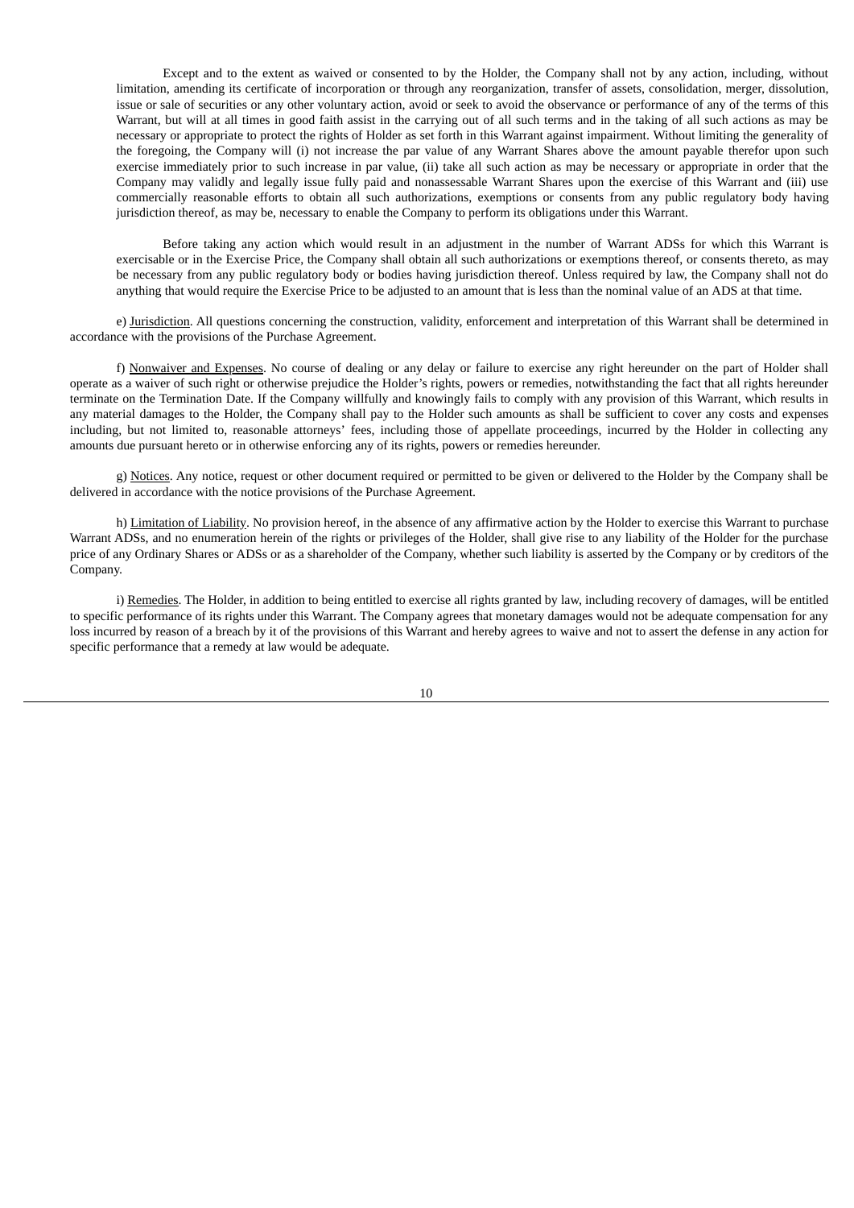Except and to the extent as waived or consented to by the Holder, the Company shall not by any action, including, without limitation, amending its certificate of incorporation or through any reorganization, transfer of assets, consolidation, merger, dissolution, issue or sale of securities or any other voluntary action, avoid or seek to avoid the observance or performance of any of the terms of this Warrant, but will at all times in good faith assist in the carrying out of all such terms and in the taking of all such actions as may be necessary or appropriate to protect the rights of Holder as set forth in this Warrant against impairment. Without limiting the generality of the foregoing, the Company will (i) not increase the par value of any Warrant Shares above the amount payable therefor upon such exercise immediately prior to such increase in par value, (ii) take all such action as may be necessary or appropriate in order that the Company may validly and legally issue fully paid and nonassessable Warrant Shares upon the exercise of this Warrant and (iii) use commercially reasonable efforts to obtain all such authorizations, exemptions or consents from any public regulatory body having jurisdiction thereof, as may be, necessary to enable the Company to perform its obligations under this Warrant.

Before taking any action which would result in an adjustment in the number of Warrant ADSs for which this Warrant is exercisable or in the Exercise Price, the Company shall obtain all such authorizations or exemptions thereof, or consents thereto, as may be necessary from any public regulatory body or bodies having jurisdiction thereof. Unless required by law, the Company shall not do anything that would require the Exercise Price to be adjusted to an amount that is less than the nominal value of an ADS at that time.

e) Jurisdiction. All questions concerning the construction, validity, enforcement and interpretation of this Warrant shall be determined in accordance with the provisions of the Purchase Agreement.

f) Nonwaiver and Expenses. No course of dealing or any delay or failure to exercise any right hereunder on the part of Holder shall operate as a waiver of such right or otherwise prejudice the Holder's rights, powers or remedies, notwithstanding the fact that all rights hereunder terminate on the Termination Date. If the Company willfully and knowingly fails to comply with any provision of this Warrant, which results in any material damages to the Holder, the Company shall pay to the Holder such amounts as shall be sufficient to cover any costs and expenses including, but not limited to, reasonable attorneys' fees, including those of appellate proceedings, incurred by the Holder in collecting any amounts due pursuant hereto or in otherwise enforcing any of its rights, powers or remedies hereunder.

g) Notices. Any notice, request or other document required or permitted to be given or delivered to the Holder by the Company shall be delivered in accordance with the notice provisions of the Purchase Agreement.

h) Limitation of Liability. No provision hereof, in the absence of any affirmative action by the Holder to exercise this Warrant to purchase Warrant ADSs, and no enumeration herein of the rights or privileges of the Holder, shall give rise to any liability of the Holder for the purchase price of any Ordinary Shares or ADSs or as a shareholder of the Company, whether such liability is asserted by the Company or by creditors of the Company.

i) Remedies. The Holder, in addition to being entitled to exercise all rights granted by law, including recovery of damages, will be entitled to specific performance of its rights under this Warrant. The Company agrees that monetary damages would not be adequate compensation for any loss incurred by reason of a breach by it of the provisions of this Warrant and hereby agrees to waive and not to assert the defense in any action for specific performance that a remedy at law would be adequate.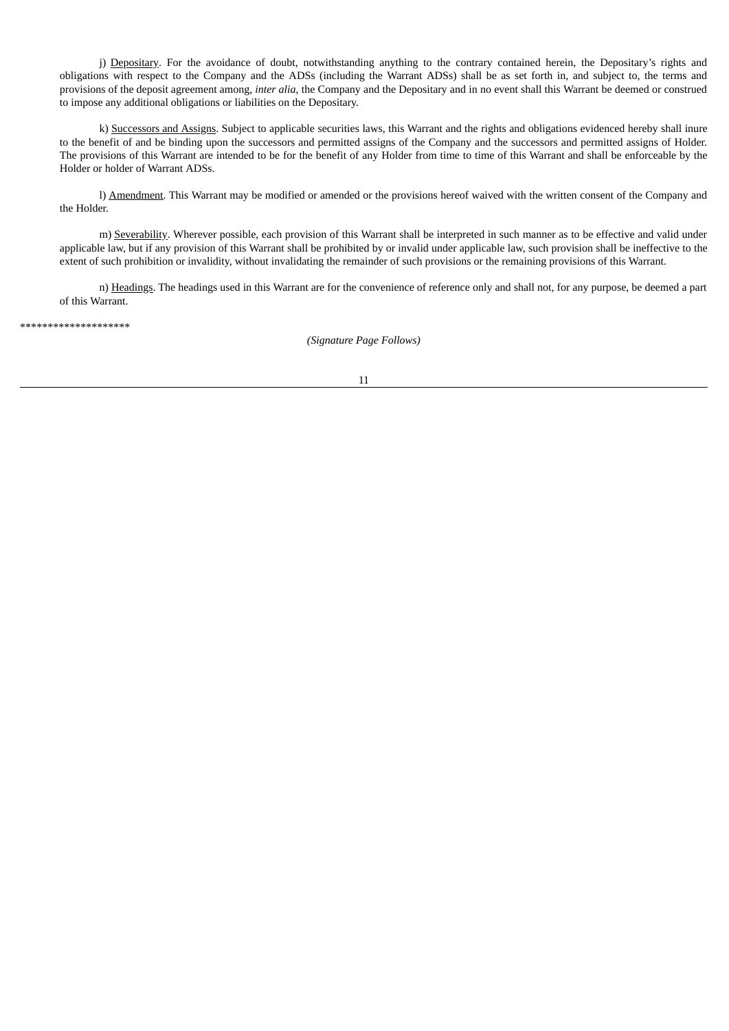j) Depositary. For the avoidance of doubt, notwithstanding anything to the contrary contained herein, the Depositary's rights and obligations with respect to the Company and the ADSs (including the Warrant ADSs) shall be as set forth in, and subject to, the terms and provisions of the deposit agreement among, *inter alia*, the Company and the Depositary and in no event shall this Warrant be deemed or construed to impose any additional obligations or liabilities on the Depositary.

k) Successors and Assigns. Subject to applicable securities laws, this Warrant and the rights and obligations evidenced hereby shall inure to the benefit of and be binding upon the successors and permitted assigns of the Company and the successors and permitted assigns of Holder. The provisions of this Warrant are intended to be for the benefit of any Holder from time to time of this Warrant and shall be enforceable by the Holder or holder of Warrant ADSs.

l) Amendment. This Warrant may be modified or amended or the provisions hereof waived with the written consent of the Company and the Holder.

m) Severability. Wherever possible, each provision of this Warrant shall be interpreted in such manner as to be effective and valid under applicable law, but if any provision of this Warrant shall be prohibited by or invalid under applicable law, such provision shall be ineffective to the extent of such prohibition or invalidity, without invalidating the remainder of such provisions or the remaining provisions of this Warrant.

n) Headings. The headings used in this Warrant are for the convenience of reference only and shall not, for any purpose, be deemed a part of this Warrant.

********************

*(Signature Page Follows)*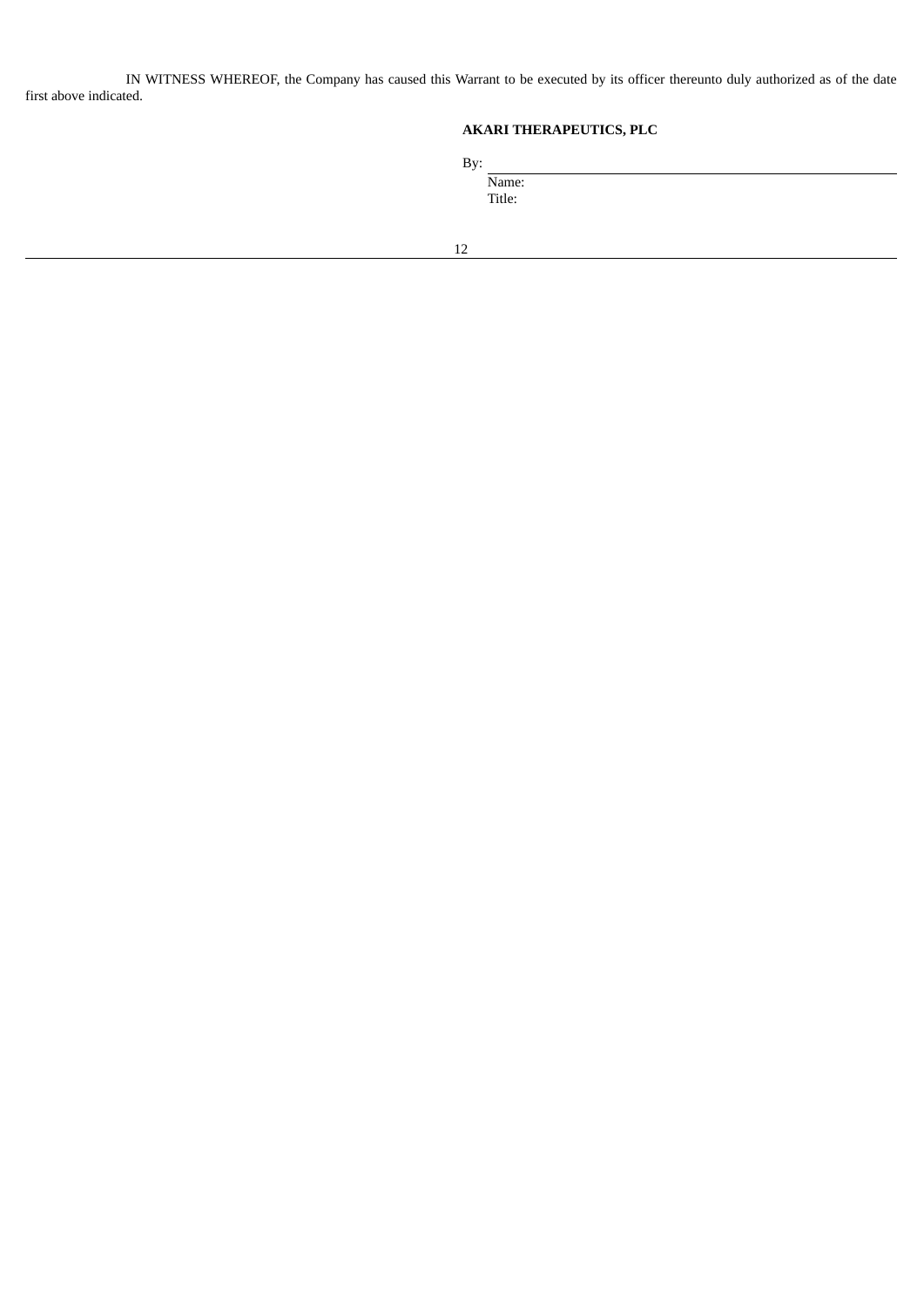IN WITNESS WHEREOF, the Company has caused this Warrant to be executed by its officer thereunto duly authorized as of the date first above indicated.

**AKARI THERAPEUTICS, PLC**

By: \_\_\_\_\_\_\_\_\_\_\_\_\_\_\_\_\_\_\_\_\_\_\_\_\_\_\_\_\_\_

Name:

Title: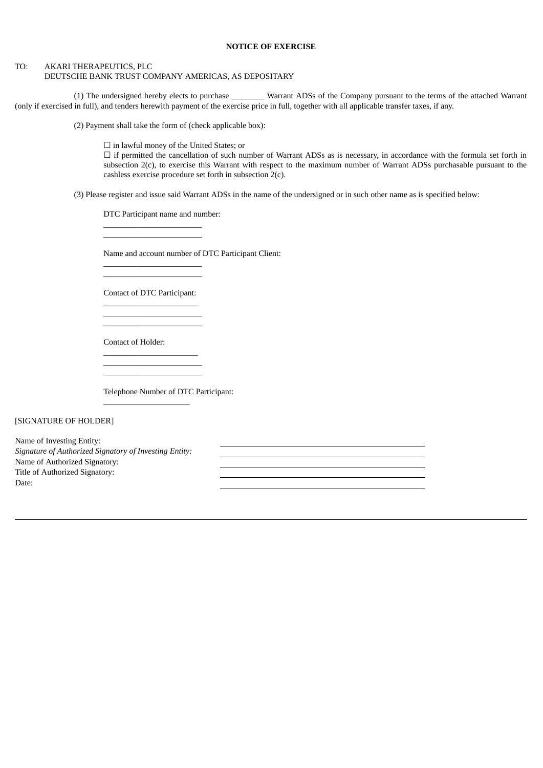**NOTICE OF EXERCISE**

TO: AKARI THERAPEUTICS, PLC
DEUTSCHE BANK TRUST COMPANY AMERICAS, AS DEPOSITARY

(1) The undersigned hereby elects to purchase ________ Warrant ADSs of the Company pursuant to the terms of the attached Warrant (only if exercised in full), and tenders herewith payment of the exercise price in full, together with all applicable transfer taxes, if any.

(2) Payment shall take the form of (check applicable box):

☐ in lawful money of the United States; or

☐ if permitted the cancellation of such number of Warrant ADSs as is necessary, in accordance with the formula set forth in subsection 2(c), to exercise this Warrant with respect to the maximum number of Warrant ADSs purchasable pursuant to the cashless exercise procedure set forth in subsection 2(c).

(3) Please register and issue said Warrant ADSs in the name of the undersigned or in such other name as is specified below:

DTC Participant name and number:

________________________

________________________

Name and account number of DTC Participant Client:

________________________

________________________

Contact of DTC Participant:

_______________________

________________________

________________________

Contact of Holder:

_______________________

________________________

________________________

Telephone Number of DTC Participant:

_____________________

[SIGNATURE OF HOLDER]

Name of Investing Entity: ________________________________________

*Signature of Authorized Signatory of Investing Entity:* ________________________________________

Name of Authorized Signatory: ________________________________________

Title of Authorized Signatory: ________________________________________

Date: ________________________________________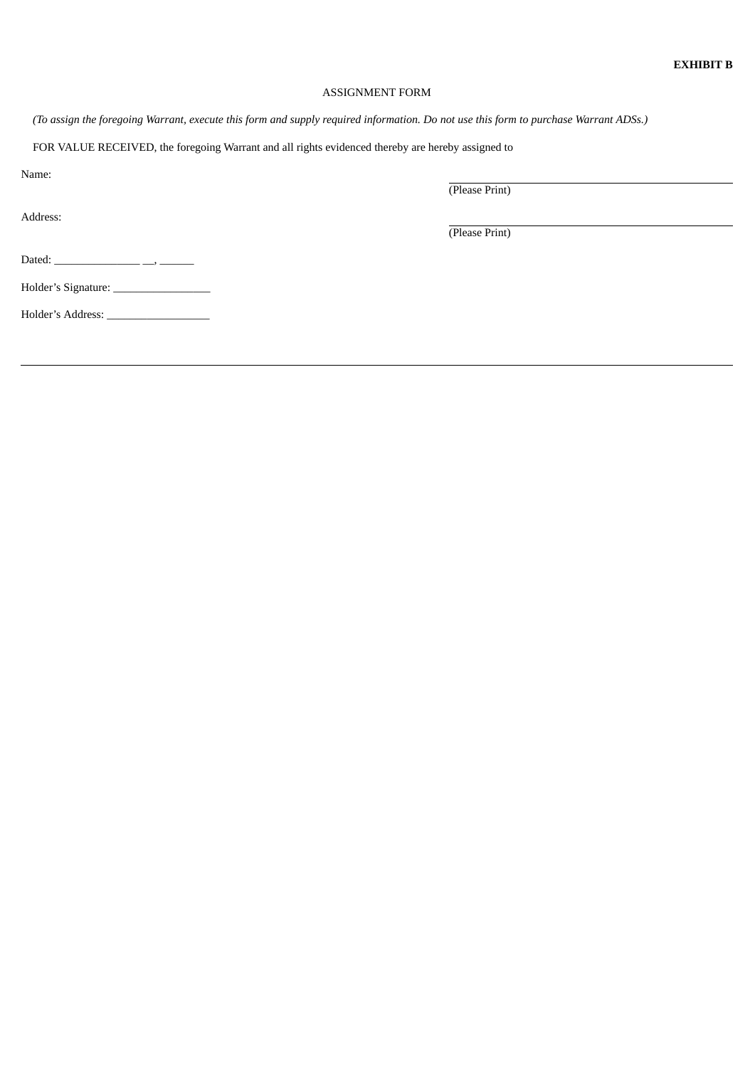**EXHIBIT B**

ASSIGNMENT FORM

*(To assign the foregoing Warrant, execute this form and supply required information. Do not use this form to purchase Warrant ADSs.)*

FOR VALUE RECEIVED, the foregoing Warrant and all rights evidenced thereby are hereby assigned to

Name: ______________________________________________
(Please Print)

Address: ______________________________________________
(Please Print)

Dated: _______________ __, ______

Holder's Signature: _________________

Holder's Address: __________________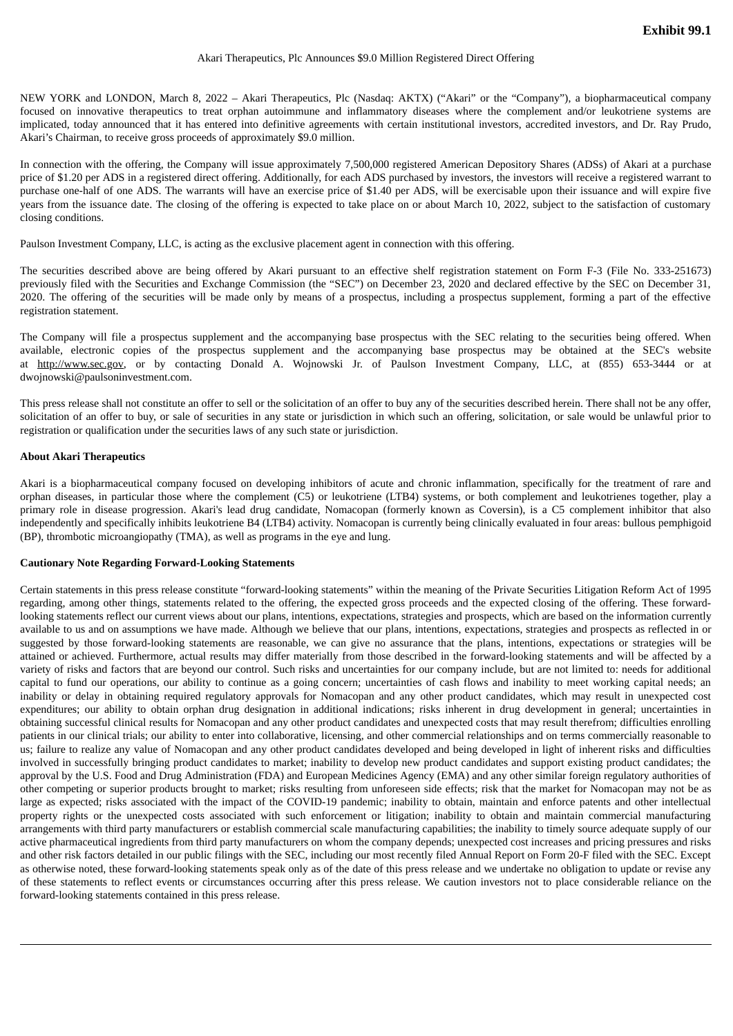**Exhibit 99.1**

Akari Therapeutics, Plc Announces $9.0 Million Registered Direct Offering

NEW YORK and LONDON, March 8, 2022 – Akari Therapeutics, Plc (Nasdaq: AKTX) ("Akari" or the "Company"), a biopharmaceutical company focused on innovative therapeutics to treat orphan autoimmune and inflammatory diseases where the complement and/or leukotriene systems are implicated, today announced that it has entered into definitive agreements with certain institutional investors, accredited investors, and Dr. Ray Prudo, Akari's Chairman, to receive gross proceeds of approximately $9.0 million.

In connection with the offering, the Company will issue approximately 7,500,000 registered American Depository Shares (ADSs) of Akari at a purchase price of $1.20 per ADS in a registered direct offering. Additionally, for each ADS purchased by investors, the investors will receive a registered warrant to purchase one-half of one ADS. The warrants will have an exercise price of $1.40 per ADS, will be exercisable upon their issuance and will expire five years from the issuance date. The closing of the offering is expected to take place on or about March 10, 2022, subject to the satisfaction of customary closing conditions.

Paulson Investment Company, LLC, is acting as the exclusive placement agent in connection with this offering.

The securities described above are being offered by Akari pursuant to an effective shelf registration statement on Form F-3 (File No. 333-251673) previously filed with the Securities and Exchange Commission (the "SEC") on December 23, 2020 and declared effective by the SEC on December 31, 2020. The offering of the securities will be made only by means of a prospectus, including a prospectus supplement, forming a part of the effective registration statement.

The Company will file a prospectus supplement and the accompanying base prospectus with the SEC relating to the securities being offered. When available, electronic copies of the prospectus supplement and the accompanying base prospectus may be obtained at the SEC's website at http://www.sec.gov, or by contacting Donald A. Wojnowski Jr. of Paulson Investment Company, LLC, at (855) 653-3444 or at dwojnowski@paulsoninvestment.com.

This press release shall not constitute an offer to sell or the solicitation of an offer to buy any of the securities described herein. There shall not be any offer, solicitation of an offer to buy, or sale of securities in any state or jurisdiction in which such an offering, solicitation, or sale would be unlawful prior to registration or qualification under the securities laws of any such state or jurisdiction.

**About Akari Therapeutics**

Akari is a biopharmaceutical company focused on developing inhibitors of acute and chronic inflammation, specifically for the treatment of rare and orphan diseases, in particular those where the complement (C5) or leukotriene (LTB4) systems, or both complement and leukotrienes together, play a primary role in disease progression. Akari's lead drug candidate, Nomacopan (formerly known as Coversin), is a C5 complement inhibitor that also independently and specifically inhibits leukotriene B4 (LTB4) activity. Nomacopan is currently being clinically evaluated in four areas: bullous pemphigoid (BP), thrombotic microangiopathy (TMA), as well as programs in the eye and lung.

**Cautionary Note Regarding Forward-Looking Statements**

Certain statements in this press release constitute "forward-looking statements" within the meaning of the Private Securities Litigation Reform Act of 1995 regarding, among other things, statements related to the offering, the expected gross proceeds and the expected closing of the offering. These forward-looking statements reflect our current views about our plans, intentions, expectations, strategies and prospects, which are based on the information currently available to us and on assumptions we have made. Although we believe that our plans, intentions, expectations, strategies and prospects as reflected in or suggested by those forward-looking statements are reasonable, we can give no assurance that the plans, intentions, expectations or strategies will be attained or achieved. Furthermore, actual results may differ materially from those described in the forward-looking statements and will be affected by a variety of risks and factors that are beyond our control. Such risks and uncertainties for our company include, but are not limited to: needs for additional capital to fund our operations, our ability to continue as a going concern; uncertainties of cash flows and inability to meet working capital needs; an inability or delay in obtaining required regulatory approvals for Nomacopan and any other product candidates, which may result in unexpected cost expenditures; our ability to obtain orphan drug designation in additional indications; risks inherent in drug development in general; uncertainties in obtaining successful clinical results for Nomacopan and any other product candidates and unexpected costs that may result therefrom; difficulties enrolling patients in our clinical trials; our ability to enter into collaborative, licensing, and other commercial relationships and on terms commercially reasonable to us; failure to realize any value of Nomacopan and any other product candidates developed and being developed in light of inherent risks and difficulties involved in successfully bringing product candidates to market; inability to develop new product candidates and support existing product candidates; the approval by the U.S. Food and Drug Administration (FDA) and European Medicines Agency (EMA) and any other similar foreign regulatory authorities of other competing or superior products brought to market; risks resulting from unforeseen side effects; risk that the market for Nomacopan may not be as large as expected; risks associated with the impact of the COVID-19 pandemic; inability to obtain, maintain and enforce patents and other intellectual property rights or the unexpected costs associated with such enforcement or litigation; inability to obtain and maintain commercial manufacturing arrangements with third party manufacturers or establish commercial scale manufacturing capabilities; the inability to timely source adequate supply of our active pharmaceutical ingredients from third party manufacturers on whom the company depends; unexpected cost increases and pricing pressures and risks and other risk factors detailed in our public filings with the SEC, including our most recently filed Annual Report on Form 20-F filed with the SEC. Except as otherwise noted, these forward-looking statements speak only as of the date of this press release and we undertake no obligation to update or revise any of these statements to reflect events or circumstances occurring after this press release. We caution investors not to place considerable reliance on the forward-looking statements contained in this press release.